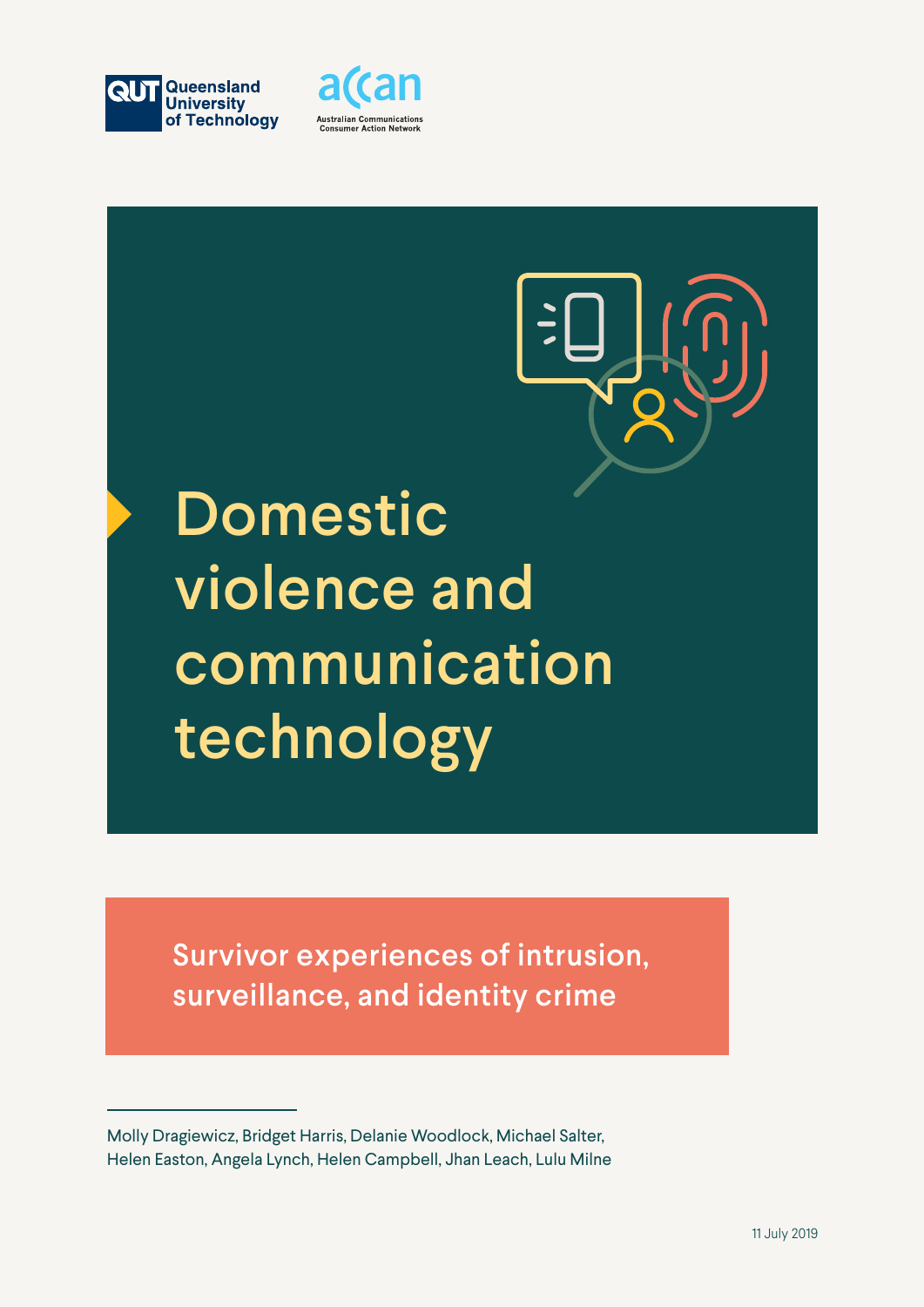Queensland University of Technology

accan Australian Communications Consumer Action Network

# Domestic violence and communication technology

## Survivor experiences of intrusion, surveillance, and identity crime

Molly Dragiewicz, Bridget Harris, Delanie Woodlock, Michael Salter, Helen Easton, Angela Lynch, Helen Campbell, Jhan Leach, Lulu Milne

11 July 2019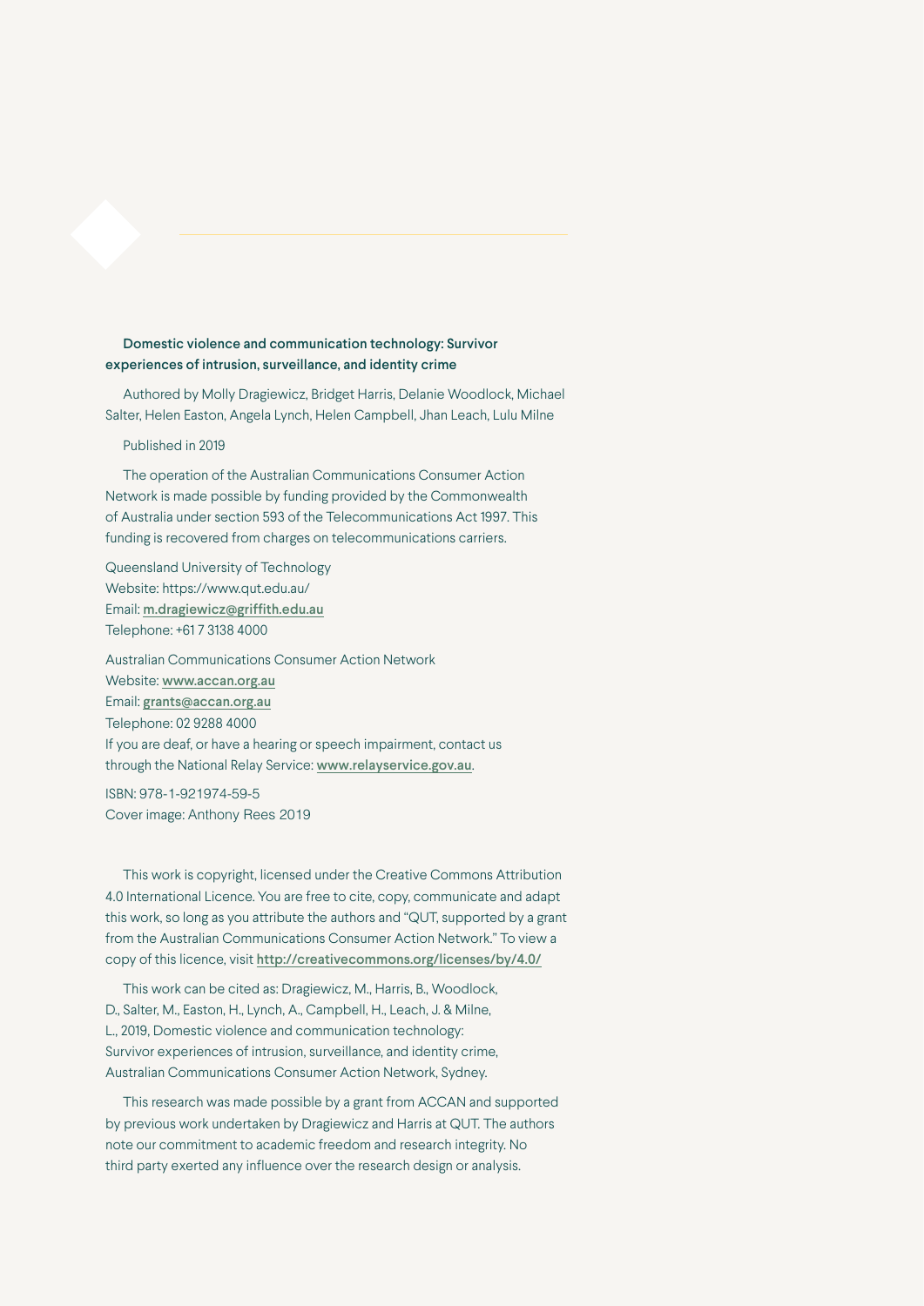**Domestic violence and communication technology: Survivor experiences of intrusion, surveillance, and identity crime**

Authored by Molly Dragiewicz, Bridget Harris, Delanie Woodlock, Michael Salter, Helen Easton, Angela Lynch, Helen Campbell, Jhan Leach, Lulu Milne

Published in 2019

The operation of the Australian Communications Consumer Action Network is made possible by funding provided by the Commonwealth of Australia under section 593 of the Telecommunications Act 1997. This funding is recovered from charges on telecommunications carriers.

Queensland University of Technology
Website: https://www.qut.edu.au/
Email: m.dragiewicz@griffith.edu.au
Telephone: +61 7 3138 4000

Australian Communications Consumer Action Network
Website: www.accan.org.au
Email: grants@accan.org.au
Telephone: 02 9288 4000
If you are deaf, or have a hearing or speech impairment, contact us through the National Relay Service: www.relayservice.gov.au.

ISBN: 978-1-921974-59-5
Cover image: Anthony Rees 2019

This work is copyright, licensed under the Creative Commons Attribution 4.0 International Licence. You are free to cite, copy, communicate and adapt this work, so long as you attribute the authors and "QUT, supported by a grant from the Australian Communications Consumer Action Network." To view a copy of this licence, visit http://creativecommons.org/licenses/by/4.0/

This work can be cited as: Dragiewicz, M., Harris, B., Woodlock, D., Salter, M., Easton, H., Lynch, A., Campbell, H., Leach, J. & Milne, L., 2019, Domestic violence and communication technology: Survivor experiences of intrusion, surveillance, and identity crime, Australian Communications Consumer Action Network, Sydney.

This research was made possible by a grant from ACCAN and supported by previous work undertaken by Dragiewicz and Harris at QUT. The authors note our commitment to academic freedom and research integrity. No third party exerted any influence over the research design or analysis.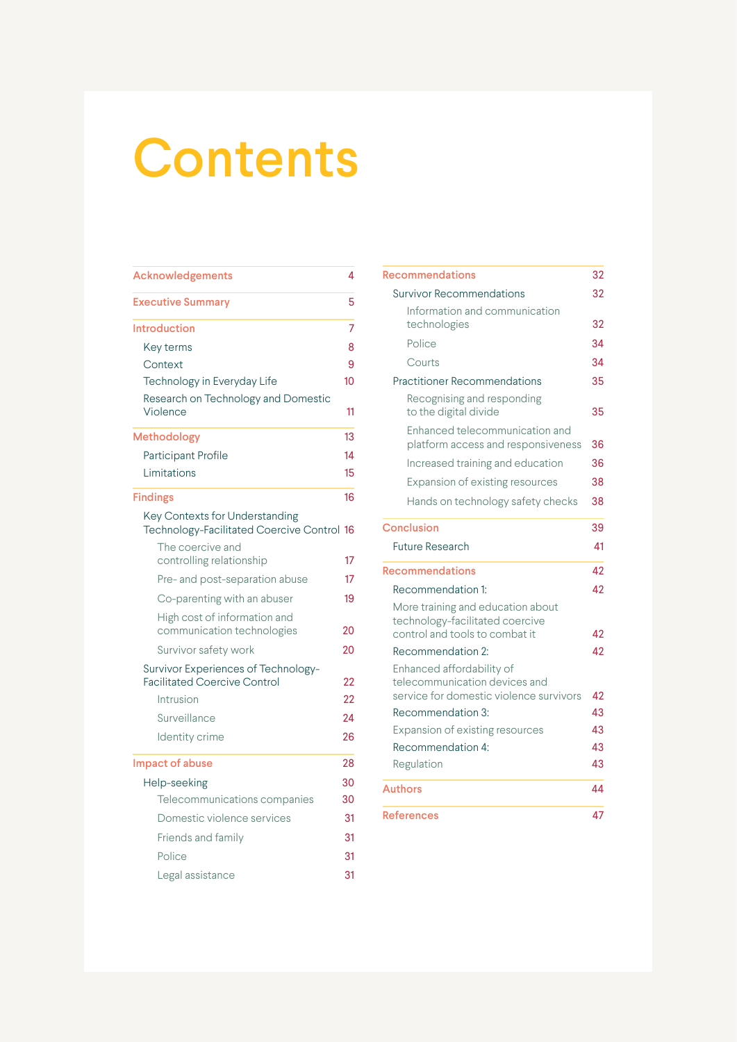# Contents

| | |
|---|---|
| **Acknowledgements** | 4 |
| **Executive Summary** | 5 |
| **Introduction** | 7 |
| Key terms | 8 |
| Context | 9 |
| Technology in Everyday Life | 10 |
| Research on Technology and Domestic Violence | 11 |
| **Methodology** | 13 |
| Participant Profile | 14 |
| Limitations | 15 |
| **Findings** | 16 |
| Key Contexts for Understanding Technology-Facilitated Coercive Control | 16 |
| The coercive and controlling relationship | 17 |
| Pre- and post-separation abuse | 17 |
| Co-parenting with an abuser | 19 |
| High cost of information and communication technologies | 20 |
| Survivor safety work | 20 |
| Survivor Experiences of Technology-Facilitated Coercive Control | 22 |
| Intrusion | 22 |
| Surveillance | 24 |
| Identity crime | 26 |
| **Impact of abuse** | 28 |
| Help-seeking | 30 |
| Telecommunications companies | 30 |
| Domestic violence services | 31 |
| Friends and family | 31 |
| Police | 31 |
| Legal assistance | 31 |
| **Recommendations** | 32 |
| Survivor Recommendations | 32 |
| Information and communication technologies | 32 |
| Police | 34 |
| Courts | 34 |
| Practitioner Recommendations | 35 |
| Recognising and responding to the digital divide | 35 |
| Enhanced telecommunication and platform access and responsiveness | 36 |
| Increased training and education | 36 |
| Expansion of existing resources | 38 |
| Hands on technology safety checks | 38 |
| **Conclusion** | 39 |
| Future Research | 41 |
| **Recommendations** | 42 |
| Recommendation 1: | 42 |
| More training and education about technology-facilitated coercive control and tools to combat it | 42 |
| Recommendation 2: | 42 |
| Enhanced affordability of telecommunication devices and service for domestic violence survivors | 42 |
| Recommendation 3: | 43 |
| Expansion of existing resources | 43 |
| Recommendation 4: | 43 |
| Regulation | 43 |
| **Authors** | 44 |
| **References** | 47 |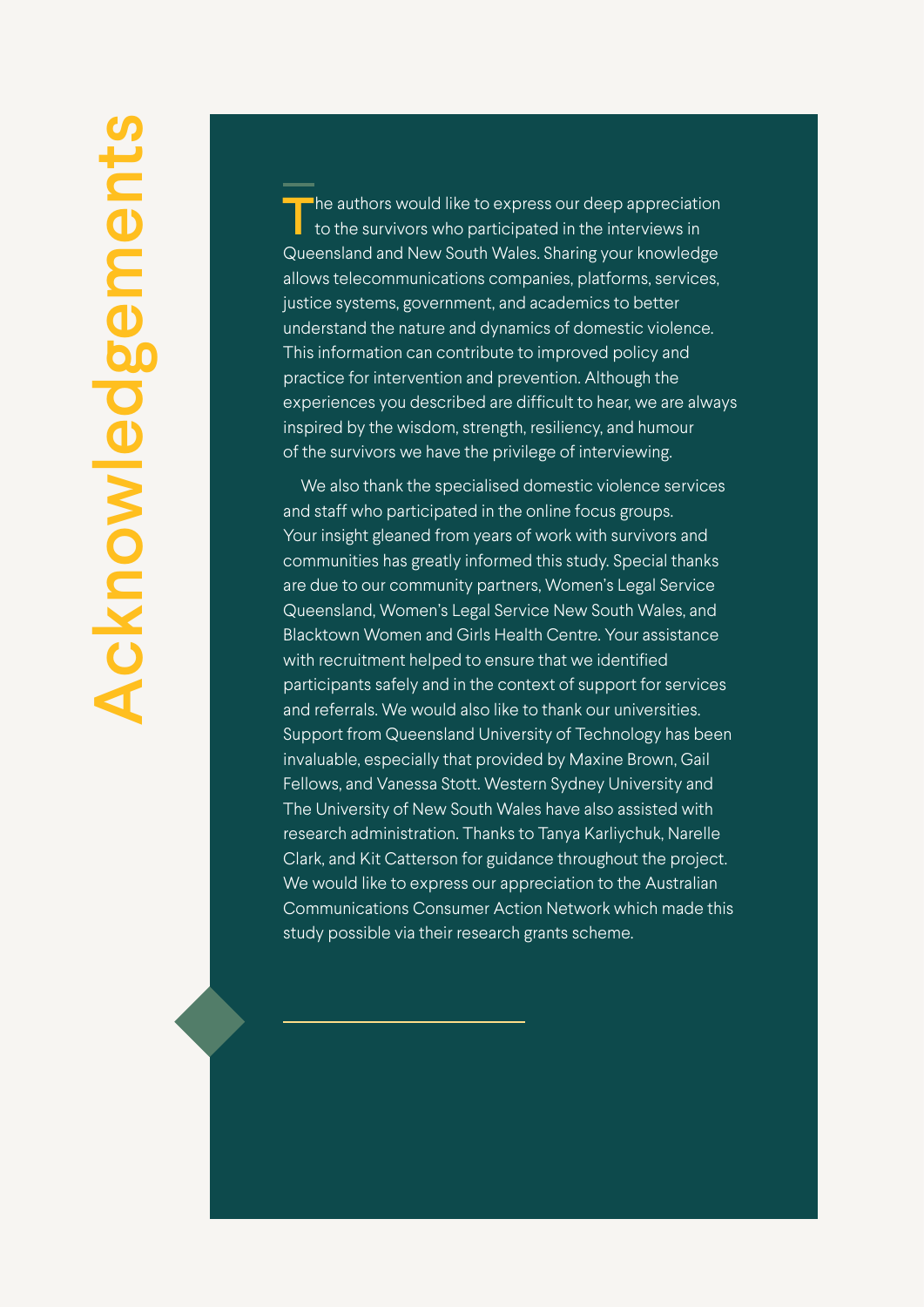# Acknowledgements

The authors would like to express our deep appreciation to the survivors who participated in the interviews in Queensland and New South Wales. Sharing your knowledge allows telecommunications companies, platforms, services, justice systems, government, and academics to better understand the nature and dynamics of domestic violence. This information can contribute to improved policy and practice for intervention and prevention. Although the experiences you described are difficult to hear, we are always inspired by the wisdom, strength, resiliency, and humour of the survivors we have the privilege of interviewing.

We also thank the specialised domestic violence services and staff who participated in the online focus groups. Your insight gleaned from years of work with survivors and communities has greatly informed this study. Special thanks are due to our community partners, Women's Legal Service Queensland, Women's Legal Service New South Wales, and Blacktown Women and Girls Health Centre. Your assistance with recruitment helped to ensure that we identified participants safely and in the context of support for services and referrals. We would also like to thank our universities. Support from Queensland University of Technology has been invaluable, especially that provided by Maxine Brown, Gail Fellows, and Vanessa Stott. Western Sydney University and The University of New South Wales have also assisted with research administration. Thanks to Tanya Karliychuk, Narelle Clark, and Kit Catterson for guidance throughout the project. We would like to express our appreciation to the Australian Communications Consumer Action Network which made this study possible via their research grants scheme.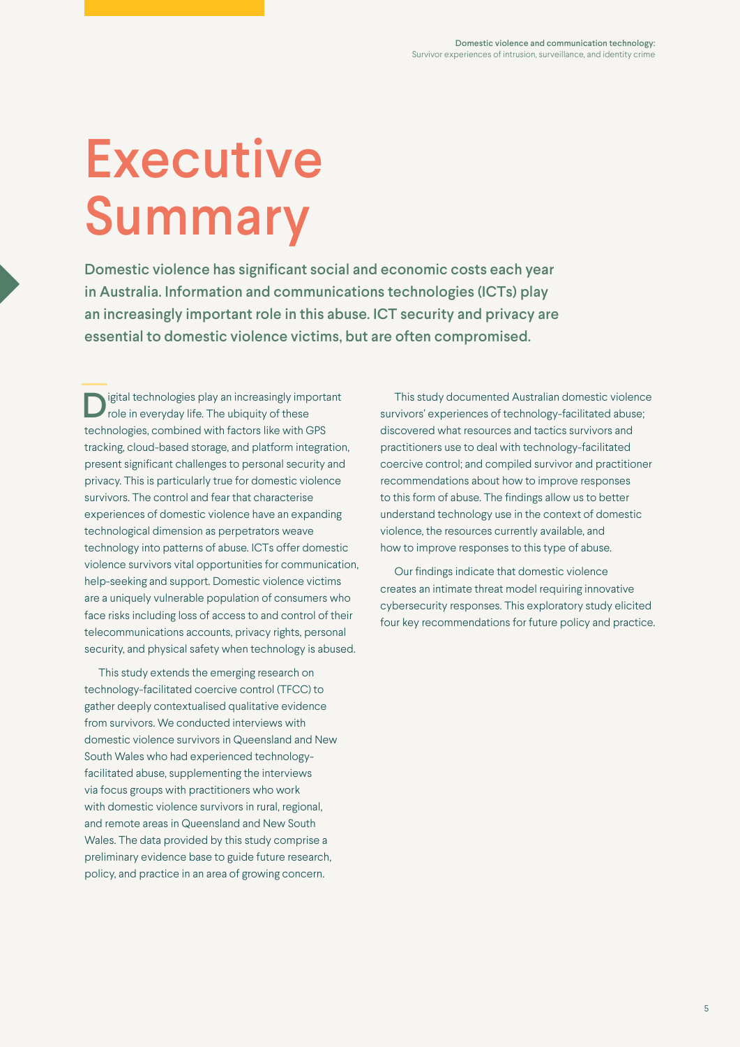# Executive Summary

**Domestic violence has significant social and economic costs each year in Australia. Information and communications technologies (ICTs) play an increasingly important role in this abuse. ICT security and privacy are essential to domestic violence victims, but are often compromised.**

Digital technologies play an increasingly important role in everyday life. The ubiquity of these technologies, combined with factors like with GPS tracking, cloud-based storage, and platform integration, present significant challenges to personal security and privacy. This is particularly true for domestic violence survivors. The control and fear that characterise experiences of domestic violence have an expanding technological dimension as perpetrators weave technology into patterns of abuse. ICTs offer domestic violence survivors vital opportunities for communication, help-seeking and support. Domestic violence victims are a uniquely vulnerable population of consumers who face risks including loss of access to and control of their telecommunications accounts, privacy rights, personal security, and physical safety when technology is abused.

This study extends the emerging research on technology-facilitated coercive control (TFCC) to gather deeply contextualised qualitative evidence from survivors. We conducted interviews with domestic violence survivors in Queensland and New South Wales who had experienced technology-facilitated abuse, supplementing the interviews via focus groups with practitioners who work with domestic violence survivors in rural, regional, and remote areas in Queensland and New South Wales. The data provided by this study comprise a preliminary evidence base to guide future research, policy, and practice in an area of growing concern.

This study documented Australian domestic violence survivors' experiences of technology-facilitated abuse; discovered what resources and tactics survivors and practitioners use to deal with technology-facilitated coercive control; and compiled survivor and practitioner recommendations about how to improve responses to this form of abuse. The findings allow us to better understand technology use in the context of domestic violence, the resources currently available, and how to improve responses to this type of abuse.

Our findings indicate that domestic violence creates an intimate threat model requiring innovative cybersecurity responses. This exploratory study elicited four key recommendations for future policy and practice.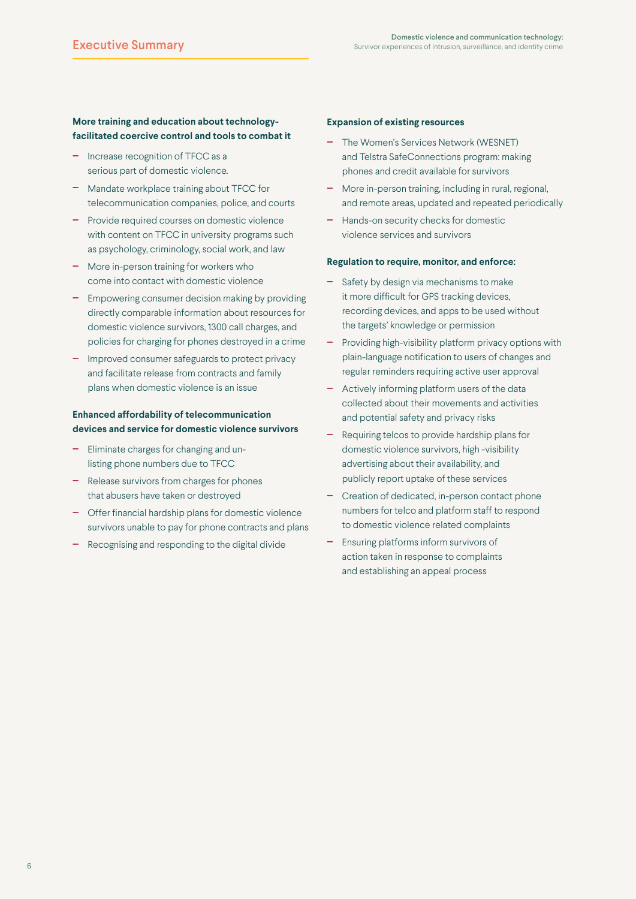#### More training and education about technology-facilitated coercive control and tools to combat it

- Increase recognition of TFCC as a serious part of domestic violence.
- Mandate workplace training about TFCC for telecommunication companies, police, and courts
- Provide required courses on domestic violence with content on TFCC in university programs such as psychology, criminology, social work, and law
- More in-person training for workers who come into contact with domestic violence
- Empowering consumer decision making by providing directly comparable information about resources for domestic violence survivors, 1300 call charges, and policies for charging for phones destroyed in a crime
- Improved consumer safeguards to protect privacy and facilitate release from contracts and family plans when domestic violence is an issue

#### Enhanced affordability of telecommunication devices and service for domestic violence survivors

- Eliminate charges for changing and un-listing phone numbers due to TFCC
- Release survivors from charges for phones that abusers have taken or destroyed
- Offer financial hardship plans for domestic violence survivors unable to pay for phone contracts and plans
- Recognising and responding to the digital divide

#### Expansion of existing resources

- The Women's Services Network (WESNET) and Telstra SafeConnections program: making phones and credit available for survivors
- More in-person training, including in rural, regional, and remote areas, updated and repeated periodically
- Hands-on security checks for domestic violence services and survivors

#### Regulation to require, monitor, and enforce:

- Safety by design via mechanisms to make it more difficult for GPS tracking devices, recording devices, and apps to be used without the targets' knowledge or permission
- Providing high-visibility platform privacy options with plain-language notification to users of changes and regular reminders requiring active user approval
- Actively informing platform users of the data collected about their movements and activities and potential safety and privacy risks
- Requiring telcos to provide hardship plans for domestic violence survivors, high -visibility advertising about their availability, and publicly report uptake of these services
- Creation of dedicated, in-person contact phone numbers for telco and platform staff to respond to domestic violence related complaints
- Ensuring platforms inform survivors of action taken in response to complaints and establishing an appeal process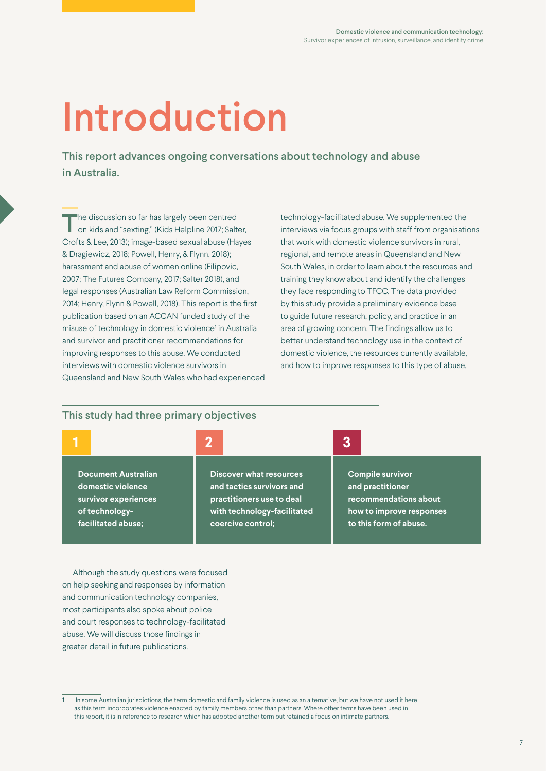# Introduction

**This report advances ongoing conversations about technology and abuse in Australia.**

The discussion so far has largely been centred on kids and "sexting," (Kids Helpline 2017; Salter, Crofts & Lee, 2013); image-based sexual abuse (Hayes & Dragiewicz, 2018; Powell, Henry, & Flynn, 2018); harassment and abuse of women online (Filipovic, 2007; The Futures Company, 2017; Salter 2018), and legal responses (Australian Law Reform Commission, 2014; Henry, Flynn & Powell, 2018). This report is the first publication based on an ACCAN funded study of the misuse of technology in domestic violence[1] in Australia and survivor and practitioner recommendations for improving responses to this abuse. We conducted interviews with domestic violence survivors in Queensland and New South Wales who had experienced technology-facilitated abuse. We supplemented the interviews via focus groups with staff from organisations that work with domestic violence survivors in rural, regional, and remote areas in Queensland and New South Wales, in order to learn about the resources and training they know about and identify the challenges they face responding to TFCC. The data provided by this study provide a preliminary evidence base to guide future research, policy, and practice in an area of growing concern. The findings allow us to better understand technology use in the context of domestic violence, the resources currently available, and how to improve responses to this type of abuse.

## This study had three primary objectives

1. **Document Australian domestic violence survivor experiences of technology-facilitated abuse;**
2. **Discover what resources and tactics survivors and practitioners use to deal with technology-facilitated coercive control;**
3. **Compile survivor and practitioner recommendations about how to improve responses to this form of abuse.**

Although the study questions were focused on help seeking and responses by information and communication technology companies, most participants also spoke about police and court responses to technology-facilitated abuse. We will discuss those findings in greater detail in future publications.

[1] In some Australian jurisdictions, the term domestic and family violence is used as an alternative, but we have not used it here as this term incorporates violence enacted by family members other than partners. Where other terms have been used in this report, it is in reference to research which has adopted another term but retained a focus on intimate partners.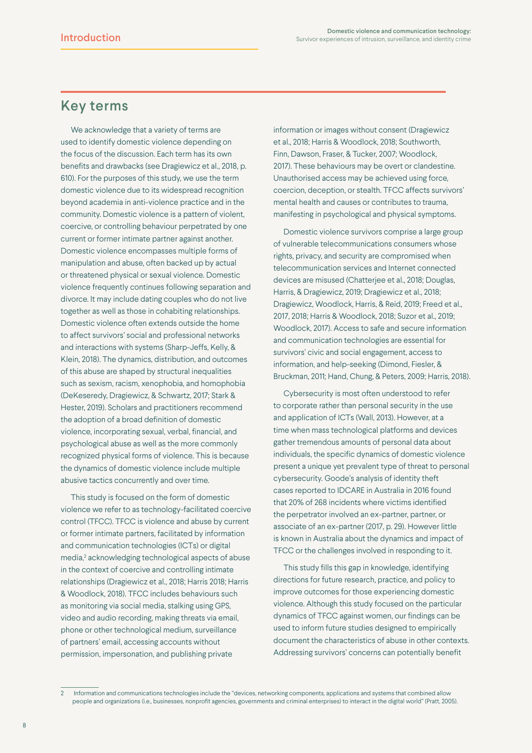## Key terms

We acknowledge that a variety of terms are used to identify domestic violence depending on the focus of the discussion. Each term has its own benefits and drawbacks (see Dragiewicz et al., 2018, p. 610). For the purposes of this study, we use the term domestic violence due to its widespread recognition beyond academia in anti-violence practice and in the community. Domestic violence is a pattern of violent, coercive, or controlling behaviour perpetrated by one current or former intimate partner against another. Domestic violence encompasses multiple forms of manipulation and abuse, often backed up by actual or threatened physical or sexual violence. Domestic violence frequently continues following separation and divorce. It may include dating couples who do not live together as well as those in cohabiting relationships. Domestic violence often extends outside the home to affect survivors' social and professional networks and interactions with systems (Sharp-Jeffs, Kelly, & Klein, 2018). The dynamics, distribution, and outcomes of this abuse are shaped by structural inequalities such as sexism, racism, xenophobia, and homophobia (DeKeseredy, Dragiewicz, & Schwartz, 2017; Stark & Hester, 2019). Scholars and practitioners recommend the adoption of a broad definition of domestic violence, incorporating sexual, verbal, financial, and psychological abuse as well as the more commonly recognized physical forms of violence. This is because the dynamics of domestic violence include multiple abusive tactics concurrently and over time.

This study is focused on the form of domestic violence we refer to as technology-facilitated coercive control (TFCC). TFCC is violence and abuse by current or former intimate partners, facilitated by information and communication technologies (ICTs) or digital media,[2] acknowledging technological aspects of abuse in the context of coercive and controlling intimate relationships (Dragiewicz et al., 2018; Harris 2018; Harris & Woodlock, 2018). TFCC includes behaviours such as monitoring via social media, stalking using GPS, video and audio recording, making threats via email, phone or other technological medium, surveillance of partners' email, accessing accounts without permission, impersonation, and publishing private information or images without consent (Dragiewicz et al., 2018; Harris & Woodlock, 2018; Southworth, Finn, Dawson, Fraser, & Tucker, 2007; Woodlock, 2017). These behaviours may be overt or clandestine. Unauthorised access may be achieved using force, coercion, deception, or stealth. TFCC affects survivors' mental health and causes or contributes to trauma, manifesting in psychological and physical symptoms.

Domestic violence survivors comprise a large group of vulnerable telecommunications consumers whose rights, privacy, and security are compromised when telecommunication services and Internet connected devices are misused (Chatterjee et al., 2018; Douglas, Harris, & Dragiewicz, 2019; Dragiewicz et al., 2018; Dragiewicz, Woodlock, Harris, & Reid, 2019; Freed et al., 2017, 2018; Harris & Woodlock, 2018; Suzor et al., 2019; Woodlock, 2017). Access to safe and secure information and communication technologies are essential for survivors' civic and social engagement, access to information, and help-seeking (Dimond, Fiesler, & Bruckman, 2011; Hand, Chung, & Peters, 2009; Harris, 2018).

Cybersecurity is most often understood to refer to corporate rather than personal security in the use and application of ICTs (Wall, 2013). However, at a time when mass technological platforms and devices gather tremendous amounts of personal data about individuals, the specific dynamics of domestic violence present a unique yet prevalent type of threat to personal cybersecurity. Goode's analysis of identity theft cases reported to IDCARE in Australia in 2016 found that 20% of 268 incidents where victims identified the perpetrator involved an ex-partner, partner, or associate of an ex-partner (2017, p. 29). However little is known in Australia about the dynamics and impact of TFCC or the challenges involved in responding to it.

This study fills this gap in knowledge, identifying directions for future research, practice, and policy to improve outcomes for those experiencing domestic violence. Although this study focused on the particular dynamics of TFCC against women, our findings can be used to inform future studies designed to empirically document the characteristics of abuse in other contexts. Addressing survivors' concerns can potentially benefit

---

2 Information and communications technologies include the "devices, networking components, applications and systems that combined allow people and organizations (i.e., businesses, nonprofit agencies, governments and criminal enterprises) to interact in the digital world" (Pratt, 2005).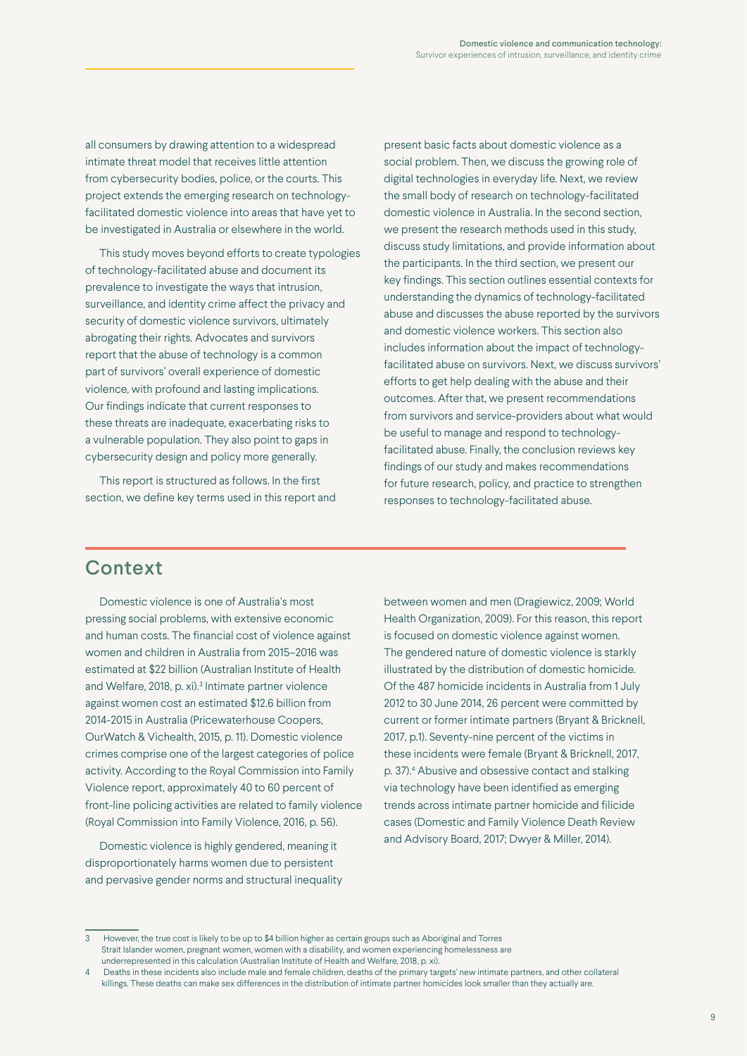all consumers by drawing attention to a widespread intimate threat model that receives little attention from cybersecurity bodies, police, or the courts. This project extends the emerging research on technology-facilitated domestic violence into areas that have yet to be investigated in Australia or elsewhere in the world.

This study moves beyond efforts to create typologies of technology-facilitated abuse and document its prevalence to investigate the ways that intrusion, surveillance, and identity crime affect the privacy and security of domestic violence survivors, ultimately abrogating their rights. Advocates and survivors report that the abuse of technology is a common part of survivors' overall experience of domestic violence, with profound and lasting implications. Our findings indicate that current responses to these threats are inadequate, exacerbating risks to a vulnerable population. They also point to gaps in cybersecurity design and policy more generally.

This report is structured as follows. In the first section, we define key terms used in this report and present basic facts about domestic violence as a social problem. Then, we discuss the growing role of digital technologies in everyday life. Next, we review the small body of research on technology-facilitated domestic violence in Australia. In the second section, we present the research methods used in this study, discuss study limitations, and provide information about the participants. In the third section, we present our key findings. This section outlines essential contexts for understanding the dynamics of technology-facilitated abuse and discusses the abuse reported by the survivors and domestic violence workers. This section also includes information about the impact of technology-facilitated abuse on survivors. Next, we discuss survivors' efforts to get help dealing with the abuse and their outcomes. After that, we present recommendations from survivors and service-providers about what would be useful to manage and respond to technology-facilitated abuse. Finally, the conclusion reviews key findings of our study and makes recommendations for future research, policy, and practice to strengthen responses to technology-facilitated abuse.

## Context

Domestic violence is one of Australia's most pressing social problems, with extensive economic and human costs. The financial cost of violence against women and children in Australia from 2015–2016 was estimated at $22 billion (Australian Institute of Health and Welfare, 2018, p. xi).[3] Intimate partner violence against women cost an estimated $12.6 billion from 2014-2015 in Australia (Pricewaterhouse Coopers, OurWatch & Vichealth, 2015, p. 11). Domestic violence crimes comprise one of the largest categories of police activity. According to the Royal Commission into Family Violence report, approximately 40 to 60 percent of front-line policing activities are related to family violence (Royal Commission into Family Violence, 2016, p. 56).

Domestic violence is highly gendered, meaning it disproportionately harms women due to persistent and pervasive gender norms and structural inequality between women and men (Dragiewicz, 2009; World Health Organization, 2009). For this reason, this report is focused on domestic violence against women. The gendered nature of domestic violence is starkly illustrated by the distribution of domestic homicide. Of the 487 homicide incidents in Australia from 1 July 2012 to 30 June 2014, 26 percent were committed by current or former intimate partners (Bryant & Bricknell, 2017, p.1). Seventy-nine percent of the victims in these incidents were female (Bryant & Bricknell, 2017, p. 37).[4] Abusive and obsessive contact and stalking via technology have been identified as emerging trends across intimate partner homicide and filicide cases (Domestic and Family Violence Death Review and Advisory Board, 2017; Dwyer & Miller, 2014).

---

3 However, the true cost is likely to be up to $4 billion higher as certain groups such as Aboriginal and Torres Strait Islander women, pregnant women, women with a disability, and women experiencing homelessness are underrepresented in this calculation (Australian Institute of Health and Welfare, 2018, p. xi).

4 Deaths in these incidents also include male and female children, deaths of the primary targets' new intimate partners, and other collateral killings. These deaths can make sex differences in the distribution of intimate partner homicides look smaller than they actually are.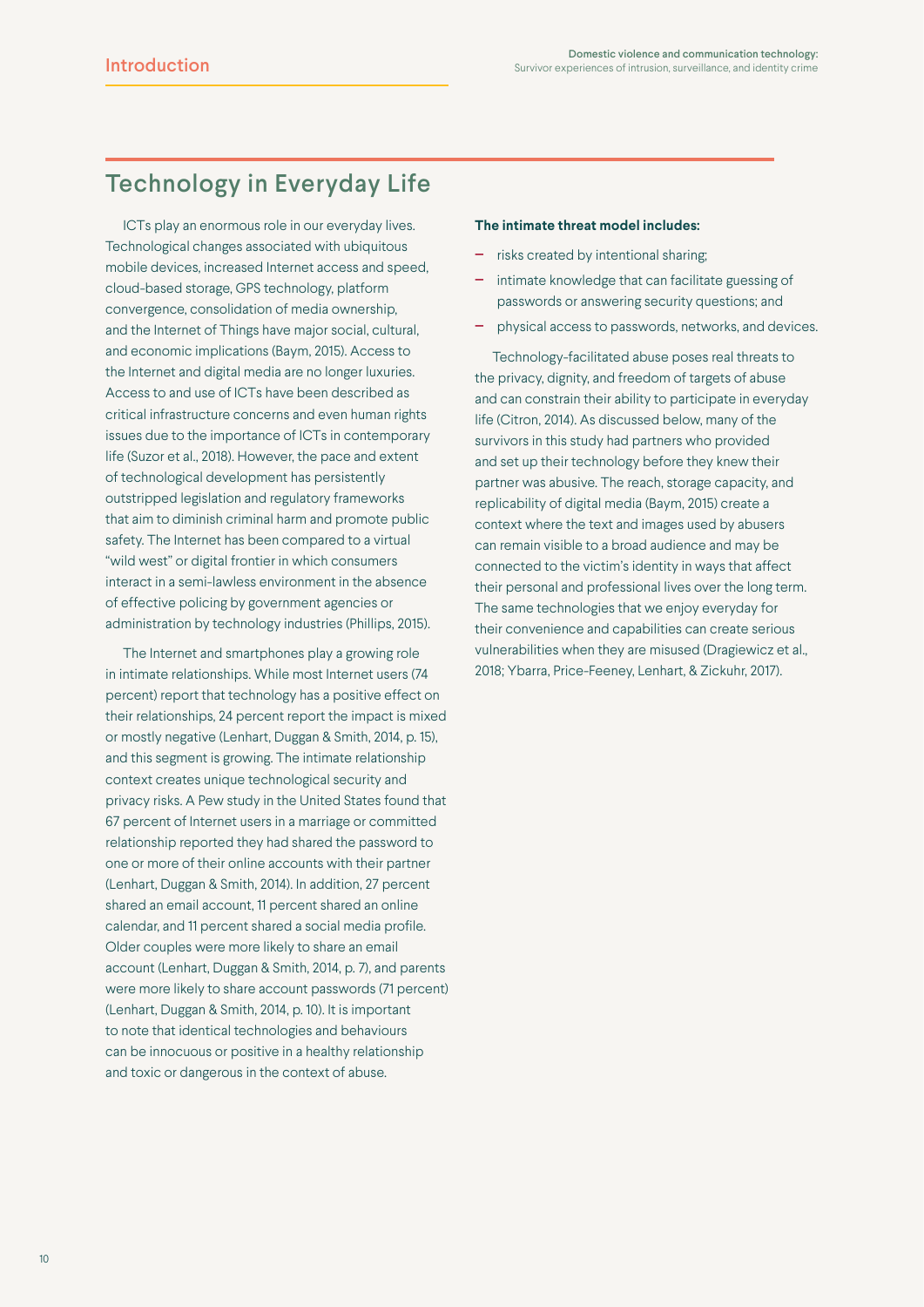## Technology in Everyday Life

ICTs play an enormous role in our everyday lives. Technological changes associated with ubiquitous mobile devices, increased Internet access and speed, cloud-based storage, GPS technology, platform convergence, consolidation of media ownership, and the Internet of Things have major social, cultural, and economic implications (Baym, 2015). Access to the Internet and digital media are no longer luxuries. Access to and use of ICTs have been described as critical infrastructure concerns and even human rights issues due to the importance of ICTs in contemporary life (Suzor et al., 2018). However, the pace and extent of technological development has persistently outstripped legislation and regulatory frameworks that aim to diminish criminal harm and promote public safety. The Internet has been compared to a virtual "wild west" or digital frontier in which consumers interact in a semi-lawless environment in the absence of effective policing by government agencies or administration by technology industries (Phillips, 2015).

The Internet and smartphones play a growing role in intimate relationships. While most Internet users (74 percent) report that technology has a positive effect on their relationships, 24 percent report the impact is mixed or mostly negative (Lenhart, Duggan & Smith, 2014, p. 15), and this segment is growing. The intimate relationship context creates unique technological security and privacy risks. A Pew study in the United States found that 67 percent of Internet users in a marriage or committed relationship reported they had shared the password to one or more of their online accounts with their partner (Lenhart, Duggan & Smith, 2014). In addition, 27 percent shared an email account, 11 percent shared an online calendar, and 11 percent shared a social media profile. Older couples were more likely to share an email account (Lenhart, Duggan & Smith, 2014, p. 7), and parents were more likely to share account passwords (71 percent) (Lenhart, Duggan & Smith, 2014, p. 10). It is important to note that identical technologies and behaviours can be innocuous or positive in a healthy relationship and toxic or dangerous in the context of abuse.

**The intimate threat model includes:**

- risks created by intentional sharing;
- intimate knowledge that can facilitate guessing of passwords or answering security questions; and
- physical access to passwords, networks, and devices.

Technology-facilitated abuse poses real threats to the privacy, dignity, and freedom of targets of abuse and can constrain their ability to participate in everyday life (Citron, 2014). As discussed below, many of the survivors in this study had partners who provided and set up their technology before they knew their partner was abusive. The reach, storage capacity, and replicability of digital media (Baym, 2015) create a context where the text and images used by abusers can remain visible to a broad audience and may be connected to the victim's identity in ways that affect their personal and professional lives over the long term. The same technologies that we enjoy everyday for their convenience and capabilities can create serious vulnerabilities when they are misused (Dragiewicz et al., 2018; Ybarra, Price-Feeney, Lenhart, & Zickuhr, 2017).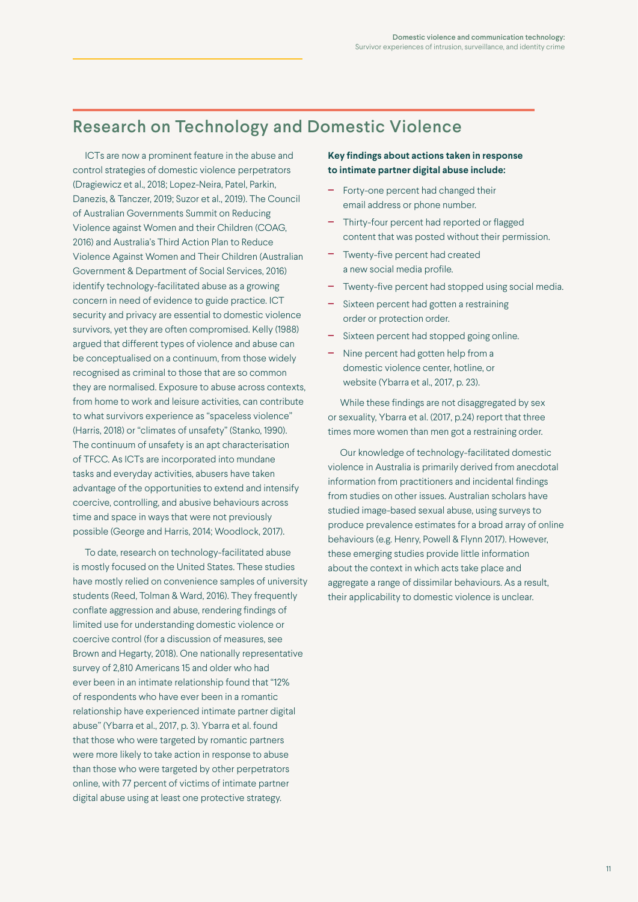## Research on Technology and Domestic Violence

ICTs are now a prominent feature in the abuse and control strategies of domestic violence perpetrators (Dragiewicz et al., 2018; Lopez-Neira, Patel, Parkin, Danezis, & Tanczer, 2019; Suzor et al., 2019). The Council of Australian Governments Summit on Reducing Violence against Women and their Children (COAG, 2016) and Australia's Third Action Plan to Reduce Violence Against Women and Their Children (Australian Government & Department of Social Services, 2016) identify technology-facilitated abuse as a growing concern in need of evidence to guide practice. ICT security and privacy are essential to domestic violence survivors, yet they are often compromised. Kelly (1988) argued that different types of violence and abuse can be conceptualised on a continuum, from those widely recognised as criminal to those that are so common they are normalised. Exposure to abuse across contexts, from home to work and leisure activities, can contribute to what survivors experience as "spaceless violence" (Harris, 2018) or "climates of unsafety" (Stanko, 1990). The continuum of unsafety is an apt characterisation of TFCC. As ICTs are incorporated into mundane tasks and everyday activities, abusers have taken advantage of the opportunities to extend and intensify coercive, controlling, and abusive behaviours across time and space in ways that were not previously possible (George and Harris, 2014; Woodlock, 2017).

To date, research on technology-facilitated abuse is mostly focused on the United States. These studies have mostly relied on convenience samples of university students (Reed, Tolman & Ward, 2016). They frequently conflate aggression and abuse, rendering findings of limited use for understanding domestic violence or coercive control (for a discussion of measures, see Brown and Hegarty, 2018). One nationally representative survey of 2,810 Americans 15 and older who had ever been in an intimate relationship found that "12% of respondents who have ever been in a romantic relationship have experienced intimate partner digital abuse" (Ybarra et al., 2017, p. 3). Ybarra et al. found that those who were targeted by romantic partners were more likely to take action in response to abuse than those who were targeted by other perpetrators online, with 77 percent of victims of intimate partner digital abuse using at least one protective strategy.

**Key findings about actions taken in response to intimate partner digital abuse include:**

- Forty-one percent had changed their email address or phone number.
- Thirty-four percent had reported or flagged content that was posted without their permission.
- Twenty-five percent had created a new social media profile.
- Twenty-five percent had stopped using social media.
- Sixteen percent had gotten a restraining order or protection order.
- Sixteen percent had stopped going online.
- Nine percent had gotten help from a domestic violence center, hotline, or website (Ybarra et al., 2017, p. 23).

While these findings are not disaggregated by sex or sexuality, Ybarra et al. (2017, p.24) report that three times more women than men got a restraining order.

Our knowledge of technology-facilitated domestic violence in Australia is primarily derived from anecdotal information from practitioners and incidental findings from studies on other issues. Australian scholars have studied image-based sexual abuse, using surveys to produce prevalence estimates for a broad array of online behaviours (e.g. Henry, Powell & Flynn 2017). However, these emerging studies provide little information about the context in which acts take place and aggregate a range of dissimilar behaviours. As a result, their applicability to domestic violence is unclear.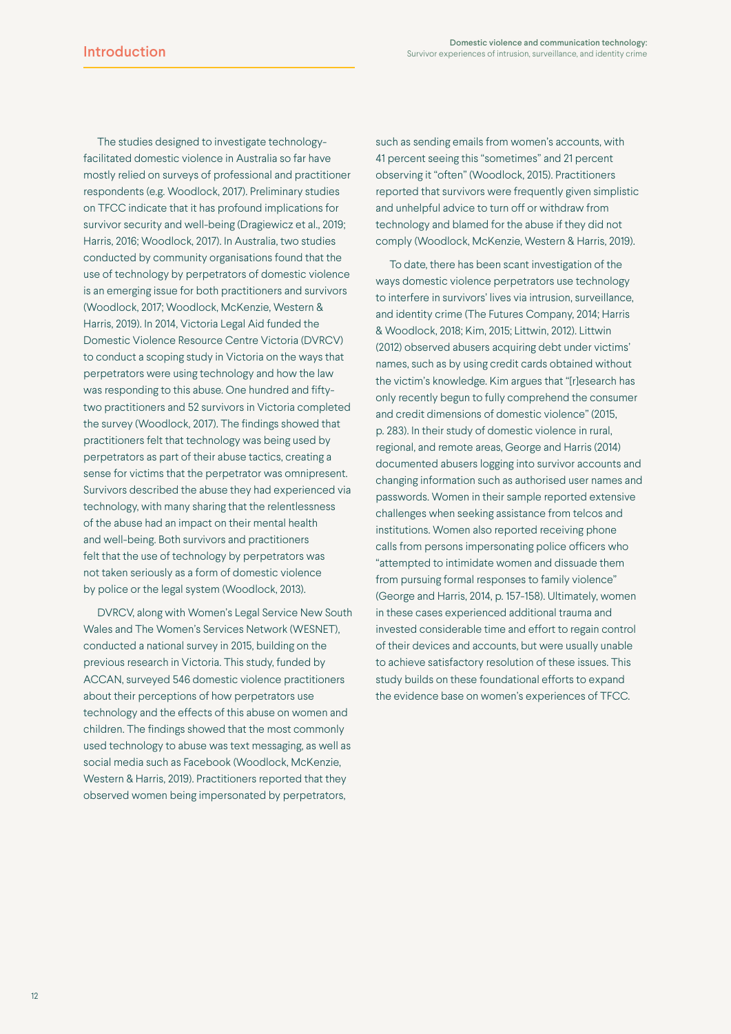The studies designed to investigate technology-facilitated domestic violence in Australia so far have mostly relied on surveys of professional and practitioner respondents (e.g. Woodlock, 2017). Preliminary studies on TFCC indicate that it has profound implications for survivor security and well-being (Dragiewicz et al., 2019; Harris, 2016; Woodlock, 2017). In Australia, two studies conducted by community organisations found that the use of technology by perpetrators of domestic violence is an emerging issue for both practitioners and survivors (Woodlock, 2017; Woodlock, McKenzie, Western & Harris, 2019). In 2014, Victoria Legal Aid funded the Domestic Violence Resource Centre Victoria (DVRCV) to conduct a scoping study in Victoria on the ways that perpetrators were using technology and how the law was responding to this abuse. One hundred and fifty-two practitioners and 52 survivors in Victoria completed the survey (Woodlock, 2017). The findings showed that practitioners felt that technology was being used by perpetrators as part of their abuse tactics, creating a sense for victims that the perpetrator was omnipresent. Survivors described the abuse they had experienced via technology, with many sharing that the relentlessness of the abuse had an impact on their mental health and well-being. Both survivors and practitioners felt that the use of technology by perpetrators was not taken seriously as a form of domestic violence by police or the legal system (Woodlock, 2013).

DVRCV, along with Women's Legal Service New South Wales and The Women's Services Network (WESNET), conducted a national survey in 2015, building on the previous research in Victoria. This study, funded by ACCAN, surveyed 546 domestic violence practitioners about their perceptions of how perpetrators use technology and the effects of this abuse on women and children. The findings showed that the most commonly used technology to abuse was text messaging, as well as social media such as Facebook (Woodlock, McKenzie, Western & Harris, 2019). Practitioners reported that they observed women being impersonated by perpetrators, such as sending emails from women's accounts, with 41 percent seeing this "sometimes" and 21 percent observing it "often" (Woodlock, 2015). Practitioners reported that survivors were frequently given simplistic and unhelpful advice to turn off or withdraw from technology and blamed for the abuse if they did not comply (Woodlock, McKenzie, Western & Harris, 2019).

To date, there has been scant investigation of the ways domestic violence perpetrators use technology to interfere in survivors' lives via intrusion, surveillance, and identity crime (The Futures Company, 2014; Harris & Woodlock, 2018; Kim, 2015; Littwin, 2012). Littwin (2012) observed abusers acquiring debt under victims' names, such as by using credit cards obtained without the victim's knowledge. Kim argues that "[r]esearch has only recently begun to fully comprehend the consumer and credit dimensions of domestic violence" (2015, p. 283). In their study of domestic violence in rural, regional, and remote areas, George and Harris (2014) documented abusers logging into survivor accounts and changing information such as authorised user names and passwords. Women in their sample reported extensive challenges when seeking assistance from telcos and institutions. Women also reported receiving phone calls from persons impersonating police officers who "attempted to intimidate women and dissuade them from pursuing formal responses to family violence" (George and Harris, 2014, p. 157-158). Ultimately, women in these cases experienced additional trauma and invested considerable time and effort to regain control of their devices and accounts, but were usually unable to achieve satisfactory resolution of these issues. This study builds on these foundational efforts to expand the evidence base on women's experiences of TFCC.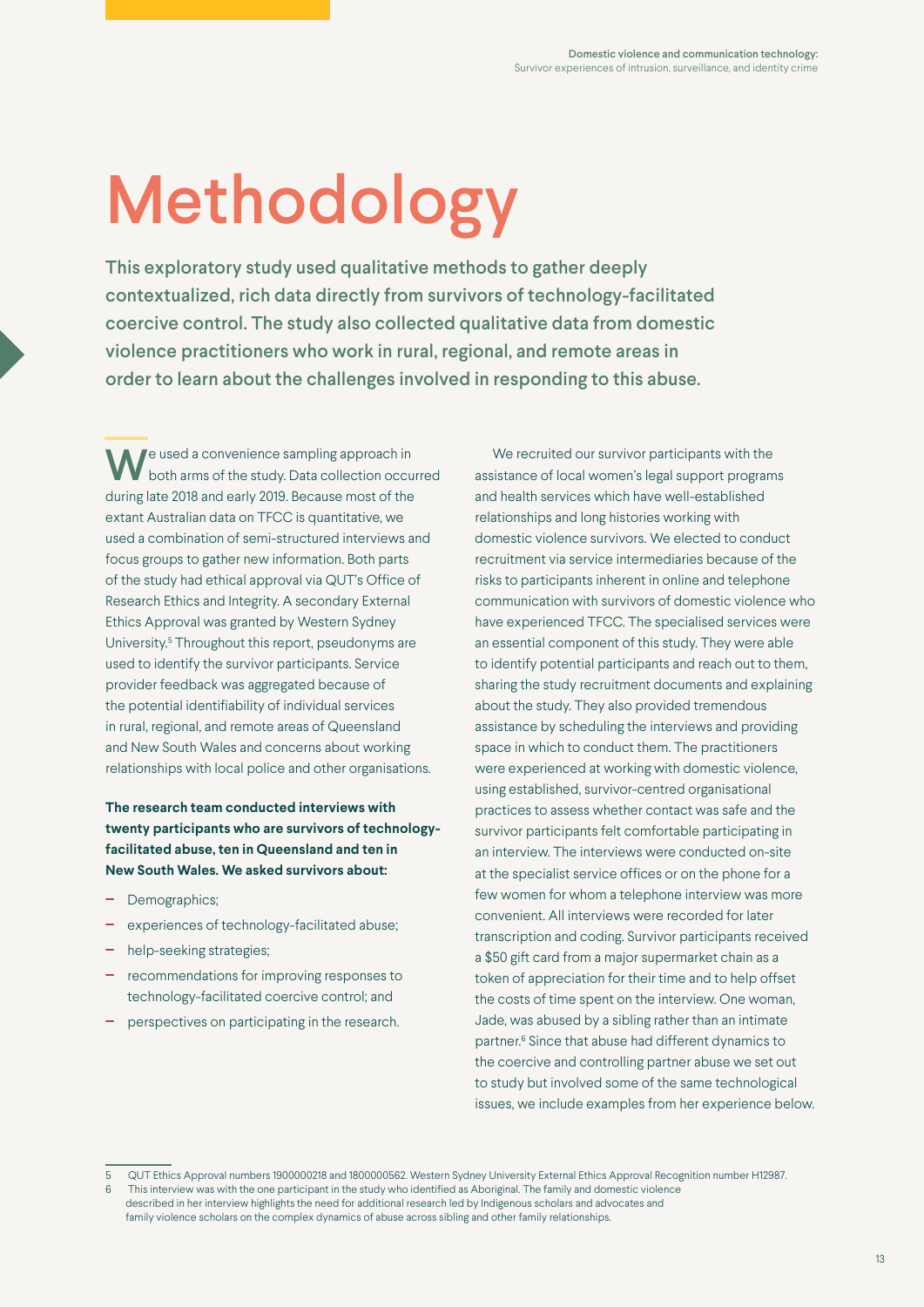# Methodology

**This exploratory study used qualitative methods to gather deeply contextualized, rich data directly from survivors of technology-facilitated coercive control. The study also collected qualitative data from domestic violence practitioners who work in rural, regional, and remote areas in order to learn about the challenges involved in responding to this abuse.**

We used a convenience sampling approach in both arms of the study. Data collection occurred during late 2018 and early 2019. Because most of the extant Australian data on TFCC is quantitative, we used a combination of semi-structured interviews and focus groups to gather new information. Both parts of the study had ethical approval via QUT's Office of Research Ethics and Integrity. A secondary External Ethics Approval was granted by Western Sydney University.[5] Throughout this report, pseudonyms are used to identify the survivor participants. Service provider feedback was aggregated because of the potential identifiability of individual services in rural, regional, and remote areas of Queensland and New South Wales and concerns about working relationships with local police and other organisations.

**The research team conducted interviews with twenty participants who are survivors of technology-facilitated abuse, ten in Queensland and ten in New South Wales. We asked survivors about:**

- Demographics;
- experiences of technology-facilitated abuse;
- help-seeking strategies;
- recommendations for improving responses to technology-facilitated coercive control; and
- perspectives on participating in the research.

We recruited our survivor participants with the assistance of local women's legal support programs and health services which have well-established relationships and long histories working with domestic violence survivors. We elected to conduct recruitment via service intermediaries because of the risks to participants inherent in online and telephone communication with survivors of domestic violence who have experienced TFCC. The specialised services were an essential component of this study. They were able to identify potential participants and reach out to them, sharing the study recruitment documents and explaining about the study. They also provided tremendous assistance by scheduling the interviews and providing space in which to conduct them. The practitioners were experienced at working with domestic violence, using established, survivor-centred organisational practices to assess whether contact was safe and the survivor participants felt comfortable participating in an interview. The interviews were conducted on-site at the specialist service offices or on the phone for a few women for whom a telephone interview was more convenient. All interviews were recorded for later transcription and coding. Survivor participants received a $50 gift card from a major supermarket chain as a token of appreciation for their time and to help offset the costs of time spent on the interview. One woman, Jade, was abused by a sibling rather than an intimate partner.[6] Since that abuse had different dynamics to the coercive and controlling partner abuse we set out to study but involved some of the same technological issues, we include examples from her experience below.

---

5 QUT Ethics Approval numbers 1900000218 and 1800000562. Western Sydney University External Ethics Approval Recognition number H12987.

6 This interview was with the one participant in the study who identified as Aboriginal. The family and domestic violence described in her interview highlights the need for additional research led by Indigenous scholars and advocates and family violence scholars on the complex dynamics of abuse across sibling and other family relationships.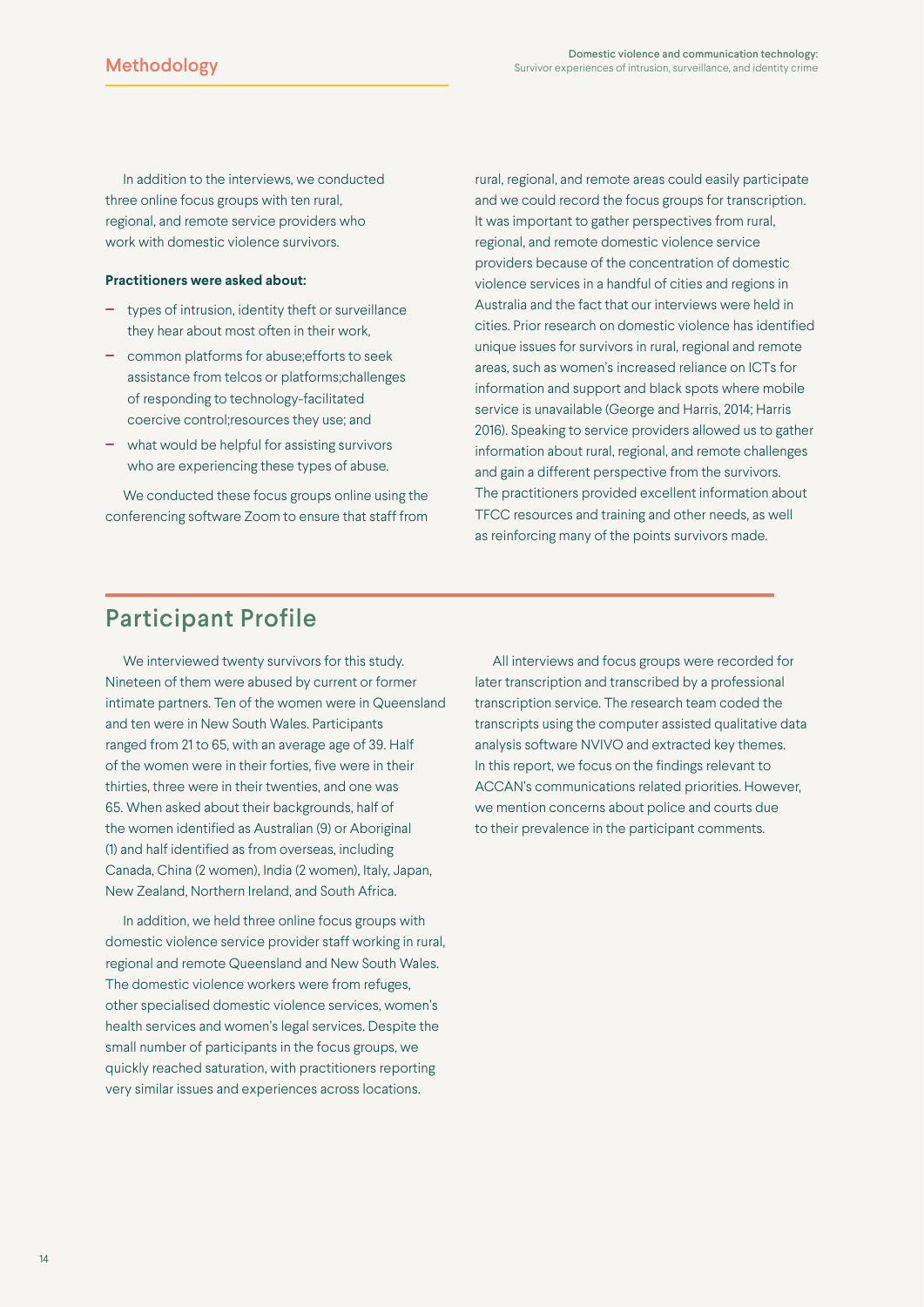In addition to the interviews, we conducted three online focus groups with ten rural, regional, and remote service providers who work with domestic violence survivors.

**Practitioners were asked about:**

- types of intrusion, identity theft or surveillance they hear about most often in their work,
- common platforms for abuse;efforts to seek assistance from telcos or platforms;challenges of responding to technology-facilitated coercive control;resources they use; and
- what would be helpful for assisting survivors who are experiencing these types of abuse.

We conducted these focus groups online using the conferencing software Zoom to ensure that staff from rural, regional, and remote areas could easily participate and we could record the focus groups for transcription. It was important to gather perspectives from rural, regional, and remote domestic violence service providers because of the concentration of domestic violence services in a handful of cities and regions in Australia and the fact that our interviews were held in cities. Prior research on domestic violence has identified unique issues for survivors in rural, regional and remote areas, such as women's increased reliance on ICTs for information and support and black spots where mobile service is unavailable (George and Harris, 2014; Harris 2016). Speaking to service providers allowed us to gather information about rural, regional, and remote challenges and gain a different perspective from the survivors. The practitioners provided excellent information about TFCC resources and training and other needs, as well as reinforcing many of the points survivors made.

## Participant Profile

We interviewed twenty survivors for this study. Nineteen of them were abused by current or former intimate partners. Ten of the women were in Queensland and ten were in New South Wales. Participants ranged from 21 to 65, with an average age of 39. Half of the women were in their forties, five were in their thirties, three were in their twenties, and one was 65. When asked about their backgrounds, half of the women identified as Australian (9) or Aboriginal (1) and half identified as from overseas, including Canada, China (2 women), India (2 women), Italy, Japan, New Zealand, Northern Ireland, and South Africa.

In addition, we held three online focus groups with domestic violence service provider staff working in rural, regional and remote Queensland and New South Wales. The domestic violence workers were from refuges, other specialised domestic violence services, women's health services and women's legal services. Despite the small number of participants in the focus groups, we quickly reached saturation, with practitioners reporting very similar issues and experiences across locations.

All interviews and focus groups were recorded for later transcription and transcribed by a professional transcription service. The research team coded the transcripts using the computer assisted qualitative data analysis software NVIVO and extracted key themes. In this report, we focus on the findings relevant to ACCAN's communications related priorities. However, we mention concerns about police and courts due to their prevalence in the participant comments.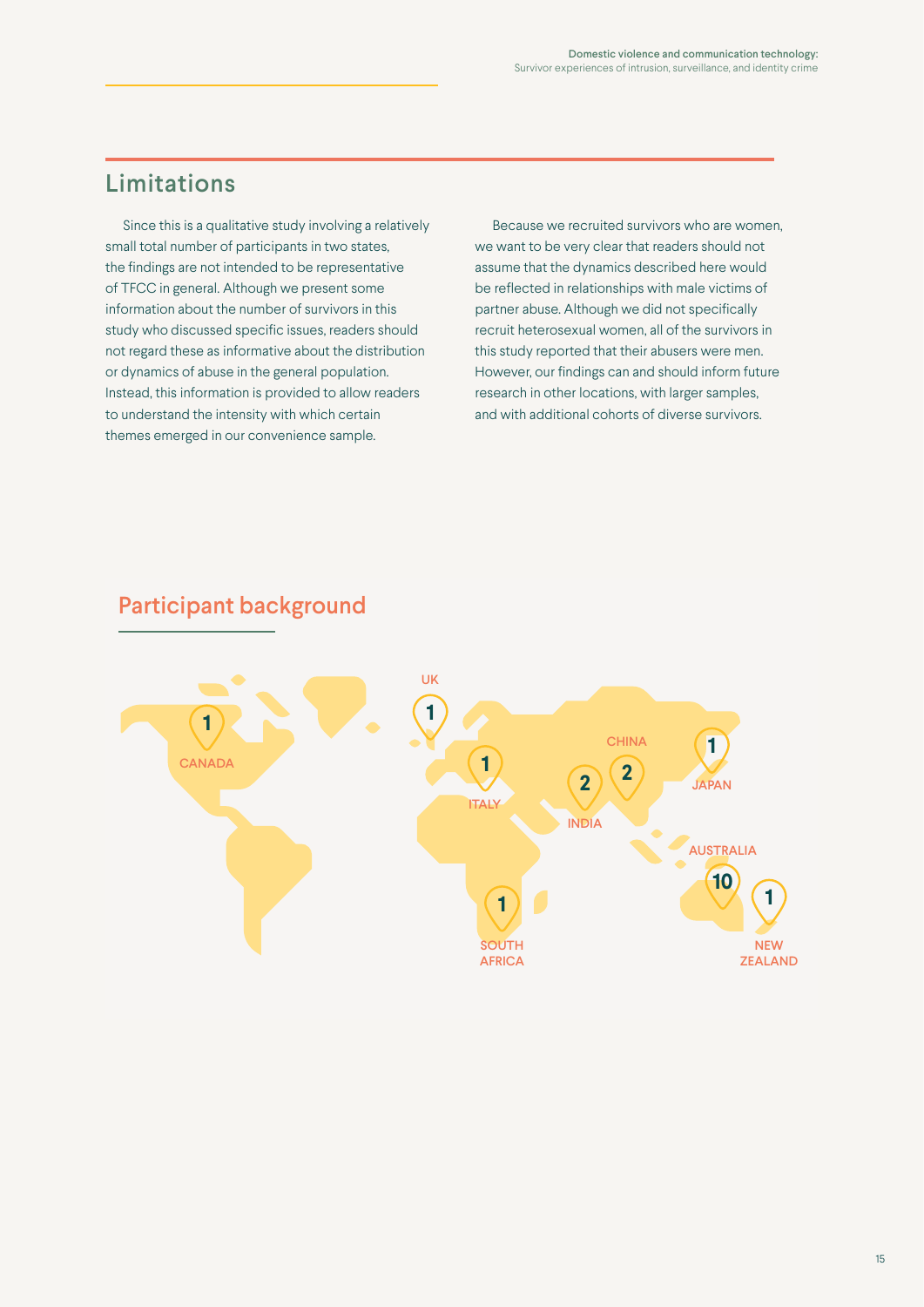## Limitations

Since this is a qualitative study involving a relatively small total number of participants in two states, the findings are not intended to be representative of TFCC in general. Although we present some information about the number of survivors in this study who discussed specific issues, readers should not regard these as informative about the distribution or dynamics of abuse in the general population. Instead, this information is provided to allow readers to understand the intensity with which certain themes emerged in our convenience sample.

Because we recruited survivors who are women, we want to be very clear that readers should not assume that the dynamics described here would be reflected in relationships with male victims of partner abuse. Although we did not specifically recruit heterosexual women, all of the survivors in this study reported that their abusers were men. However, our findings can and should inform future research in other locations, with larger samples, and with additional cohorts of diverse survivors.

## Participant background

| Country | Participants |
|---|---|
| Canada | 1 |
| UK | 1 |
| Italy | 1 |
| South Africa | 1 |
| India | 2 |
| China | 2 |
| Japan | 1 |
| Australia | 10 |
| New Zealand | 1 |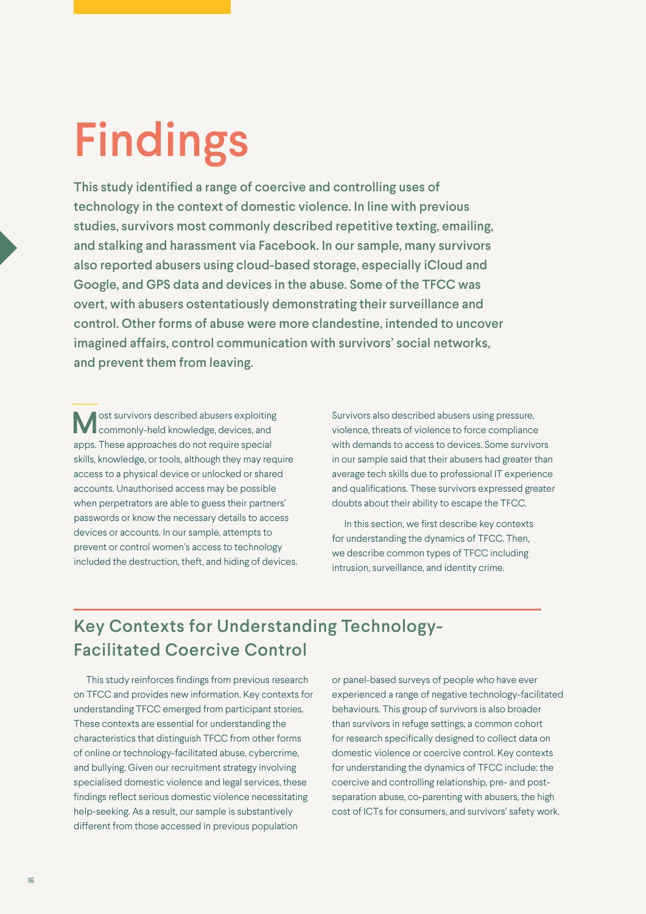# Findings

**This study identified a range of coercive and controlling uses of technology in the context of domestic violence. In line with previous studies, survivors most commonly described repetitive texting, emailing, and stalking and harassment via Facebook. In our sample, many survivors also reported abusers using cloud-based storage, especially iCloud and Google, and GPS data and devices in the abuse. Some of the TFCC was overt, with abusers ostentatiously demonstrating their surveillance and control. Other forms of abuse were more clandestine, intended to uncover imagined affairs, control communication with survivors' social networks, and prevent them from leaving.**

Most survivors described abusers exploiting commonly-held knowledge, devices, and apps. These approaches do not require special skills, knowledge, or tools, although they may require access to a physical device or unlocked or shared accounts. Unauthorised access may be possible when perpetrators are able to guess their partners' passwords or know the necessary details to access devices or accounts. In our sample, attempts to prevent or control women's access to technology included the destruction, theft, and hiding of devices.

Survivors also described abusers using pressure, violence, threats of violence to force compliance with demands to access to devices. Some survivors in our sample said that their abusers had greater than average tech skills due to professional IT experience and qualifications. These survivors expressed greater doubts about their ability to escape the TFCC.

In this section, we first describe key contexts for understanding the dynamics of TFCC. Then, we describe common types of TFCC including intrusion, surveillance, and identity crime.

## Key Contexts for Understanding Technology-Facilitated Coercive Control

This study reinforces findings from previous research on TFCC and provides new information. Key contexts for understanding TFCC emerged from participant stories. These contexts are essential for understanding the characteristics that distinguish TFCC from other forms of online or technology-facilitated abuse, cybercrime, and bullying. Given our recruitment strategy involving specialised domestic violence and legal services, these findings reflect serious domestic violence necessitating help-seeking. As a result, our sample is substantively different from those accessed in previous population or panel-based surveys of people who have ever experienced a range of negative technology-facilitated behaviours. This group of survivors is also broader than survivors in refuge settings, a common cohort for research specifically designed to collect data on domestic violence or coercive control. Key contexts for understanding the dynamics of TFCC include: the coercive and controlling relationship, pre- and post-separation abuse, co-parenting with abusers, the high cost of ICTs for consumers, and survivors' safety work.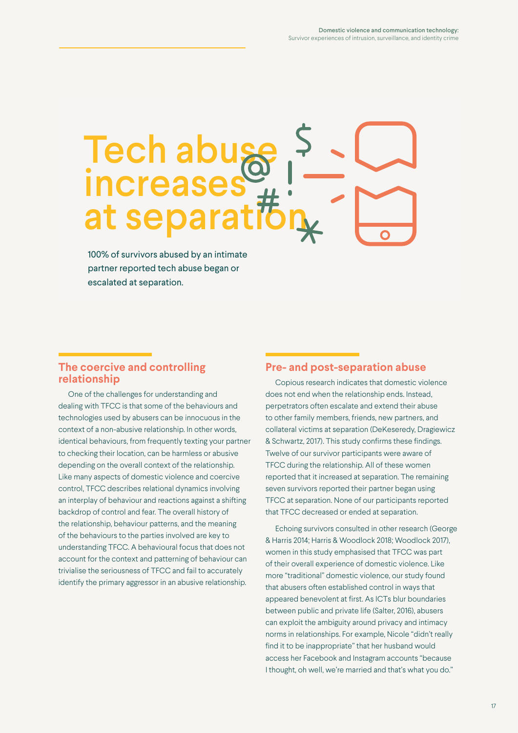# Tech abuse increases at separation

100% of survivors abused by an intimate partner reported tech abuse began or escalated at separation.

## The coercive and controlling relationship

One of the challenges for understanding and dealing with TFCC is that some of the behaviours and technologies used by abusers can be innocuous in the context of a non-abusive relationship. In other words, identical behaviours, from frequently texting your partner to checking their location, can be harmless or abusive depending on the overall context of the relationship. Like many aspects of domestic violence and coercive control, TFCC describes relational dynamics involving an interplay of behaviour and reactions against a shifting backdrop of control and fear. The overall history of the relationship, behaviour patterns, and the meaning of the behaviours to the parties involved are key to understanding TFCC. A behavioural focus that does not account for the context and patterning of behaviour can trivialise the seriousness of TFCC and fail to accurately identify the primary aggressor in an abusive relationship.

## Pre- and post-separation abuse

Copious research indicates that domestic violence does not end when the relationship ends. Instead, perpetrators often escalate and extend their abuse to other family members, friends, new partners, and collateral victims at separation (DeKeseredy, Dragiewicz & Schwartz, 2017). This study confirms these findings. Twelve of our survivor participants were aware of TFCC during the relationship. All of these women reported that it increased at separation. The remaining seven survivors reported their partner began using TFCC at separation. None of our participants reported that TFCC decreased or ended at separation.

Echoing survivors consulted in other research (George & Harris 2014; Harris & Woodlock 2018; Woodlock 2017), women in this study emphasised that TFCC was part of their overall experience of domestic violence. Like more "traditional" domestic violence, our study found that abusers often established control in ways that appeared benevolent at first. As ICTs blur boundaries between public and private life (Salter, 2016), abusers can exploit the ambiguity around privacy and intimacy norms in relationships. For example, Nicole "didn't really find it to be inappropriate" that her husband would access her Facebook and Instagram accounts "because I thought, oh well, we're married and that's what you do."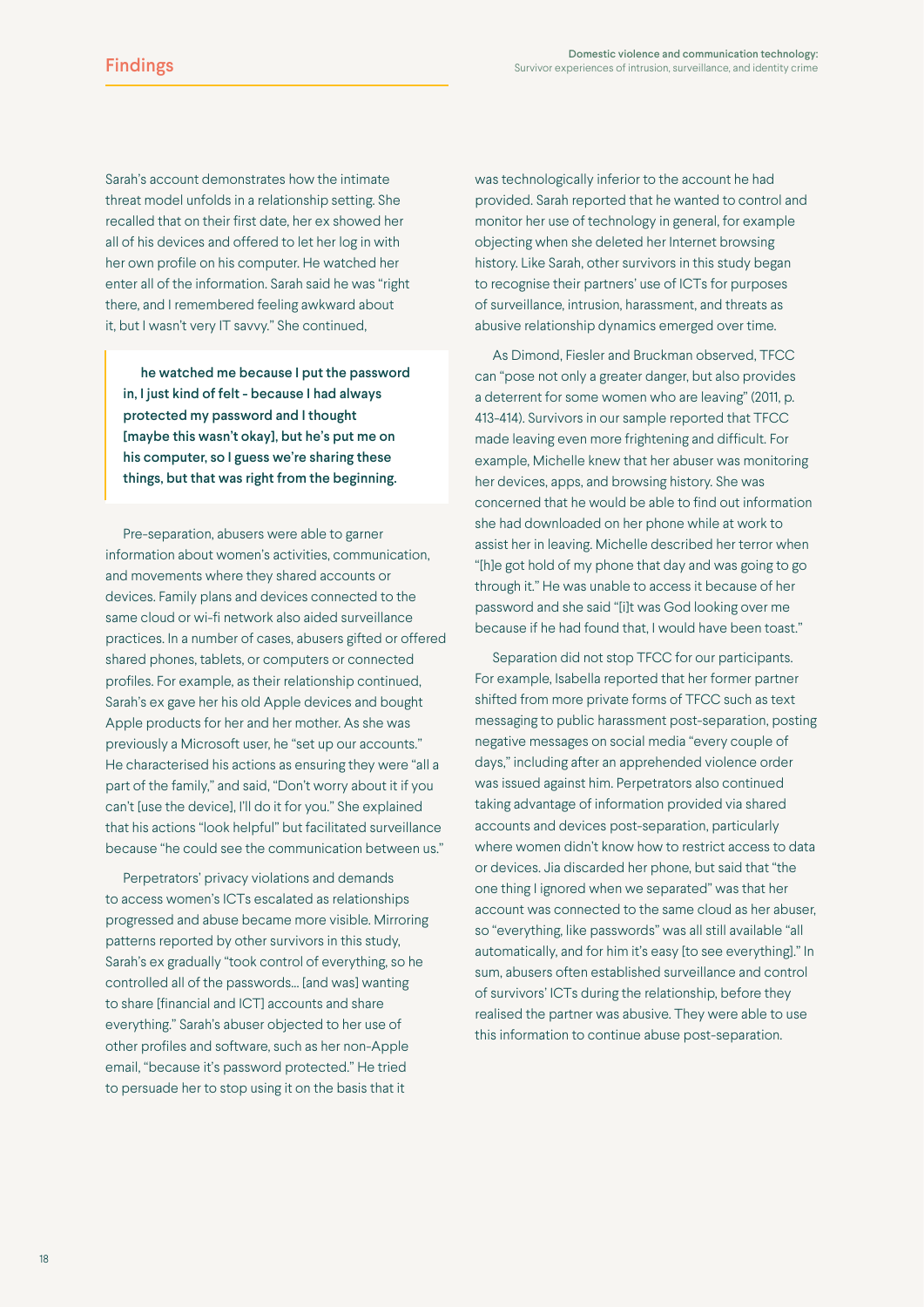Sarah's account demonstrates how the intimate threat model unfolds in a relationship setting. She recalled that on their first date, her ex showed her all of his devices and offered to let her log in with her own profile on his computer. He watched her enter all of the information. Sarah said he was "right there, and I remembered feeling awkward about it, but I wasn't very IT savvy." She continued,

> **he watched me because I put the password in, I just kind of felt - because I had always protected my password and I thought [maybe this wasn't okay], but he's put me on his computer, so I guess we're sharing these things, but that was right from the beginning.**

Pre-separation, abusers were able to garner information about women's activities, communication, and movements where they shared accounts or devices. Family plans and devices connected to the same cloud or wi-fi network also aided surveillance practices. In a number of cases, abusers gifted or offered shared phones, tablets, or computers or connected profiles. For example, as their relationship continued, Sarah's ex gave her his old Apple devices and bought Apple products for her and her mother. As she was previously a Microsoft user, he "set up our accounts." He characterised his actions as ensuring they were "all a part of the family," and said, "Don't worry about it if you can't [use the device], I'll do it for you." She explained that his actions "look helpful" but facilitated surveillance because "he could see the communication between us."

Perpetrators' privacy violations and demands to access women's ICTs escalated as relationships progressed and abuse became more visible. Mirroring patterns reported by other survivors in this study, Sarah's ex gradually "took control of everything, so he controlled all of the passwords... [and was] wanting to share [financial and ICT] accounts and share everything." Sarah's abuser objected to her use of other profiles and software, such as her non-Apple email, "because it's password protected." He tried to persuade her to stop using it on the basis that it was technologically inferior to the account he had provided. Sarah reported that he wanted to control and monitor her use of technology in general, for example objecting when she deleted her Internet browsing history. Like Sarah, other survivors in this study began to recognise their partners' use of ICTs for purposes of surveillance, intrusion, harassment, and threats as abusive relationship dynamics emerged over time.

As Dimond, Fiesler and Bruckman observed, TFCC can "pose not only a greater danger, but also provides a deterrent for some women who are leaving" (2011, p. 413-414). Survivors in our sample reported that TFCC made leaving even more frightening and difficult. For example, Michelle knew that her abuser was monitoring her devices, apps, and browsing history. She was concerned that he would be able to find out information she had downloaded on her phone while at work to assist her in leaving. Michelle described her terror when "[h]e got hold of my phone that day and was going to go through it." He was unable to access it because of her password and she said "[i]t was God looking over me because if he had found that, I would have been toast."

Separation did not stop TFCC for our participants. For example, Isabella reported that her former partner shifted from more private forms of TFCC such as text messaging to public harassment post-separation, posting negative messages on social media "every couple of days," including after an apprehended violence order was issued against him. Perpetrators also continued taking advantage of information provided via shared accounts and devices post-separation, particularly where women didn't know how to restrict access to data or devices. Jia discarded her phone, but said that "the one thing I ignored when we separated" was that her account was connected to the same cloud as her abuser, so "everything, like passwords" was all still available "all automatically, and for him it's easy [to see everything]." In sum, abusers often established surveillance and control of survivors' ICTs during the relationship, before they realised the partner was abusive. They were able to use this information to continue abuse post-separation.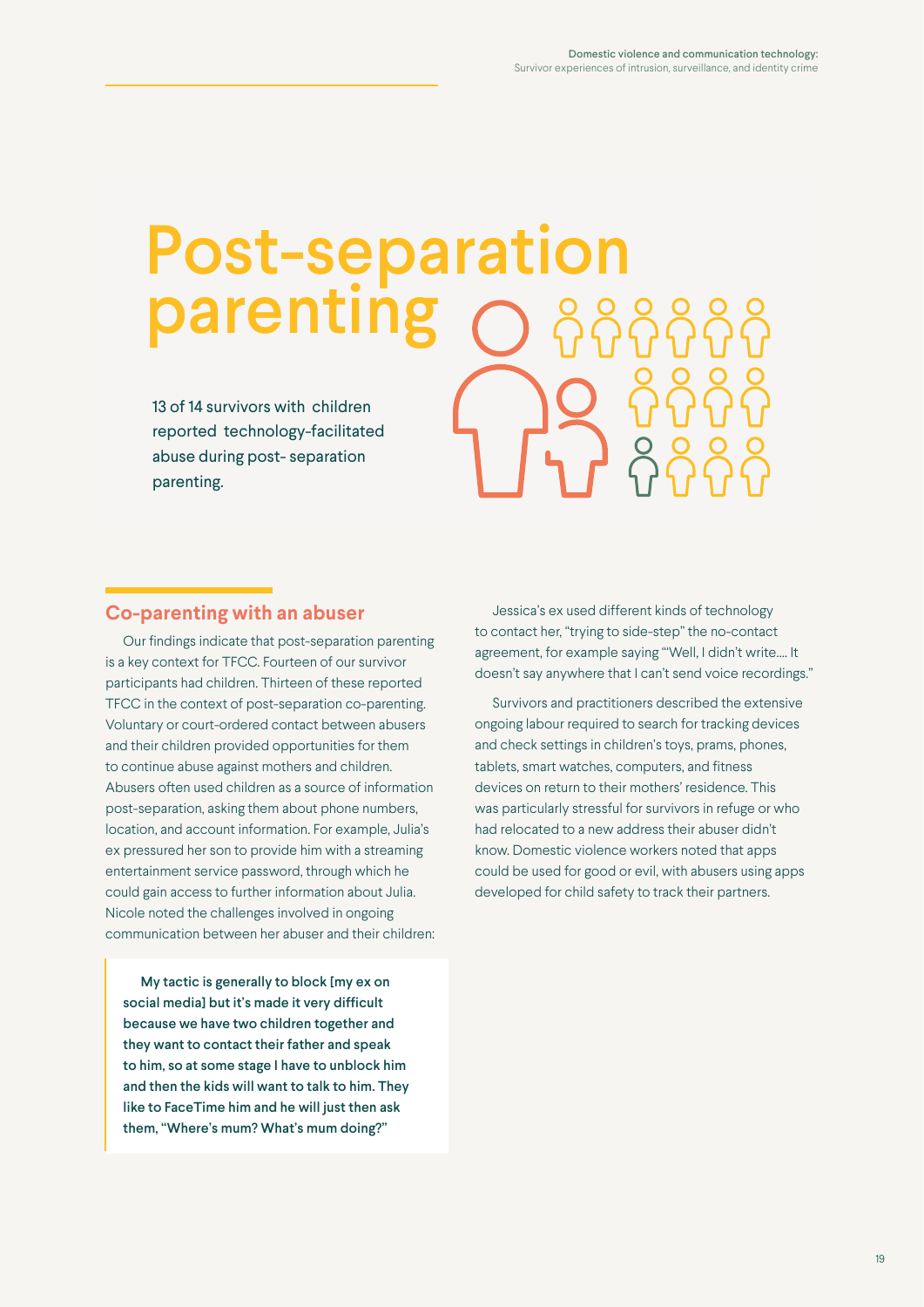# Post-separation parenting

13 of 14 survivors with children reported technology-facilitated abuse during post-separation parenting.

## Co-parenting with an abuser

Our findings indicate that post-separation parenting is a key context for TFCC. Fourteen of our survivor participants had children. Thirteen of these reported TFCC in the context of post-separation co-parenting. Voluntary or court-ordered contact between abusers and their children provided opportunities for them to continue abuse against mothers and children. Abusers often used children as a source of information post-separation, asking them about phone numbers, location, and account information. For example, Julia's ex pressured her son to provide him with a streaming entertainment service password, through which he could gain access to further information about Julia. Nicole noted the challenges involved in ongoing communication between her abuser and their children:

> **My tactic is generally to block [my ex on social media] but it's made it very difficult because we have two children together and they want to contact their father and speak to him, so at some stage I have to unblock him and then the kids will want to talk to him. They like to FaceTime him and he will just then ask them, "Where's mum? What's mum doing?"**

Jessica's ex used different kinds of technology to contact her, "trying to side-step" the no-contact agreement, for example saying "'Well, I didn't write…. It doesn't say anywhere that I can't send voice recordings."

Survivors and practitioners described the extensive ongoing labour required to search for tracking devices and check settings in children's toys, prams, phones, tablets, smart watches, computers, and fitness devices on return to their mothers' residence. This was particularly stressful for survivors in refuge or who had relocated to a new address their abuser didn't know. Domestic violence workers noted that apps could be used for good or evil, with abusers using apps developed for child safety to track their partners.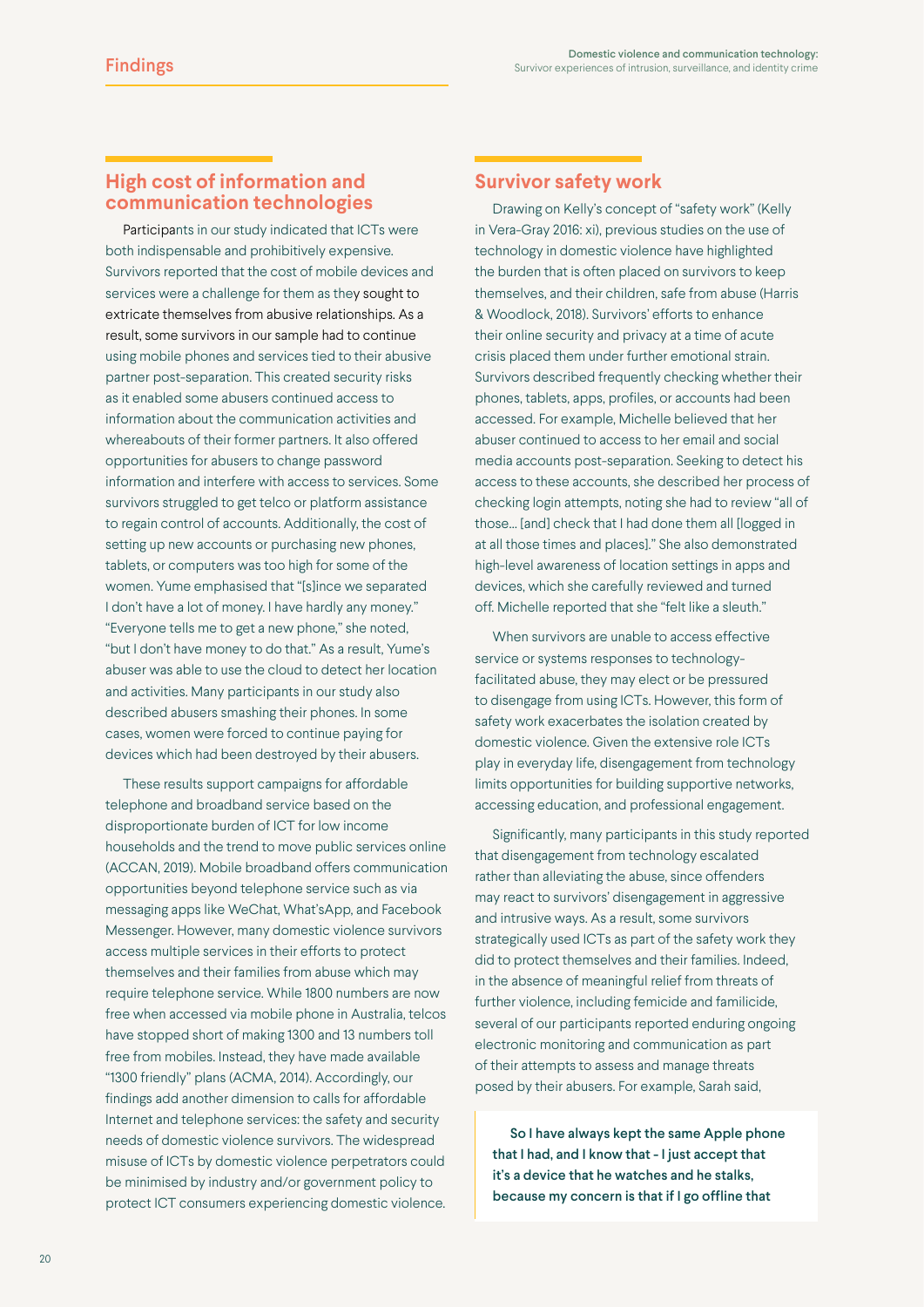## High cost of information and communication technologies

Participants in our study indicated that ICTs were both indispensable and prohibitively expensive. Survivors reported that the cost of mobile devices and services were a challenge for them as they sought to extricate themselves from abusive relationships. As a result, some survivors in our sample had to continue using mobile phones and services tied to their abusive partner post-separation. This created security risks as it enabled some abusers continued access to information about the communication activities and whereabouts of their former partners. It also offered opportunities for abusers to change password information and interfere with access to services. Some survivors struggled to get telco or platform assistance to regain control of accounts. Additionally, the cost of setting up new accounts or purchasing new phones, tablets, or computers was too high for some of the women. Yume emphasised that "[s]ince we separated I don't have a lot of money. I have hardly any money." "Everyone tells me to get a new phone," she noted, "but I don't have money to do that." As a result, Yume's abuser was able to use the cloud to detect her location and activities. Many participants in our study also described abusers smashing their phones. In some cases, women were forced to continue paying for devices which had been destroyed by their abusers.

These results support campaigns for affordable telephone and broadband service based on the disproportionate burden of ICT for low income households and the trend to move public services online (ACCAN, 2019). Mobile broadband offers communication opportunities beyond telephone service such as via messaging apps like WeChat, What'sApp, and Facebook Messenger. However, many domestic violence survivors access multiple services in their efforts to protect themselves and their families from abuse which may require telephone service. While 1800 numbers are now free when accessed via mobile phone in Australia, telcos have stopped short of making 1300 and 13 numbers toll free from mobiles. Instead, they have made available "1300 friendly" plans (ACMA, 2014). Accordingly, our findings add another dimension to calls for affordable Internet and telephone services: the safety and security needs of domestic violence survivors. The widespread misuse of ICTs by domestic violence perpetrators could be minimised by industry and/or government policy to protect ICT consumers experiencing domestic violence.

## Survivor safety work

Drawing on Kelly's concept of "safety work" (Kelly in Vera-Gray 2016: xi), previous studies on the use of technology in domestic violence have highlighted the burden that is often placed on survivors to keep themselves, and their children, safe from abuse (Harris & Woodlock, 2018). Survivors' efforts to enhance their online security and privacy at a time of acute crisis placed them under further emotional strain. Survivors described frequently checking whether their phones, tablets, apps, profiles, or accounts had been accessed. For example, Michelle believed that her abuser continued to access to her email and social media accounts post-separation. Seeking to detect his access to these accounts, she described her process of checking login attempts, noting she had to review "all of those... [and] check that I had done them all [logged in at all those times and places]." She also demonstrated high-level awareness of location settings in apps and devices, which she carefully reviewed and turned off. Michelle reported that she "felt like a sleuth."

When survivors are unable to access effective service or systems responses to technology-facilitated abuse, they may elect or be pressured to disengage from using ICTs. However, this form of safety work exacerbates the isolation created by domestic violence. Given the extensive role ICTs play in everyday life, disengagement from technology limits opportunities for building supportive networks, accessing education, and professional engagement.

Significantly, many participants in this study reported that disengagement from technology escalated rather than alleviating the abuse, since offenders may react to survivors' disengagement in aggressive and intrusive ways. As a result, some survivors strategically used ICTs as part of the safety work they did to protect themselves and their families. Indeed, in the absence of meaningful relief from threats of further violence, including femicide and familicide, several of our participants reported enduring ongoing electronic monitoring and communication as part of their attempts to assess and manage threats posed by their abusers. For example, Sarah said,

> **So I have always kept the same Apple phone that I had, and I know that - I just accept that it's a device that he watches and he stalks, because my concern is that if I go offline that**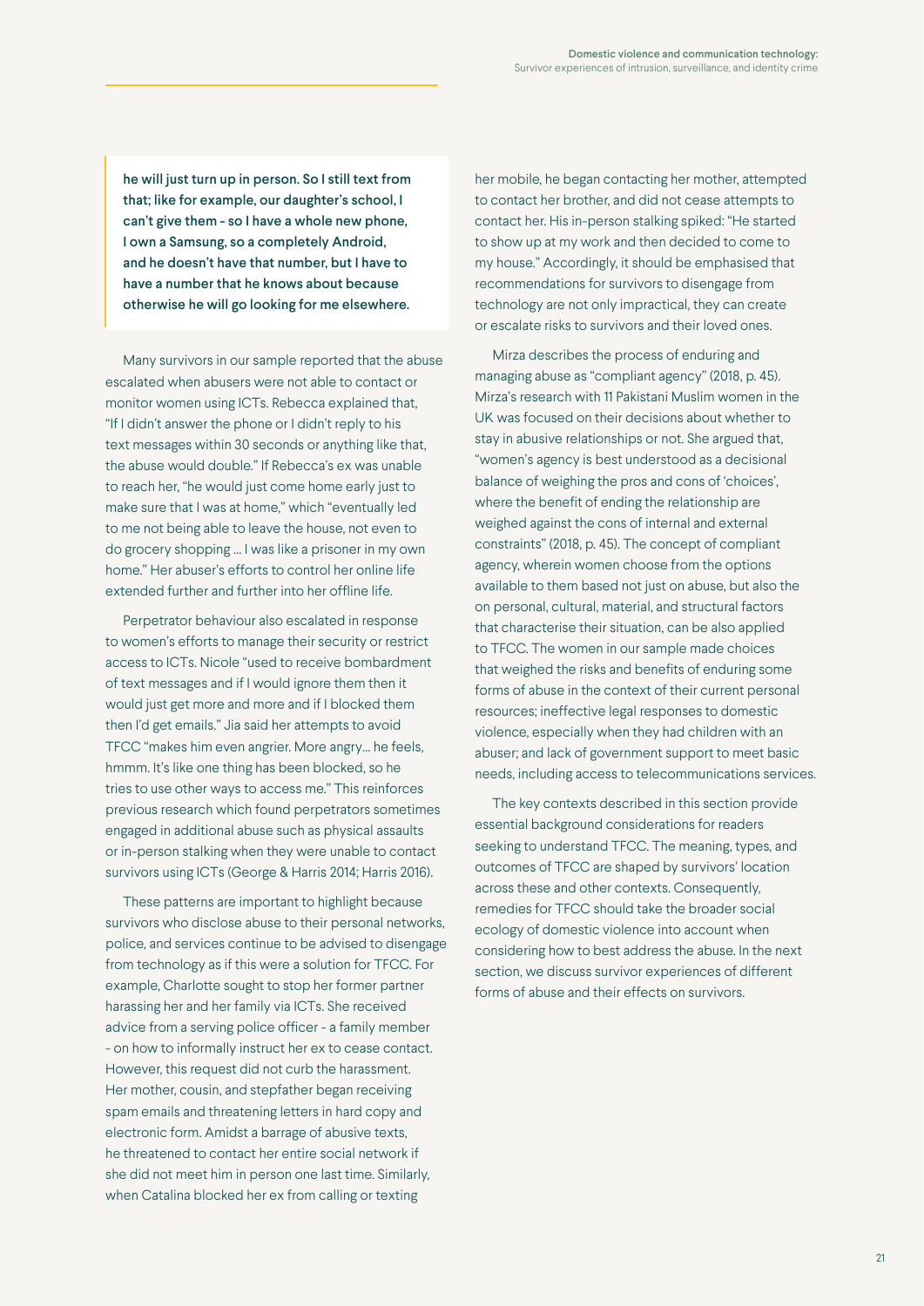> **he will just turn up in person. So I still text from that; like for example, our daughter's school, I can't give them - so I have a whole new phone, I own a Samsung, so a completely Android, and he doesn't have that number, but I have to have a number that he knows about because otherwise he will go looking for me elsewhere.**

Many survivors in our sample reported that the abuse escalated when abusers were not able to contact or monitor women using ICTs. Rebecca explained that, "If I didn't answer the phone or I didn't reply to his text messages within 30 seconds or anything like that, the abuse would double." If Rebecca's ex was unable to reach her, "he would just come home early just to make sure that I was at home," which "eventually led to me not being able to leave the house, not even to do grocery shopping … I was like a prisoner in my own home." Her abuser's efforts to control her online life extended further and further into her offline life.

Perpetrator behaviour also escalated in response to women's efforts to manage their security or restrict access to ICTs. Nicole "used to receive bombardment of text messages and if I would ignore them then it would just get more and more and if I blocked them then I'd get emails." Jia said her attempts to avoid TFCC "makes him even angrier. More angry… he feels, hmmm. It's like one thing has been blocked, so he tries to use other ways to access me." This reinforces previous research which found perpetrators sometimes engaged in additional abuse such as physical assaults or in-person stalking when they were unable to contact survivors using ICTs (George & Harris 2014; Harris 2016).

These patterns are important to highlight because survivors who disclose abuse to their personal networks, police, and services continue to be advised to disengage from technology as if this were a solution for TFCC. For example, Charlotte sought to stop her former partner harassing her and her family via ICTs. She received advice from a serving police officer - a family member - on how to informally instruct her ex to cease contact. However, this request did not curb the harassment. Her mother, cousin, and stepfather began receiving spam emails and threatening letters in hard copy and electronic form. Amidst a barrage of abusive texts, he threatened to contact her entire social network if she did not meet him in person one last time. Similarly, when Catalina blocked her ex from calling or texting her mobile, he began contacting her mother, attempted to contact her brother, and did not cease attempts to contact her. His in-person stalking spiked: "He started to show up at my work and then decided to come to my house." Accordingly, it should be emphasised that recommendations for survivors to disengage from technology are not only impractical, they can create or escalate risks to survivors and their loved ones.

Mirza describes the process of enduring and managing abuse as "compliant agency" (2018, p. 45). Mirza's research with 11 Pakistani Muslim women in the UK was focused on their decisions about whether to stay in abusive relationships or not. She argued that, "women's agency is best understood as a decisional balance of weighing the pros and cons of 'choices', where the benefit of ending the relationship are weighed against the cons of internal and external constraints" (2018, p. 45). The concept of compliant agency, wherein women choose from the options available to them based not just on abuse, but also the on personal, cultural, material, and structural factors that characterise their situation, can be also applied to TFCC. The women in our sample made choices that weighed the risks and benefits of enduring some forms of abuse in the context of their current personal resources; ineffective legal responses to domestic violence, especially when they had children with an abuser; and lack of government support to meet basic needs, including access to telecommunications services.

The key contexts described in this section provide essential background considerations for readers seeking to understand TFCC. The meaning, types, and outcomes of TFCC are shaped by survivors' location across these and other contexts. Consequently, remedies for TFCC should take the broader social ecology of domestic violence into account when considering how to best address the abuse. In the next section, we discuss survivor experiences of different forms of abuse and their effects on survivors.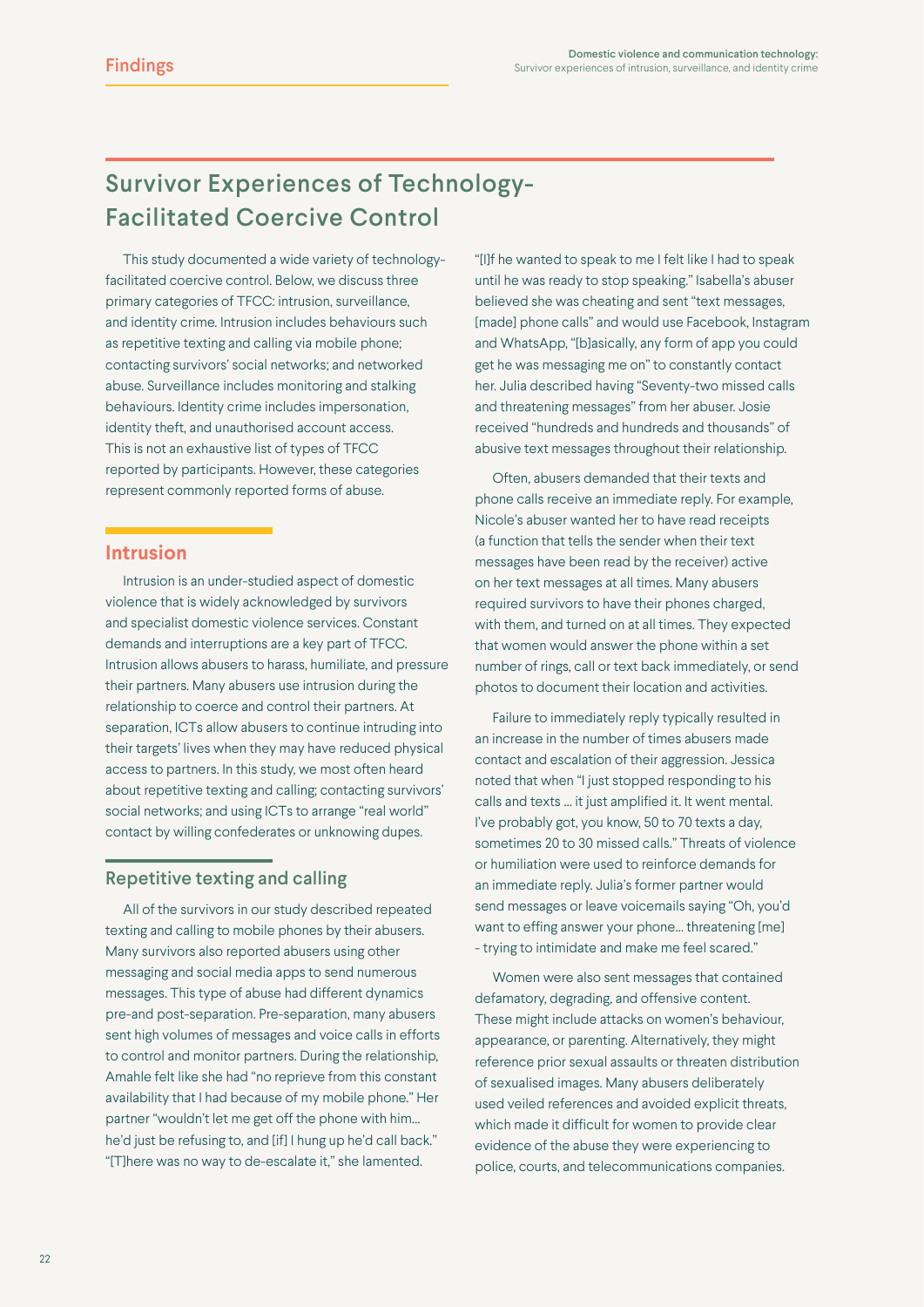## Survivor Experiences of Technology-Facilitated Coercive Control

This study documented a wide variety of technology-facilitated coercive control. Below, we discuss three primary categories of TFCC: intrusion, surveillance, and identity crime. Intrusion includes behaviours such as repetitive texting and calling via mobile phone; contacting survivors' social networks; and networked abuse. Surveillance includes monitoring and stalking behaviours. Identity crime includes impersonation, identity theft, and unauthorised account access. This is not an exhaustive list of types of TFCC reported by participants. However, these categories represent commonly reported forms of abuse.

### Intrusion

Intrusion is an under-studied aspect of domestic violence that is widely acknowledged by survivors and specialist domestic violence services. Constant demands and interruptions are a key part of TFCC. Intrusion allows abusers to harass, humiliate, and pressure their partners. Many abusers use intrusion during the relationship to coerce and control their partners. At separation, ICTs allow abusers to continue intruding into their targets' lives when they may have reduced physical access to partners. In this study, we most often heard about repetitive texting and calling; contacting survivors' social networks; and using ICTs to arrange "real world" contact by willing confederates or unknowing dupes.

#### Repetitive texting and calling

All of the survivors in our study described repeated texting and calling to mobile phones by their abusers. Many survivors also reported abusers using other messaging and social media apps to send numerous messages. This type of abuse had different dynamics pre-and post-separation. Pre-separation, many abusers sent high volumes of messages and voice calls in efforts to control and monitor partners. During the relationship, Amahle felt like she had "no reprieve from this constant availability that I had because of my mobile phone." Her partner "wouldn't let me get off the phone with him... he'd just be refusing to, and [if] I hung up he'd call back." "[T]here was no way to de-escalate it," she lamented. "[I]f he wanted to speak to me I felt like I had to speak until he was ready to stop speaking." Isabella's abuser believed she was cheating and sent "text messages, [made] phone calls" and would use Facebook, Instagram and WhatsApp, "[b]asically, any form of app you could get he was messaging me on" to constantly contact her. Julia described having "Seventy-two missed calls and threatening messages" from her abuser. Josie received "hundreds and hundreds and thousands" of abusive text messages throughout their relationship.

Often, abusers demanded that their texts and phone calls receive an immediate reply. For example, Nicole's abuser wanted her to have read receipts (a function that tells the sender when their text messages have been read by the receiver) active on her text messages at all times. Many abusers required survivors to have their phones charged, with them, and turned on at all times. They expected that women would answer the phone within a set number of rings, call or text back immediately, or send photos to document their location and activities.

Failure to immediately reply typically resulted in an increase in the number of times abusers made contact and escalation of their aggression. Jessica noted that when "I just stopped responding to his calls and texts ... it just amplified it. It went mental. I've probably got, you know, 50 to 70 texts a day, sometimes 20 to 30 missed calls." Threats of violence or humiliation were used to reinforce demands for an immediate reply. Julia's former partner would send messages or leave voicemails saying "Oh, you'd want to effing answer your phone... threatening [me] - trying to intimidate and make me feel scared."

Women were also sent messages that contained defamatory, degrading, and offensive content. These might include attacks on women's behaviour, appearance, or parenting. Alternatively, they might reference prior sexual assaults or threaten distribution of sexualised images. Many abusers deliberately used veiled references and avoided explicit threats, which made it difficult for women to provide clear evidence of the abuse they were experiencing to police, courts, and telecommunications companies.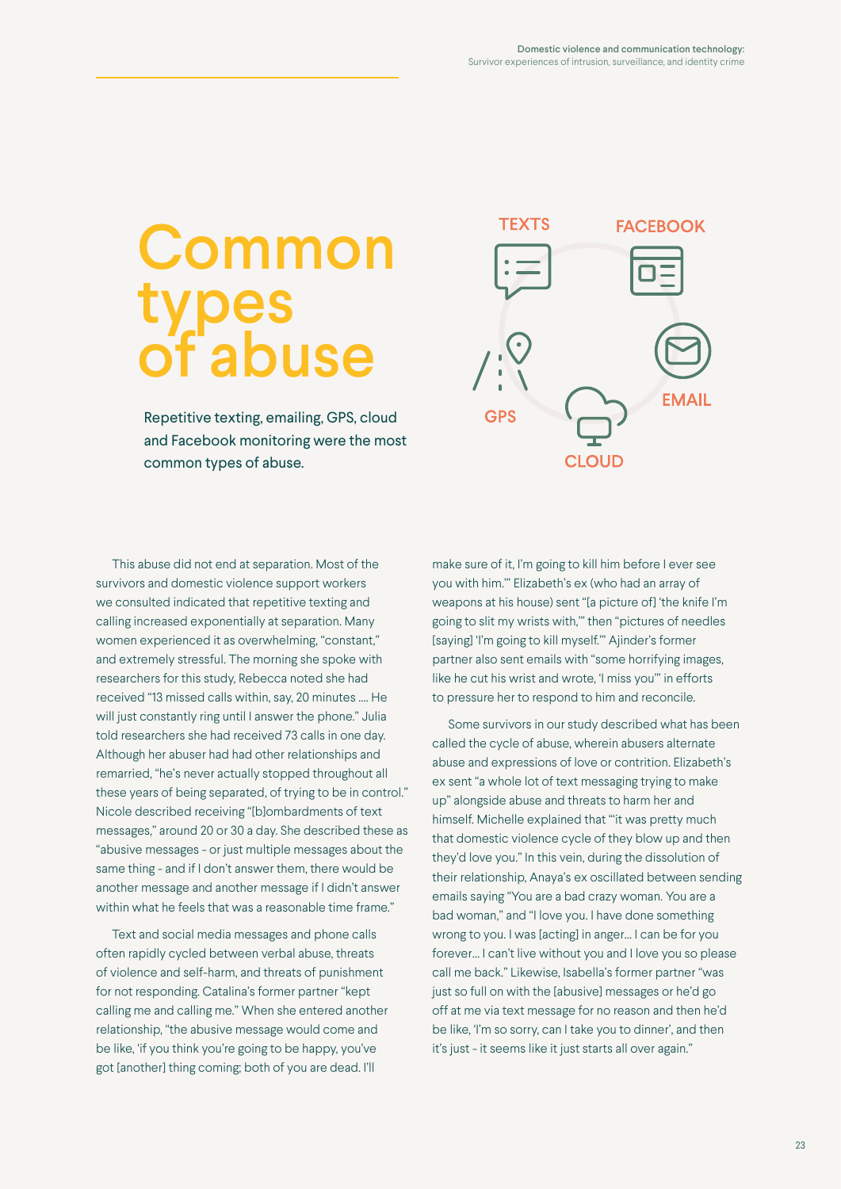# Common types of abuse

Repetitive texting, emailing, GPS, cloud and Facebook monitoring were the most common types of abuse.

TEXTS FACEBOOK EMAIL CLOUD GPS

This abuse did not end at separation. Most of the survivors and domestic violence support workers we consulted indicated that repetitive texting and calling increased exponentially at separation. Many women experienced it as overwhelming, "constant," and extremely stressful. The morning she spoke with researchers for this study, Rebecca noted she had received "13 missed calls within, say, 20 minutes .... He will just constantly ring until I answer the phone." Julia told researchers she had received 73 calls in one day. Although her abuser had had other relationships and remarried, "he's never actually stopped throughout all these years of being separated, of trying to be in control." Nicole described receiving "[b]ombardments of text messages," around 20 or 30 a day. She described these as "abusive messages - or just multiple messages about the same thing - and if I don't answer them, there would be another message and another message if I didn't answer within what he feels that was a reasonable time frame."

Text and social media messages and phone calls often rapidly cycled between verbal abuse, threats of violence and self-harm, and threats of punishment for not responding. Catalina's former partner "kept calling me and calling me." When she entered another relationship, "the abusive message would come and be like, 'if you think you're going to be happy, you've got [another] thing coming; both of you are dead. I'll make sure of it, I'm going to kill him before I ever see you with him.'" Elizabeth's ex (who had an array of weapons at his house) sent "[a picture of] 'the knife I'm going to slit my wrists with,'" then "pictures of needles [saying] 'I'm going to kill myself.'" Ajinder's former partner also sent emails with "some horrifying images, like he cut his wrist and wrote, 'I miss you'" in efforts to pressure her to respond to him and reconcile.

Some survivors in our study described what has been called the cycle of abuse, wherein abusers alternate abuse and expressions of love or contrition. Elizabeth's ex sent "a whole lot of text messaging trying to make up" alongside abuse and threats to harm her and himself. Michelle explained that "'it was pretty much that domestic violence cycle of they blow up and then they'd love you." In this vein, during the dissolution of their relationship, Anaya's ex oscillated between sending emails saying "You are a bad crazy woman. You are a bad woman," and "I love you. I have done something wrong to you. I was [acting] in anger... I can be for you forever... I can't live without you and I love you so please call me back." Likewise, Isabella's former partner "was just so full on with the [abusive] messages or he'd go off at me via text message for no reason and then he'd be like, 'I'm so sorry, can I take you to dinner', and then it's just - it seems like it just starts all over again."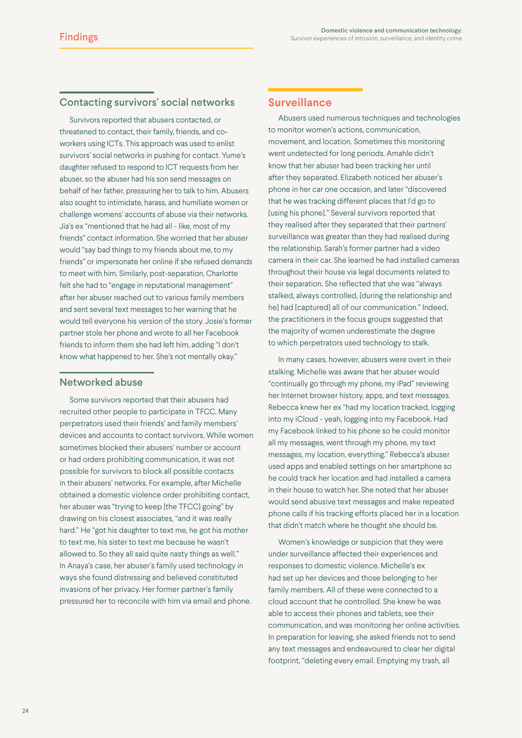## Contacting survivors' social networks

Survivors reported that abusers contacted, or threatened to contact, their family, friends, and co-workers using ICTs. This approach was used to enlist survivors' social networks in pushing for contact. Yume's daughter refused to respond to ICT requests from her abuser, so the abuser had his son send messages on behalf of her father, pressuring her to talk to him. Abusers also sought to intimidate, harass, and humiliate women or challenge womens' accounts of abuse via their networks. Jia's ex "mentioned that he had all - like, most of my friends" contact information. She worried that her abuser would "say bad things to my friends about me, to my friends" or impersonate her online if she refused demands to meet with him. Similarly, post-separation, Charlotte felt she had to "engage in reputational management" after her abuser reached out to various family members and sent several text messages to her warning that he would tell everyone his version of the story. Josie's former partner stole her phone and wrote to all her Facebook friends to inform them she had left him, adding "I don't know what happened to her. She's not mentally okay."

## Networked abuse

Some survivors reported that their abusers had recruited other people to participate in TFCC. Many perpetrators used their friends' and family members' devices and accounts to contact survivors. While women sometimes blocked their abusers' number or account or had orders prohibiting communication, it was not possible for survivors to block all possible contacts in their abusers' networks. For example, after Michelle obtained a domestic violence order prohibiting contact, her abuser was "trying to keep [the TFCC] going" by drawing on his closest associates, "and it was really hard." He "got his daughter to text me, he got his mother to text me, his sister to text me because he wasn't allowed to. So they all said quite nasty things as well." In Anaya's case, her abuser's family used technology in ways she found distressing and believed constituted invasions of her privacy. Her former partner's family pressured her to reconcile with him via email and phone.

## Surveillance

Abusers used numerous techniques and technologies to monitor women's actions, communication, movement, and location. Sometimes this monitoring went undetected for long periods. Amahle didn't know that her abuser had been tracking her until after they separated. Elizabeth noticed her abuser's phone in her car one occasion, and later "discovered that he was tracking different places that I'd go to [using his phone]." Several survivors reported that they realised after they separated that their partners' surveillance was greater than they had realised during the relationship. Sarah's former partner had a video camera in their car. She learned he had installed cameras throughout their house via legal documents related to their separation. She reflected that she was "always stalked, always controlled, [during the relationship and he] had [captured] all of our communication." Indeed, the practitioners in the focus groups suggested that the majority of women underestimate the degree to which perpetrators used technology to stalk.

In many cases, however, abusers were overt in their stalking. Michelle was aware that her abuser would "continually go through my phone, my iPad" reviewing her Internet browser history, apps, and text messages. Rebecca knew her ex "had my location tracked, logging into my iCloud - yeah, logging into my Facebook. Had my Facebook linked to his phone so he could monitor all my messages, went through my phone, my text messages, my location, everything." Rebecca's abuser used apps and enabled settings on her smartphone so he could track her location and had installed a camera in their house to watch her. She noted that her abuser would send abusive text messages and make repeated phone calls if his tracking efforts placed her in a location that didn't match where he thought she should be.

Women's knowledge or suspicion that they were under surveillance affected their experiences and responses to domestic violence. Michelle's ex had set up her devices and those belonging to her family members. All of these were connected to a cloud account that he controlled. She knew he was able to access their phones and tablets, see their communication, and was monitoring her online activities. In preparation for leaving, she asked friends not to send any text messages and endeavoured to clear her digital footprint, "deleting every email. Emptying my trash, all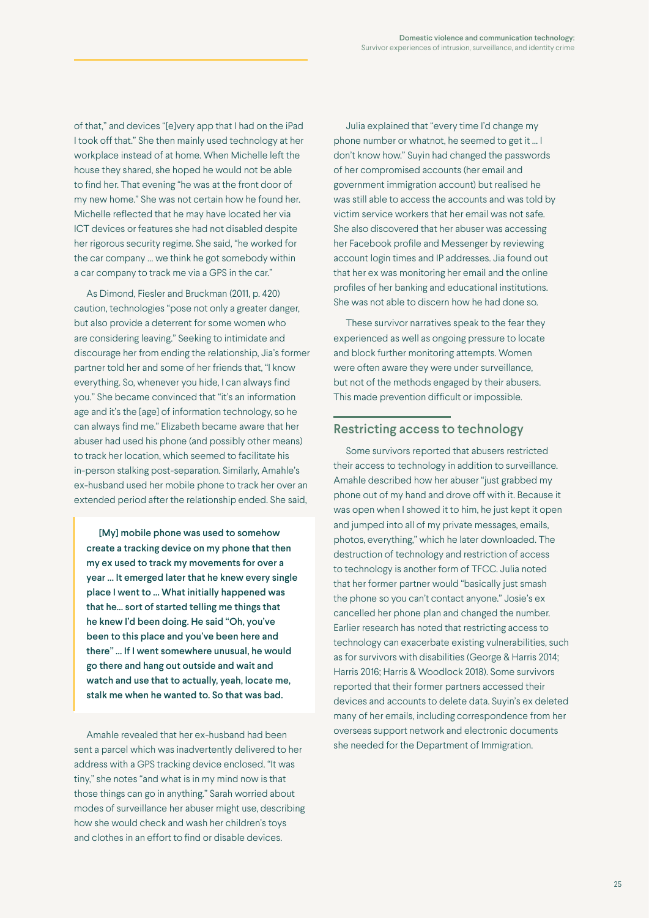of that," and devices "[e]very app that I had on the iPad I took off that." She then mainly used technology at her workplace instead of at home. When Michelle left the house they shared, she hoped he would not be able to find her. That evening "he was at the front door of my new home." She was not certain how he found her. Michelle reflected that he may have located her via ICT devices or features she had not disabled despite her rigorous security regime. She said, "he worked for the car company … we think he got somebody within a car company to track me via a GPS in the car."

As Dimond, Fiesler and Bruckman (2011, p. 420) caution, technologies "pose not only a greater danger, but also provide a deterrent for some women who are considering leaving." Seeking to intimidate and discourage her from ending the relationship, Jia's former partner told her and some of her friends that, "I know everything. So, whenever you hide, I can always find you." She became convinced that "it's an information age and it's the [age] of information technology, so he can always find me." Elizabeth became aware that her abuser had used his phone (and possibly other means) to track her location, which seemed to facilitate his in-person stalking post-separation. Similarly, Amahle's ex-husband used her mobile phone to track her over an extended period after the relationship ended. She said,

> **[My] mobile phone was used to somehow create a tracking device on my phone that then my ex used to track my movements for over a year … It emerged later that he knew every single place I went to … What initially happened was that he… sort of started telling me things that he knew I'd been doing. He said "Oh, you've been to this place and you've been here and there" … If I went somewhere unusual, he would go there and hang out outside and wait and watch and use that to actually, yeah, locate me, stalk me when he wanted to. So that was bad.**

Amahle revealed that her ex-husband had been sent a parcel which was inadvertently delivered to her address with a GPS tracking device enclosed. "It was tiny," she notes "and what is in my mind now is that those things can go in anything." Sarah worried about modes of surveillance her abuser might use, describing how she would check and wash her children's toys and clothes in an effort to find or disable devices.

Julia explained that "every time I'd change my phone number or whatnot, he seemed to get it … I don't know how." Suyin had changed the passwords of her compromised accounts (her email and government immigration account) but realised he was still able to access the accounts and was told by victim service workers that her email was not safe. She also discovered that her abuser was accessing her Facebook profile and Messenger by reviewing account login times and IP addresses. Jia found out that her ex was monitoring her email and the online profiles of her banking and educational institutions. She was not able to discern how he had done so.

These survivor narratives speak to the fear they experienced as well as ongoing pressure to locate and block further monitoring attempts. Women were often aware they were under surveillance, but not of the methods engaged by their abusers. This made prevention difficult or impossible.

## Restricting access to technology

Some survivors reported that abusers restricted their access to technology in addition to surveillance. Amahle described how her abuser "just grabbed my phone out of my hand and drove off with it. Because it was open when I showed it to him, he just kept it open and jumped into all of my private messages, emails, photos, everything," which he later downloaded. The destruction of technology and restriction of access to technology is another form of TFCC. Julia noted that her former partner would "basically just smash the phone so you can't contact anyone." Josie's ex cancelled her phone plan and changed the number. Earlier research has noted that restricting access to technology can exacerbate existing vulnerabilities, such as for survivors with disabilities (George & Harris 2014; Harris 2016; Harris & Woodlock 2018). Some survivors reported that their former partners accessed their devices and accounts to delete data. Suyin's ex deleted many of her emails, including correspondence from her overseas support network and electronic documents she needed for the Department of Immigration.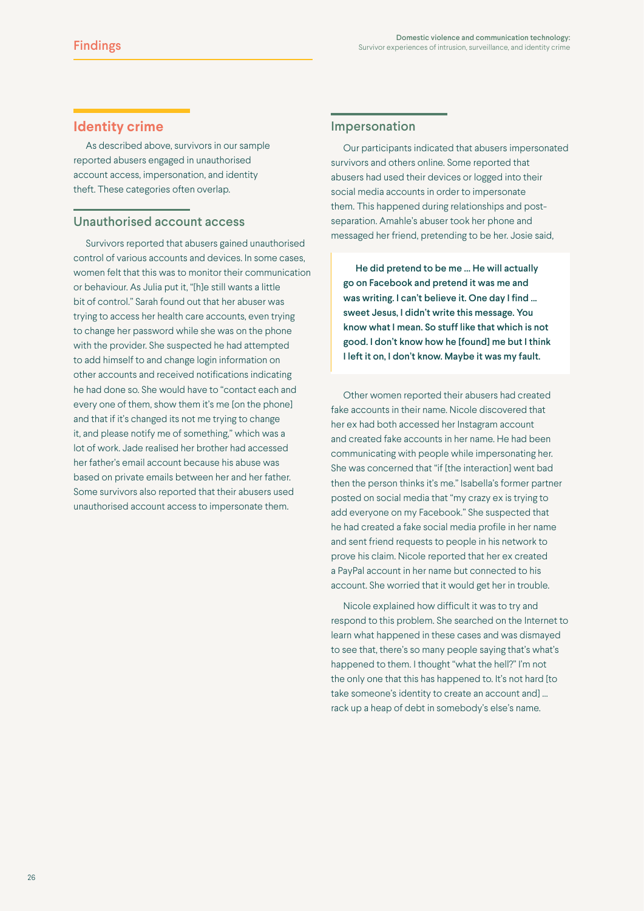## Identity crime

As described above, survivors in our sample reported abusers engaged in unauthorised account access, impersonation, and identity theft. These categories often overlap.

### Unauthorised account access

Survivors reported that abusers gained unauthorised control of various accounts and devices. In some cases, women felt that this was to monitor their communication or behaviour. As Julia put it, "[h]e still wants a little bit of control." Sarah found out that her abuser was trying to access her health care accounts, even trying to change her password while she was on the phone with the provider. She suspected he had attempted to add himself to and change login information on other accounts and received notifications indicating he had done so. She would have to "contact each and every one of them, show them it's me [on the phone] and that if it's changed its not me trying to change it, and please notify me of something," which was a lot of work. Jade realised her brother had accessed her father's email account because his abuse was based on private emails between her and her father. Some survivors also reported that their abusers used unauthorised account access to impersonate them.

### Impersonation

Our participants indicated that abusers impersonated survivors and others online. Some reported that abusers had used their devices or logged into their social media accounts in order to impersonate them. This happened during relationships and post-separation. Amahle's abuser took her phone and messaged her friend, pretending to be her. Josie said,

> **He did pretend to be me ... He will actually go on Facebook and pretend it was me and was writing. I can't believe it. One day I find ... sweet Jesus, I didn't write this message. You know what I mean. So stuff like that which is not good. I don't know how he [found] me but I think I left it on, I don't know. Maybe it was my fault.**

Other women reported their abusers had created fake accounts in their name. Nicole discovered that her ex had both accessed her Instagram account and created fake accounts in her name. He had been communicating with people while impersonating her. She was concerned that "if [the interaction] went bad then the person thinks it's me." Isabella's former partner posted on social media that "my crazy ex is trying to add everyone on my Facebook." She suspected that he had created a fake social media profile in her name and sent friend requests to people in his network to prove his claim. Nicole reported that her ex created a PayPal account in her name but connected to his account. She worried that it would get her in trouble.

Nicole explained how difficult it was to try and respond to this problem. She searched on the Internet to learn what happened in these cases and was dismayed to see that, there's so many people saying that's what's happened to them. I thought "what the hell?" I'm not the only one that this has happened to. It's not hard [to take someone's identity to create an account and] ... rack up a heap of debt in somebody's else's name.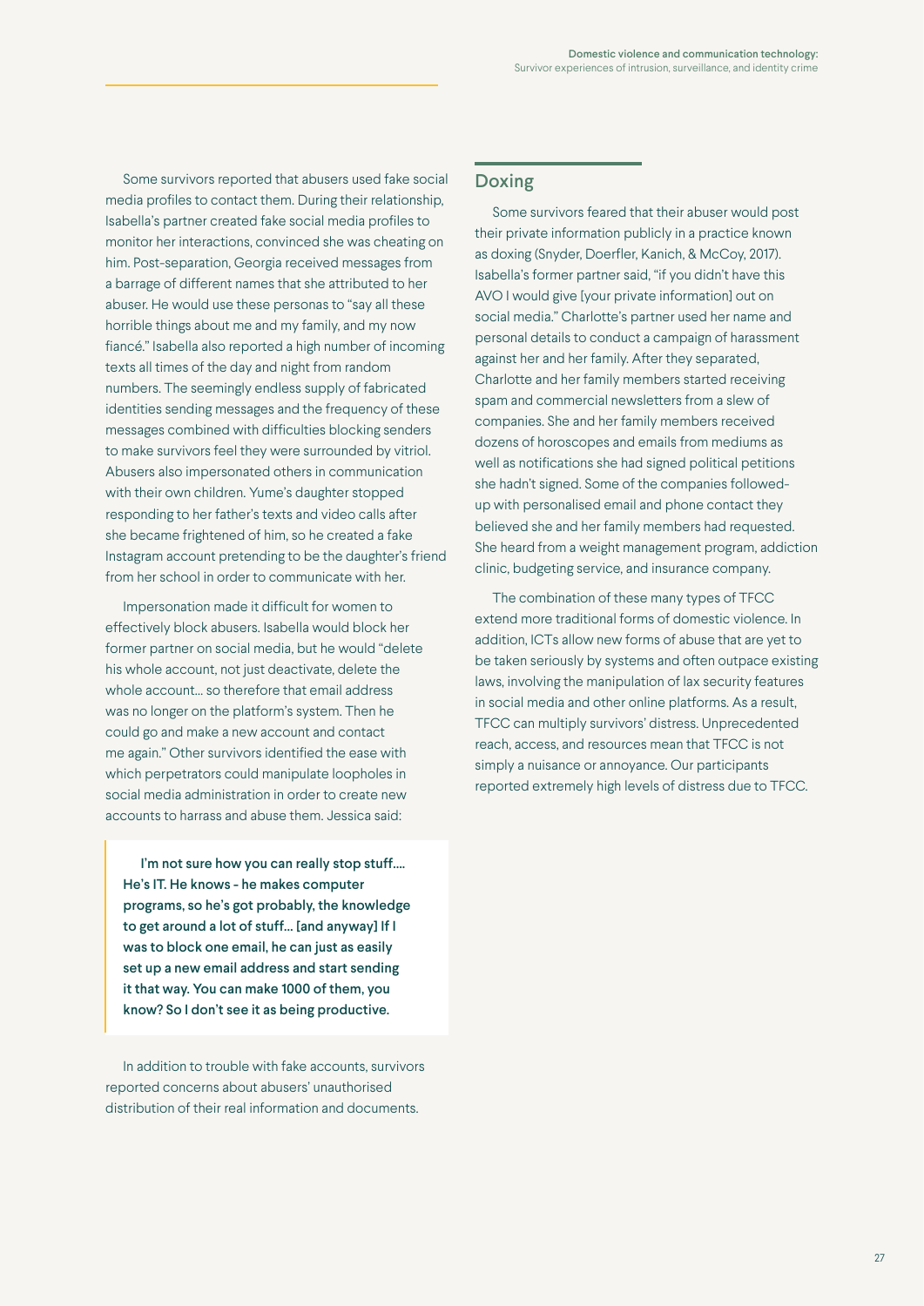Some survivors reported that abusers used fake social media profiles to contact them. During their relationship, Isabella's partner created fake social media profiles to monitor her interactions, convinced she was cheating on him. Post-separation, Georgia received messages from a barrage of different names that she attributed to her abuser. He would use these personas to "say all these horrible things about me and my family, and my now fiancé." Isabella also reported a high number of incoming texts all times of the day and night from random numbers. The seemingly endless supply of fabricated identities sending messages and the frequency of these messages combined with difficulties blocking senders to make survivors feel they were surrounded by vitriol. Abusers also impersonated others in communication with their own children. Yume's daughter stopped responding to her father's texts and video calls after she became frightened of him, so he created a fake Instagram account pretending to be the daughter's friend from her school in order to communicate with her.

Impersonation made it difficult for women to effectively block abusers. Isabella would block her former partner on social media, but he would "delete his whole account, not just deactivate, delete the whole account... so therefore that email address was no longer on the platform's system. Then he could go and make a new account and contact me again." Other survivors identified the ease with which perpetrators could manipulate loopholes in social media administration in order to create new accounts to harrass and abuse them. Jessica said:

> **I'm not sure how you can really stop stuff.... He's IT. He knows - he makes computer programs, so he's got probably, the knowledge to get around a lot of stuff... [and anyway] If I was to block one email, he can just as easily set up a new email address and start sending it that way. You can make 1000 of them, you know? So I don't see it as being productive.**

In addition to trouble with fake accounts, survivors reported concerns about abusers' unauthorised distribution of their real information and documents.

## Doxing

Some survivors feared that their abuser would post their private information publicly in a practice known as doxing (Snyder, Doerfler, Kanich, & McCoy, 2017). Isabella's former partner said, "if you didn't have this AVO I would give [your private information] out on social media." Charlotte's partner used her name and personal details to conduct a campaign of harassment against her and her family. After they separated, Charlotte and her family members started receiving spam and commercial newsletters from a slew of companies. She and her family members received dozens of horoscopes and emails from mediums as well as notifications she had signed political petitions she hadn't signed. Some of the companies followed-up with personalised email and phone contact they believed she and her family members had requested. She heard from a weight management program, addiction clinic, budgeting service, and insurance company.

The combination of these many types of TFCC extend more traditional forms of domestic violence. In addition, ICTs allow new forms of abuse that are yet to be taken seriously by systems and often outpace existing laws, involving the manipulation of lax security features in social media and other online platforms. As a result, TFCC can multiply survivors' distress. Unprecedented reach, access, and resources mean that TFCC is not simply a nuisance or annoyance. Our participants reported extremely high levels of distress due to TFCC.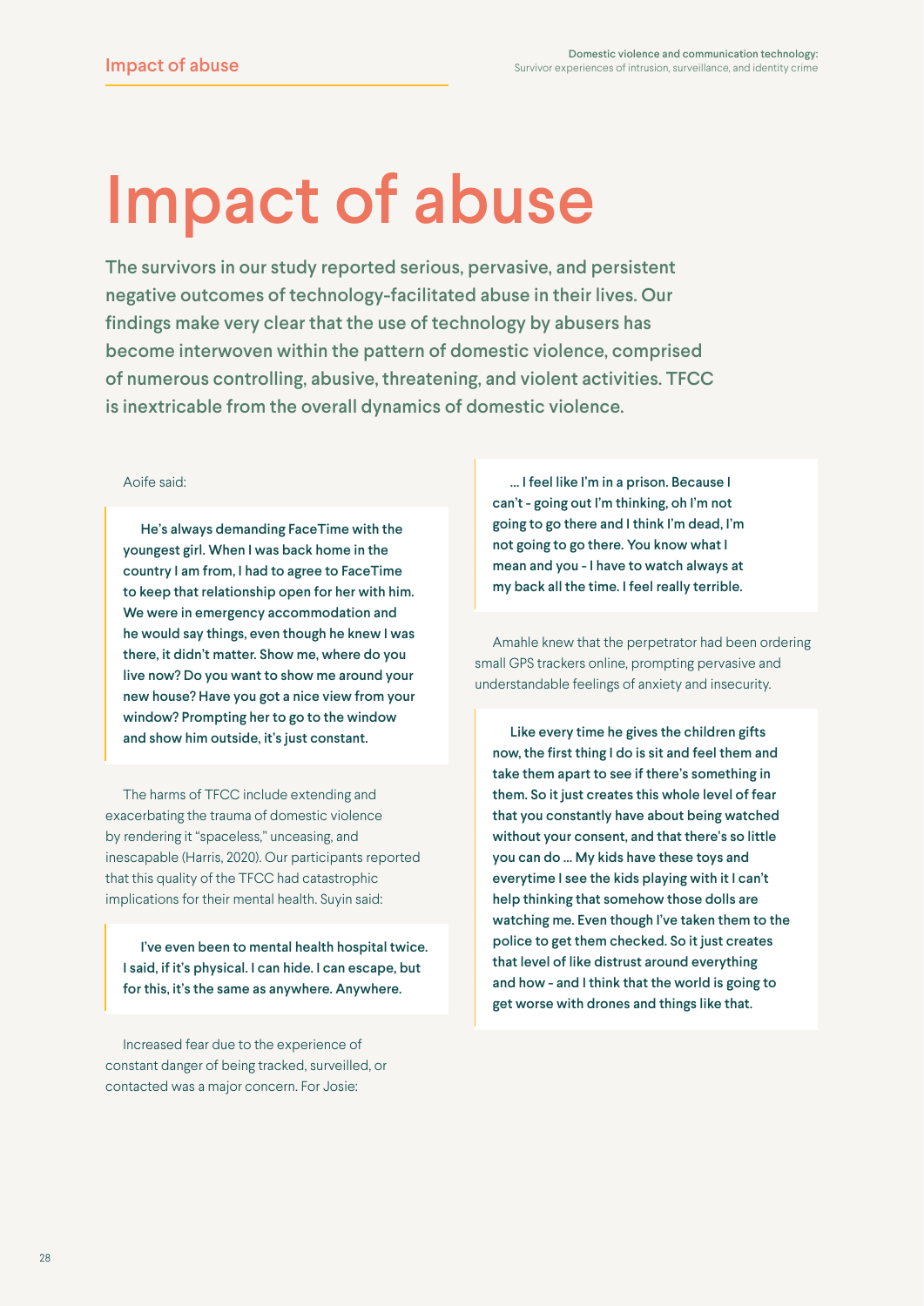# Impact of abuse

**The survivors in our study reported serious, pervasive, and persistent negative outcomes of technology-facilitated abuse in their lives. Our findings make very clear that the use of technology by abusers has become interwoven within the pattern of domestic violence, comprised of numerous controlling, abusive, threatening, and violent activities. TFCC is inextricable from the overall dynamics of domestic violence.**

Aoife said:

> **He's always demanding FaceTime with the youngest girl. When I was back home in the country I am from, I had to agree to FaceTime to keep that relationship open for her with him. We were in emergency accommodation and he would say things, even though he knew I was there, it didn't matter. Show me, where do you live now? Do you want to show me around your new house? Have you got a nice view from your window? Prompting her to go to the window and show him outside, it's just constant.**

The harms of TFCC include extending and exacerbating the trauma of domestic violence by rendering it "spaceless," unceasing, and inescapable (Harris, 2020). Our participants reported that this quality of the TFCC had catastrophic implications for their mental health. Suyin said:

> **I've even been to mental health hospital twice. I said, if it's physical. I can hide. I can escape, but for this, it's the same as anywhere. Anywhere.**

Increased fear due to the experience of constant danger of being tracked, surveilled, or contacted was a major concern. For Josie:

> **… I feel like I'm in a prison. Because I can't - going out I'm thinking, oh I'm not going to go there and I think I'm dead, I'm not going to go there. You know what I mean and you - I have to watch always at my back all the time. I feel really terrible.**

Amahle knew that the perpetrator had been ordering small GPS trackers online, prompting pervasive and understandable feelings of anxiety and insecurity.

> **Like every time he gives the children gifts now, the first thing I do is sit and feel them and take them apart to see if there's something in them. So it just creates this whole level of fear that you constantly have about being watched without your consent, and that there's so little you can do … My kids have these toys and everytime I see the kids playing with it I can't help thinking that somehow those dolls are watching me. Even though I've taken them to the police to get them checked. So it just creates that level of like distrust around everything and how - and I think that the world is going to get worse with drones and things like that.**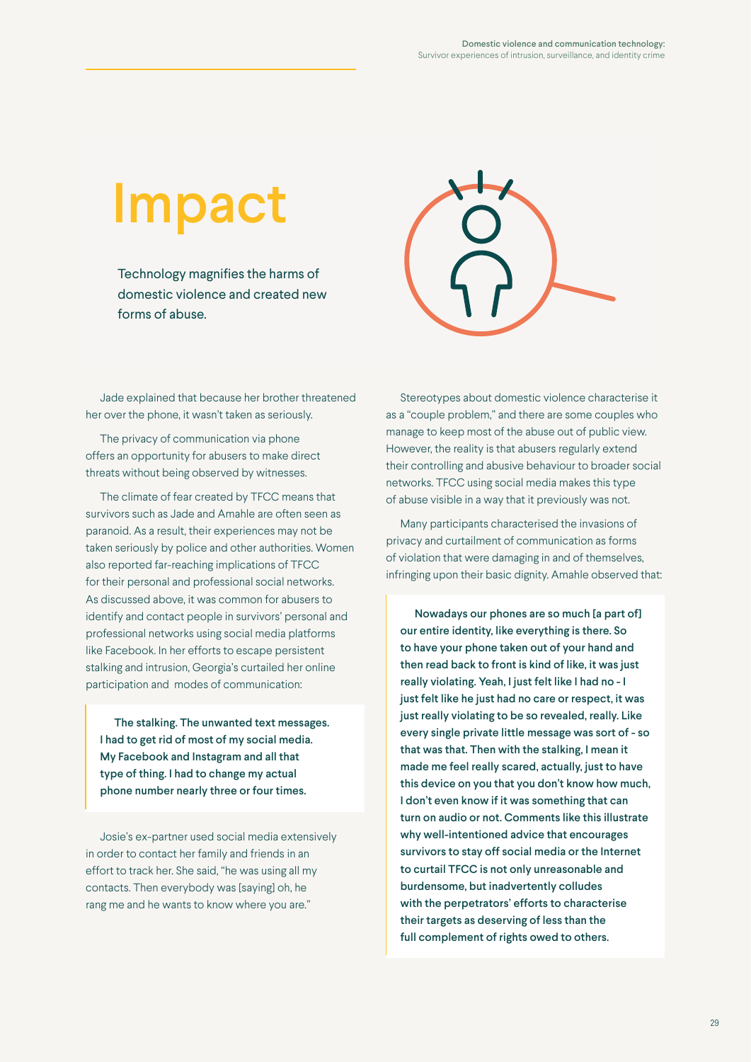# Impact

Technology magnifies the harms of domestic violence and created new forms of abuse.

Jade explained that because her brother threatened her over the phone, it wasn't taken as seriously.

The privacy of communication via phone offers an opportunity for abusers to make direct threats without being observed by witnesses.

The climate of fear created by TFCC means that survivors such as Jade and Amahle are often seen as paranoid. As a result, their experiences may not be taken seriously by police and other authorities. Women also reported far-reaching implications of TFCC for their personal and professional social networks. As discussed above, it was common for abusers to identify and contact people in survivors' personal and professional networks using social media platforms like Facebook. In her efforts to escape persistent stalking and intrusion, Georgia's curtailed her online participation and modes of communication:

> **The stalking. The unwanted text messages. I had to get rid of most of my social media. My Facebook and Instagram and all that type of thing. I had to change my actual phone number nearly three or four times.**

Josie's ex-partner used social media extensively in order to contact her family and friends in an effort to track her. She said, "he was using all my contacts. Then everybody was [saying] oh, he rang me and he wants to know where you are."

Stereotypes about domestic violence characterise it as a "couple problem," and there are some couples who manage to keep most of the abuse out of public view. However, the reality is that abusers regularly extend their controlling and abusive behaviour to broader social networks. TFCC using social media makes this type of abuse visible in a way that it previously was not.

Many participants characterised the invasions of privacy and curtailment of communication as forms of violation that were damaging in and of themselves, infringing upon their basic dignity. Amahle observed that:

> **Nowadays our phones are so much [a part of] our entire identity, like everything is there. So to have your phone taken out of your hand and then read back to front is kind of like, it was just really violating. Yeah, I just felt like I had no - I just felt like he just had no care or respect, it was just really violating to be so revealed, really. Like every single private little message was sort of - so that was that. Then with the stalking, I mean it made me feel really scared, actually, just to have this device on you that you don't know how much, I don't even know if it was something that can turn on audio or not. Comments like this illustrate why well-intentioned advice that encourages survivors to stay off social media or the Internet to curtail TFCC is not only unreasonable and burdensome, but inadvertently colludes with the perpetrators' efforts to characterise their targets as deserving of less than the full complement of rights owed to others.**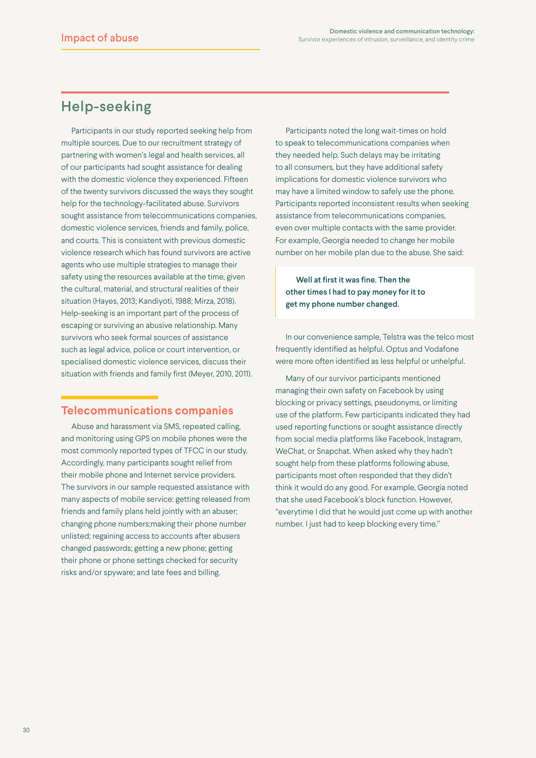## Help-seeking

Participants in our study reported seeking help from multiple sources. Due to our recruitment strategy of partnering with women's legal and health services, all of our participants had sought assistance for dealing with the domestic violence they experienced. Fifteen of the twenty survivors discussed the ways they sought help for the technology-facilitated abuse. Survivors sought assistance from telecommunications companies, domestic violence services, friends and family, police, and courts. This is consistent with previous domestic violence research which has found survivors are active agents who use multiple strategies to manage their safety using the resources available at the time, given the cultural, material, and structural realities of their situation (Hayes, 2013; Kandiyoti, 1988; Mirza, 2018). Help-seeking is an important part of the process of escaping or surviving an abusive relationship. Many survivors who seek formal sources of assistance such as legal advice, police or court intervention, or specialised domestic violence services, discuss their situation with friends and family first (Meyer, 2010, 2011).

### Telecommunications companies

Abuse and harassment via SMS, repeated calling, and monitoring using GPS on mobile phones were the most commonly reported types of TFCC in our study. Accordingly, many participants sought relief from their mobile phone and Internet service providers. The survivors in our sample requested assistance with many aspects of mobile service: getting released from friends and family plans held jointly with an abuser; changing phone numbers;making their phone number unlisted; regaining access to accounts after abusers changed passwords; getting a new phone; getting their phone or phone settings checked for security risks and/or spyware; and late fees and billing.

Participants noted the long wait-times on hold to speak to telecommunications companies when they needed help. Such delays may be irritating to all consumers, but they have additional safety implications for domestic violence survivors who may have a limited window to safely use the phone. Participants reported inconsistent results when seeking assistance from telecommunications companies, even over multiple contacts with the same provider. For example, Georgia needed to change her mobile number on her mobile plan due to the abuse. She said:

> **Well at first it was fine. Then the other times I had to pay money for it to get my phone number changed.**

In our convenience sample, Telstra was the telco most frequently identified as helpful. Optus and Vodafone were more often identified as less helpful or unhelpful.

Many of our survivor participants mentioned managing their own safety on Facebook by using blocking or privacy settings, pseudonyms, or limiting use of the platform. Few participants indicated they had used reporting functions or sought assistance directly from social media platforms like Facebook, Instagram, WeChat, or Snapchat. When asked why they hadn't sought help from these platforms following abuse, participants most often responded that they didn't think it would do any good. For example, Georgia noted that she used Facebook's block function. However, "everytime I did that he would just come up with another number. I just had to keep blocking every time."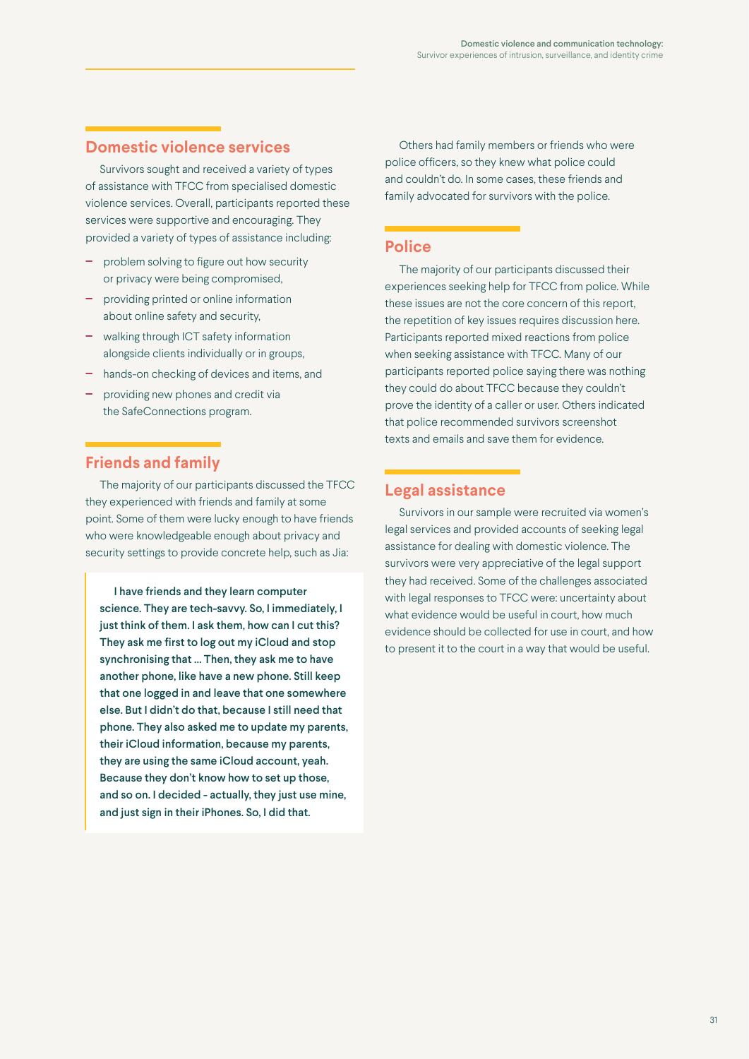## Domestic violence services

Survivors sought and received a variety of types of assistance with TFCC from specialised domestic violence services. Overall, participants reported these services were supportive and encouraging. They provided a variety of types of assistance including:

- problem solving to figure out how security or privacy were being compromised,
- providing printed or online information about online safety and security,
- walking through ICT safety information alongside clients individually or in groups,
- hands-on checking of devices and items, and
- providing new phones and credit via the SafeConnections program.

## Friends and family

The majority of our participants discussed the TFCC they experienced with friends and family at some point. Some of them were lucky enough to have friends who were knowledgeable enough about privacy and security settings to provide concrete help, such as Jia:

> **I have friends and they learn computer science. They are tech-savvy. So, I immediately, I just think of them. I ask them, how can I cut this? They ask me first to log out my iCloud and stop synchronising that … Then, they ask me to have another phone, like have a new phone. Still keep that one logged in and leave that one somewhere else. But I didn't do that, because I still need that phone. They also asked me to update my parents, their iCloud information, because my parents, they are using the same iCloud account, yeah. Because they don't know how to set up those, and so on. I decided - actually, they just use mine, and just sign in their iPhones. So, I did that.**

Others had family members or friends who were police officers, so they knew what police could and couldn't do. In some cases, these friends and family advocated for survivors with the police.

## Police

The majority of our participants discussed their experiences seeking help for TFCC from police. While these issues are not the core concern of this report, the repetition of key issues requires discussion here. Participants reported mixed reactions from police when seeking assistance with TFCC. Many of our participants reported police saying there was nothing they could do about TFCC because they couldn't prove the identity of a caller or user. Others indicated that police recommended survivors screenshot texts and emails and save them for evidence.

## Legal assistance

Survivors in our sample were recruited via women's legal services and provided accounts of seeking legal assistance for dealing with domestic violence. The survivors were very appreciative of the legal support they had received. Some of the challenges associated with legal responses to TFCC were: uncertainty about what evidence would be useful in court, how much evidence should be collected for use in court, and how to present it to the court in a way that would be useful.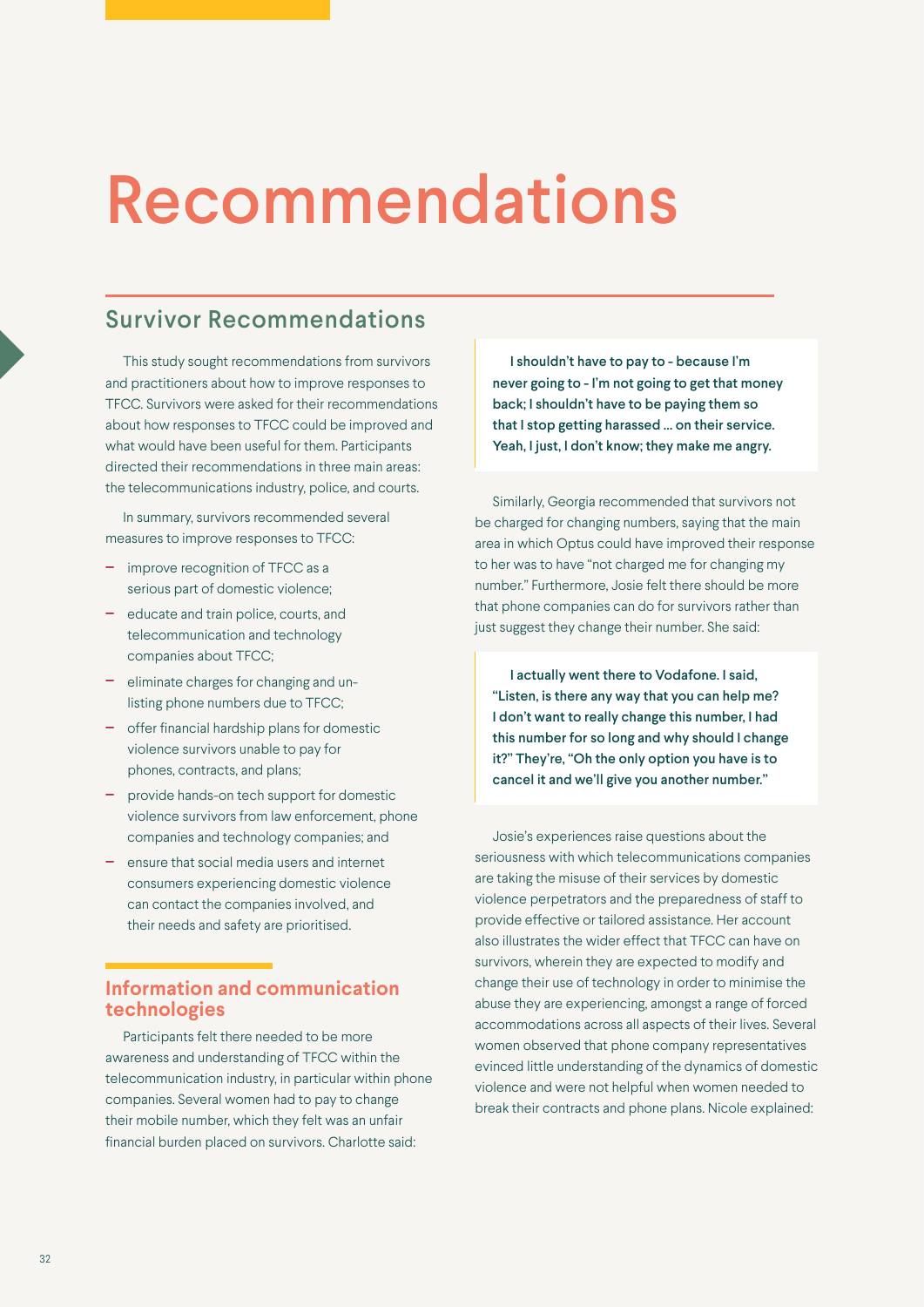# Recommendations

## Survivor Recommendations

This study sought recommendations from survivors and practitioners about how to improve responses to TFCC. Survivors were asked for their recommendations about how responses to TFCC could be improved and what would have been useful for them. Participants directed their recommendations in three main areas: the telecommunications industry, police, and courts.

In summary, survivors recommended several measures to improve responses to TFCC:

- improve recognition of TFCC as a serious part of domestic violence;
- educate and train police, courts, and telecommunication and technology companies about TFCC;
- eliminate charges for changing and un-listing phone numbers due to TFCC;
- offer financial hardship plans for domestic violence survivors unable to pay for phones, contracts, and plans;
- provide hands-on tech support for domestic violence survivors from law enforcement, phone companies and technology companies; and
- ensure that social media users and internet consumers experiencing domestic violence can contact the companies involved, and their needs and safety are prioritised.

### Information and communication technologies

Participants felt there needed to be more awareness and understanding of TFCC within the telecommunication industry, in particular within phone companies. Several women had to pay to change their mobile number, which they felt was an unfair financial burden placed on survivors. Charlotte said:

> **I shouldn't have to pay to - because I'm never going to - I'm not going to get that money back; I shouldn't have to be paying them so that I stop getting harassed ... on their service. Yeah, I just, I don't know; they make me angry.**

Similarly, Georgia recommended that survivors not be charged for changing numbers, saying that the main area in which Optus could have improved their response to her was to have "not charged me for changing my number." Furthermore, Josie felt there should be more that phone companies can do for survivors rather than just suggest they change their number. She said:

> **I actually went there to Vodafone. I said, "Listen, is there any way that you can help me? I don't want to really change this number, I had this number for so long and why should I change it?" They're, "Oh the only option you have is to cancel it and we'll give you another number."**

Josie's experiences raise questions about the seriousness with which telecommunications companies are taking the misuse of their services by domestic violence perpetrators and the preparedness of staff to provide effective or tailored assistance. Her account also illustrates the wider effect that TFCC can have on survivors, wherein they are expected to modify and change their use of technology in order to minimise the abuse they are experiencing, amongst a range of forced accommodations across all aspects of their lives. Several women observed that phone company representatives evinced little understanding of the dynamics of domestic violence and were not helpful when women needed to break their contracts and phone plans. Nicole explained: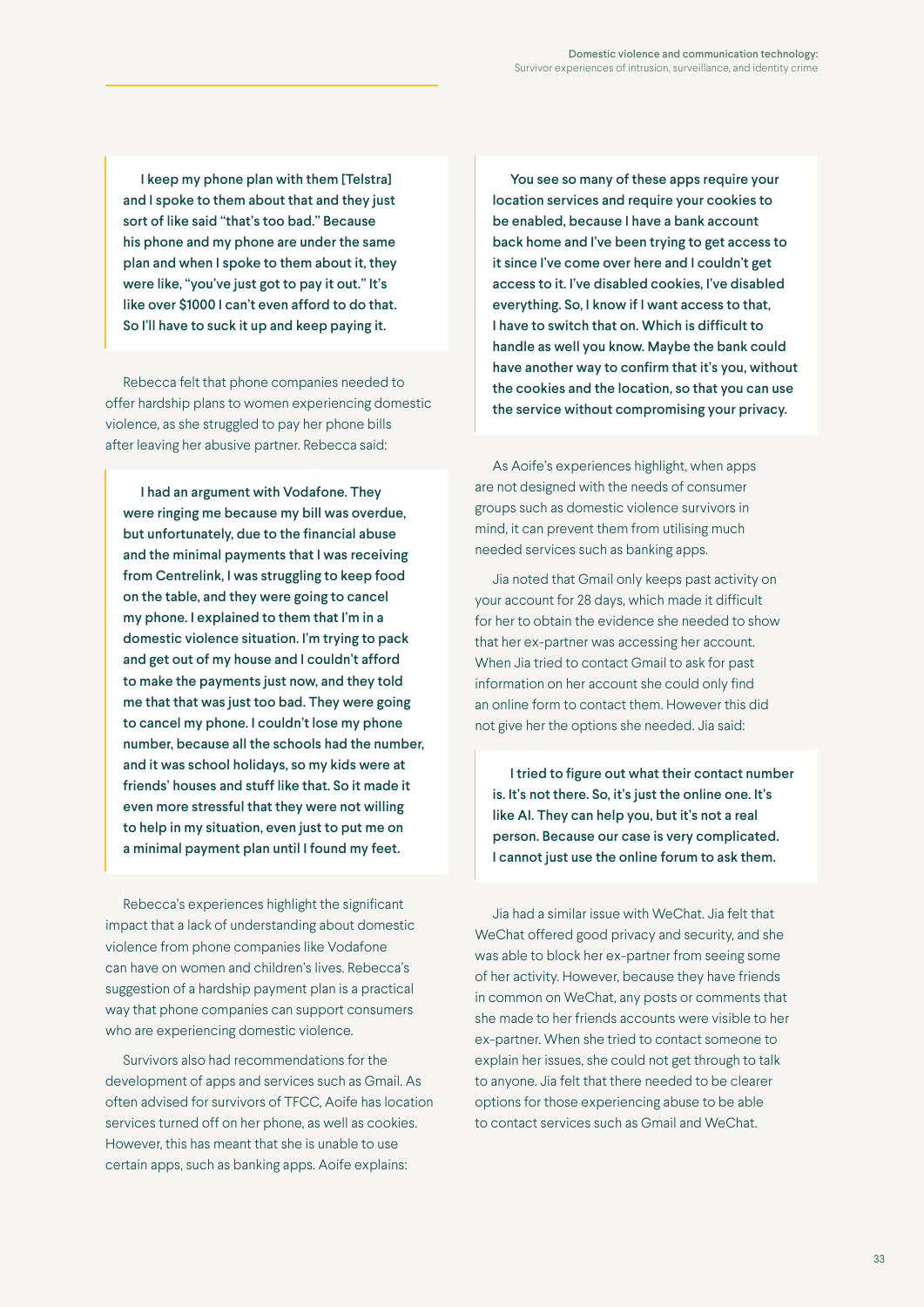> I keep my phone plan with them [Telstra] and I spoke to them about that and they just sort of like said "that's too bad." Because his phone and my phone are under the same plan and when I spoke to them about it, they were like, "you've just got to pay it out." It's like over $1000 I can't even afford to do that. So I'll have to suck it up and keep paying it.

Rebecca felt that phone companies needed to offer hardship plans to women experiencing domestic violence, as she struggled to pay her phone bills after leaving her abusive partner. Rebecca said:

> I had an argument with Vodafone. They were ringing me because my bill was overdue, but unfortunately, due to the financial abuse and the minimal payments that I was receiving from Centrelink, I was struggling to keep food on the table, and they were going to cancel my phone. I explained to them that I'm in a domestic violence situation. I'm trying to pack and get out of my house and I couldn't afford to make the payments just now, and they told me that that was just too bad. They were going to cancel my phone. I couldn't lose my phone number, because all the schools had the number, and it was school holidays, so my kids were at friends' houses and stuff like that. So it made it even more stressful that they were not willing to help in my situation, even just to put me on a minimal payment plan until I found my feet.

Rebecca's experiences highlight the significant impact that a lack of understanding about domestic violence from phone companies like Vodafone can have on women and children's lives. Rebecca's suggestion of a hardship payment plan is a practical way that phone companies can support consumers who are experiencing domestic violence.

Survivors also had recommendations for the development of apps and services such as Gmail. As often advised for survivors of TFCC, Aoife has location services turned off on her phone, as well as cookies. However, this has meant that she is unable to use certain apps, such as banking apps. Aoife explains:

> You see so many of these apps require your location services and require your cookies to be enabled, because I have a bank account back home and I've been trying to get access to it since I've come over here and I couldn't get access to it. I've disabled cookies, I've disabled everything. So, I know if I want access to that, I have to switch that on. Which is difficult to handle as well you know. Maybe the bank could have another way to confirm that it's you, without the cookies and the location, so that you can use the service without compromising your privacy.

As Aoife's experiences highlight, when apps are not designed with the needs of consumer groups such as domestic violence survivors in mind, it can prevent them from utilising much needed services such as banking apps.

Jia noted that Gmail only keeps past activity on your account for 28 days, which made it difficult for her to obtain the evidence she needed to show that her ex-partner was accessing her account. When Jia tried to contact Gmail to ask for past information on her account she could only find an online form to contact them. However this did not give her the options she needed. Jia said:

> I tried to figure out what their contact number is. It's not there. So, it's just the online one. It's like AI. They can help you, but it's not a real person. Because our case is very complicated. I cannot just use the online forum to ask them.

Jia had a similar issue with WeChat. Jia felt that WeChat offered good privacy and security, and she was able to block her ex-partner from seeing some of her activity. However, because they have friends in common on WeChat, any posts or comments that she made to her friends accounts were visible to her ex-partner. When she tried to contact someone to explain her issues, she could not get through to talk to anyone. Jia felt that there needed to be clearer options for those experiencing abuse to be able to contact services such as Gmail and WeChat.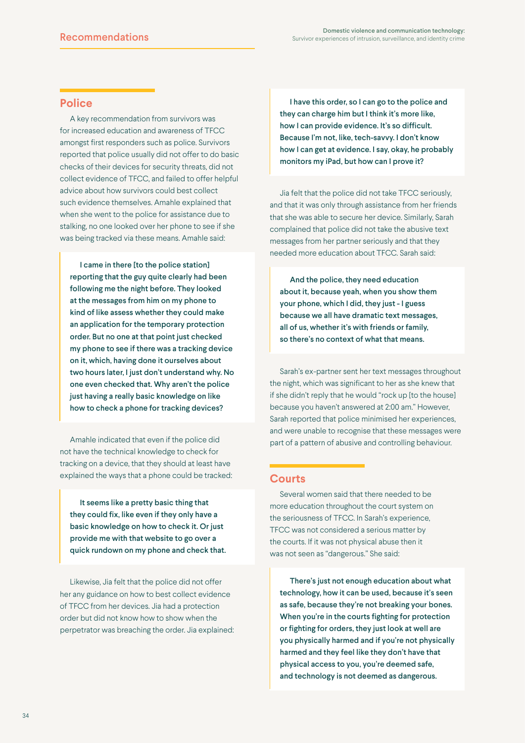## Police

A key recommendation from survivors was for increased education and awareness of TFCC amongst first responders such as police. Survivors reported that police usually did not offer to do basic checks of their devices for security threats, did not collect evidence of TFCC, and failed to offer helpful advice about how survivors could best collect such evidence themselves. Amahle explained that when she went to the police for assistance due to stalking, no one looked over her phone to see if she was being tracked via these means. Amahle said:

> **I came in there [to the police station] reporting that the guy quite clearly had been following me the night before. They looked at the messages from him on my phone to kind of like assess whether they could make an application for the temporary protection order. But no one at that point just checked my phone to see if there was a tracking device on it, which, having done it ourselves about two hours later, I just don't understand why. No one even checked that. Why aren't the police just having a really basic knowledge on like how to check a phone for tracking devices?**

Amahle indicated that even if the police did not have the technical knowledge to check for tracking on a device, that they should at least have explained the ways that a phone could be tracked:

> **It seems like a pretty basic thing that they could fix, like even if they only have a basic knowledge on how to check it. Or just provide me with that website to go over a quick rundown on my phone and check that.**

Likewise, Jia felt that the police did not offer her any guidance on how to best collect evidence of TFCC from her devices. Jia had a protection order but did not know how to show when the perpetrator was breaching the order. Jia explained:

> **I have this order, so I can go to the police and they can charge him but I think it's more like, how I can provide evidence. It's so difficult. Because I'm not, like, tech-savvy. I don't know how I can get at evidence. I say, okay, he probably monitors my iPad, but how can I prove it?**

Jia felt that the police did not take TFCC seriously, and that it was only through assistance from her friends that she was able to secure her device. Similarly, Sarah complained that police did not take the abusive text messages from her partner seriously and that they needed more education about TFCC. Sarah said:

> **And the police, they need education about it, because yeah, when you show them your phone, which I did, they just - I guess because we all have dramatic text messages, all of us, whether it's with friends or family, so there's no context of what that means.**

Sarah's ex-partner sent her text messages throughout the night, which was significant to her as she knew that if she didn't reply that he would "rock up [to the house] because you haven't answered at 2:00 am." However, Sarah reported that police minimised her experiences, and were unable to recognise that these messages were part of a pattern of abusive and controlling behaviour.

## Courts

Several women said that there needed to be more education throughout the court system on the seriousness of TFCC. In Sarah's experience, TFCC was not considered a serious matter by the courts. If it was not physical abuse then it was not seen as "dangerous." She said:

> **There's just not enough education about what technology, how it can be used, because it's seen as safe, because they're not breaking your bones. When you're in the courts fighting for protection or fighting for orders, they just look at well are you physically harmed and if you're not physically harmed and they feel like they don't have that physical access to you, you're deemed safe, and technology is not deemed as dangerous.**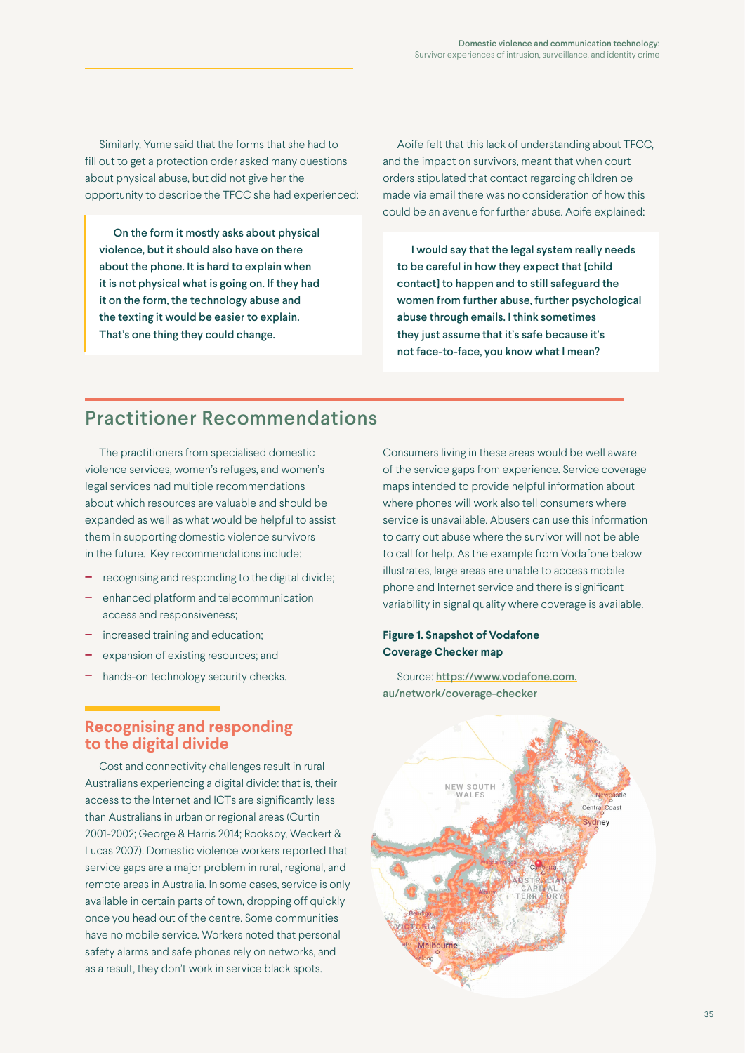Similarly, Yume said that the forms that she had to fill out to get a protection order asked many questions about physical abuse, but did not give her the opportunity to describe the TFCC she had experienced:

> **On the form it mostly asks about physical violence, but it should also have on there about the phone. It is hard to explain when it is not physical what is going on. If they had it on the form, the technology abuse and the texting it would be easier to explain. That's one thing they could change.**

Aoife felt that this lack of understanding about TFCC, and the impact on survivors, meant that when court orders stipulated that contact regarding children be made via email there was no consideration of how this could be an avenue for further abuse. Aoife explained:

> **I would say that the legal system really needs to be careful in how they expect that [child contact] to happen and to still safeguard the women from further abuse, further psychological abuse through emails. I think sometimes they just assume that it's safe because it's not face-to-face, you know what I mean?**

## Practitioner Recommendations

The practitioners from specialised domestic violence services, women's refuges, and women's legal services had multiple recommendations about which resources are valuable and should be expanded as well as what would be helpful to assist them in supporting domestic violence survivors in the future. Key recommendations include:

- recognising and responding to the digital divide;
- enhanced platform and telecommunication access and responsiveness;
- increased training and education;
- expansion of existing resources; and
- hands-on technology security checks.

### Recognising and responding to the digital divide

Cost and connectivity challenges result in rural Australians experiencing a digital divide: that is, their access to the Internet and ICTs are significantly less than Australians in urban or regional areas (Curtin 2001-2002; George & Harris 2014; Rooksby, Weckert & Lucas 2007). Domestic violence workers reported that service gaps are a major problem in rural, regional, and remote areas in Australia. In some cases, service is only available in certain parts of town, dropping off quickly once you head out of the centre. Some communities have no mobile service. Workers noted that personal safety alarms and safe phones rely on networks, and as a result, they don't work in service black spots.

Consumers living in these areas would be well aware of the service gaps from experience. Service coverage maps intended to provide helpful information about where phones will work also tell consumers where service is unavailable. Abusers can use this information to carry out abuse where the survivor will not be able to call for help. As the example from Vodafone below illustrates, large areas are unable to access mobile phone and Internet service and there is significant variability in signal quality where coverage is available.

**Figure 1. Snapshot of Vodafone Coverage Checker map**

Source: https://www.vodafone.com.au/network/coverage-checker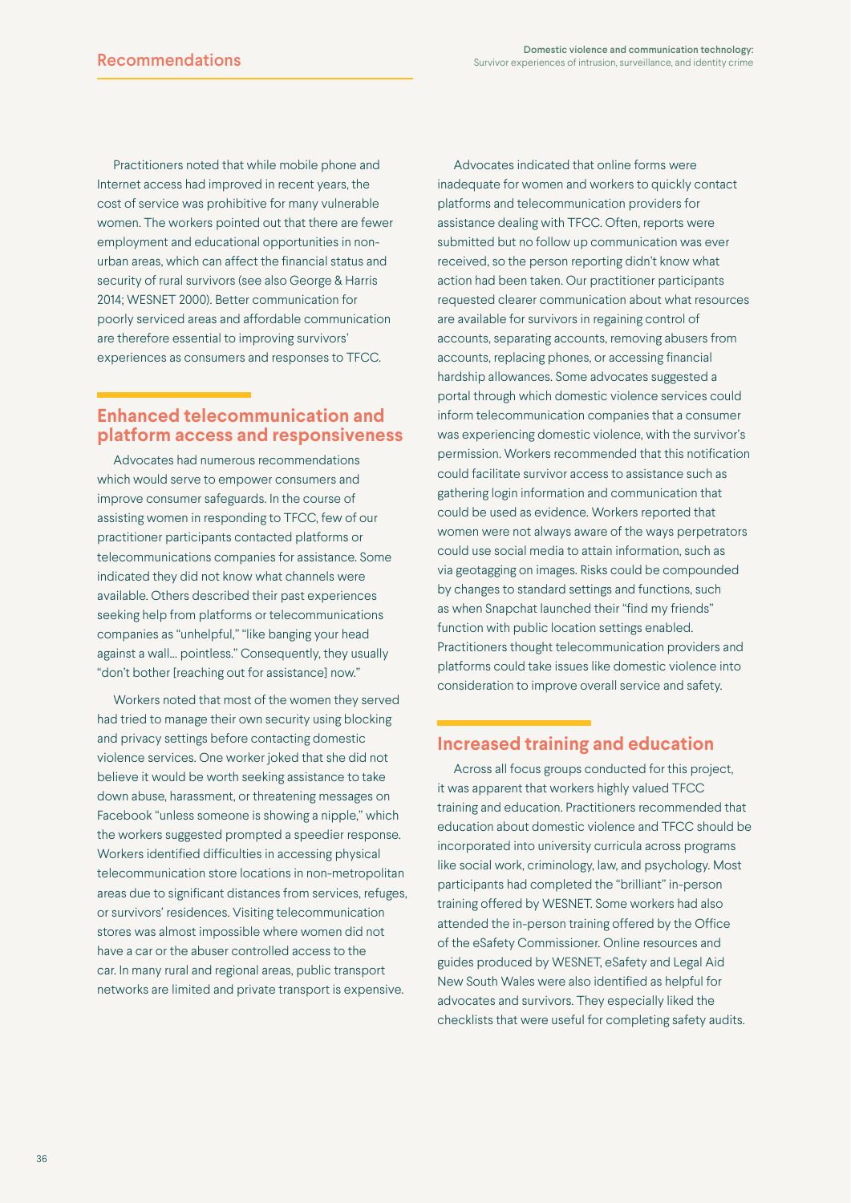Practitioners noted that while mobile phone and Internet access had improved in recent years, the cost of service was prohibitive for many vulnerable women. The workers pointed out that there are fewer employment and educational opportunities in non-urban areas, which can affect the financial status and security of rural survivors (see also George & Harris 2014; WESNET 2000). Better communication for poorly serviced areas and affordable communication are therefore essential to improving survivors' experiences as consumers and responses to TFCC.

## Enhanced telecommunication and platform access and responsiveness

Advocates had numerous recommendations which would serve to empower consumers and improve consumer safeguards. In the course of assisting women in responding to TFCC, few of our practitioner participants contacted platforms or telecommunications companies for assistance. Some indicated they did not know what channels were available. Others described their past experiences seeking help from platforms or telecommunications companies as "unhelpful," "like banging your head against a wall… pointless." Consequently, they usually "don't bother [reaching out for assistance] now."

Workers noted that most of the women they served had tried to manage their own security using blocking and privacy settings before contacting domestic violence services. One worker joked that she did not believe it would be worth seeking assistance to take down abuse, harassment, or threatening messages on Facebook "unless someone is showing a nipple," which the workers suggested prompted a speedier response. Workers identified difficulties in accessing physical telecommunication store locations in non-metropolitan areas due to significant distances from services, refuges, or survivors' residences. Visiting telecommunication stores was almost impossible where women did not have a car or the abuser controlled access to the car. In many rural and regional areas, public transport networks are limited and private transport is expensive.

Advocates indicated that online forms were inadequate for women and workers to quickly contact platforms and telecommunication providers for assistance dealing with TFCC. Often, reports were submitted but no follow up communication was ever received, so the person reporting didn't know what action had been taken. Our practitioner participants requested clearer communication about what resources are available for survivors in regaining control of accounts, separating accounts, removing abusers from accounts, replacing phones, or accessing financial hardship allowances. Some advocates suggested a portal through which domestic violence services could inform telecommunication companies that a consumer was experiencing domestic violence, with the survivor's permission. Workers recommended that this notification could facilitate survivor access to assistance such as gathering login information and communication that could be used as evidence. Workers reported that women were not always aware of the ways perpetrators could use social media to attain information, such as via geotagging on images. Risks could be compounded by changes to standard settings and functions, such as when Snapchat launched their "find my friends" function with public location settings enabled. Practitioners thought telecommunication providers and platforms could take issues like domestic violence into consideration to improve overall service and safety.

## Increased training and education

Across all focus groups conducted for this project, it was apparent that workers highly valued TFCC training and education. Practitioners recommended that education about domestic violence and TFCC should be incorporated into university curricula across programs like social work, criminology, law, and psychology. Most participants had completed the "brilliant" in-person training offered by WESNET. Some workers had also attended the in-person training offered by the Office of the eSafety Commissioner. Online resources and guides produced by WESNET, eSafety and Legal Aid New South Wales were also identified as helpful for advocates and survivors. They especially liked the checklists that were useful for completing safety audits.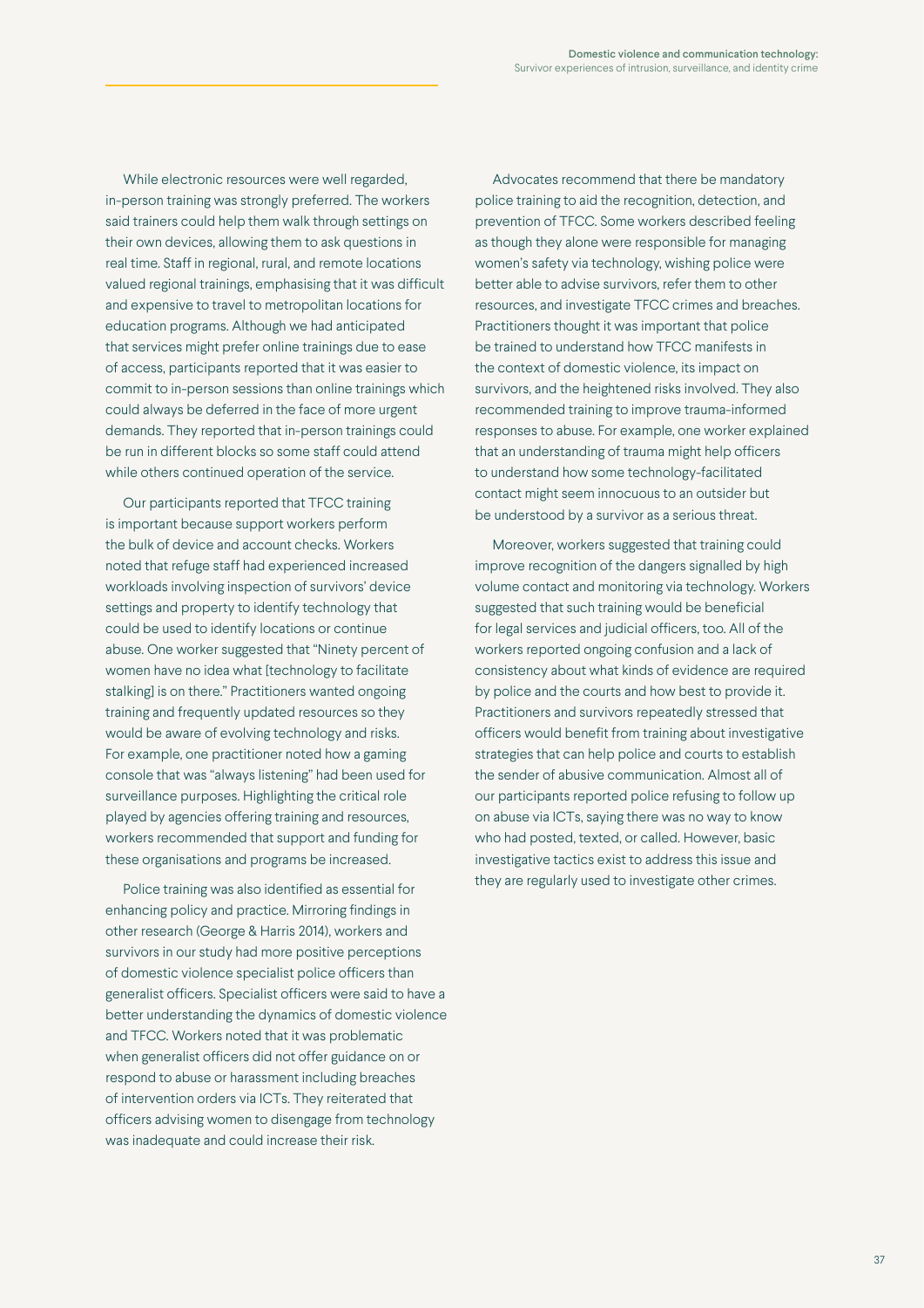While electronic resources were well regarded, in-person training was strongly preferred. The workers said trainers could help them walk through settings on their own devices, allowing them to ask questions in real time. Staff in regional, rural, and remote locations valued regional trainings, emphasising that it was difficult and expensive to travel to metropolitan locations for education programs. Although we had anticipated that services might prefer online trainings due to ease of access, participants reported that it was easier to commit to in-person sessions than online trainings which could always be deferred in the face of more urgent demands. They reported that in-person trainings could be run in different blocks so some staff could attend while others continued operation of the service.

Our participants reported that TFCC training is important because support workers perform the bulk of device and account checks. Workers noted that refuge staff had experienced increased workloads involving inspection of survivors' device settings and property to identify technology that could be used to identify locations or continue abuse. One worker suggested that "Ninety percent of women have no idea what [technology to facilitate stalking] is on there." Practitioners wanted ongoing training and frequently updated resources so they would be aware of evolving technology and risks. For example, one practitioner noted how a gaming console that was "always listening" had been used for surveillance purposes. Highlighting the critical role played by agencies offering training and resources, workers recommended that support and funding for these organisations and programs be increased.

Police training was also identified as essential for enhancing policy and practice. Mirroring findings in other research (George & Harris 2014), workers and survivors in our study had more positive perceptions of domestic violence specialist police officers than generalist officers. Specialist officers were said to have a better understanding the dynamics of domestic violence and TFCC. Workers noted that it was problematic when generalist officers did not offer guidance on or respond to abuse or harassment including breaches of intervention orders via ICTs. They reiterated that officers advising women to disengage from technology was inadequate and could increase their risk.

Advocates recommend that there be mandatory police training to aid the recognition, detection, and prevention of TFCC. Some workers described feeling as though they alone were responsible for managing women's safety via technology, wishing police were better able to advise survivors, refer them to other resources, and investigate TFCC crimes and breaches. Practitioners thought it was important that police be trained to understand how TFCC manifests in the context of domestic violence, its impact on survivors, and the heightened risks involved. They also recommended training to improve trauma-informed responses to abuse. For example, one worker explained that an understanding of trauma might help officers to understand how some technology-facilitated contact might seem innocuous to an outsider but be understood by a survivor as a serious threat.

Moreover, workers suggested that training could improve recognition of the dangers signalled by high volume contact and monitoring via technology. Workers suggested that such training would be beneficial for legal services and judicial officers, too. All of the workers reported ongoing confusion and a lack of consistency about what kinds of evidence are required by police and the courts and how best to provide it. Practitioners and survivors repeatedly stressed that officers would benefit from training about investigative strategies that can help police and courts to establish the sender of abusive communication. Almost all of our participants reported police refusing to follow up on abuse via ICTs, saying there was no way to know who had posted, texted, or called. However, basic investigative tactics exist to address this issue and they are regularly used to investigate other crimes.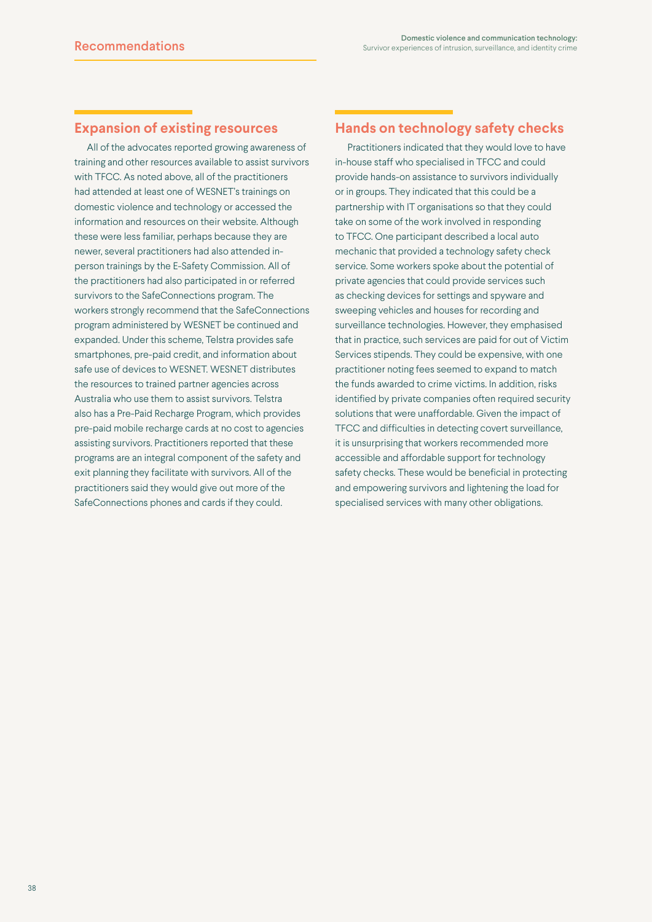## Expansion of existing resources

All of the advocates reported growing awareness of training and other resources available to assist survivors with TFCC. As noted above, all of the practitioners had attended at least one of WESNET's trainings on domestic violence and technology or accessed the information and resources on their website. Although these were less familiar, perhaps because they are newer, several practitioners had also attended in-person trainings by the E-Safety Commission. All of the practitioners had also participated in or referred survivors to the SafeConnections program. The workers strongly recommend that the SafeConnections program administered by WESNET be continued and expanded. Under this scheme, Telstra provides safe smartphones, pre-paid credit, and information about safe use of devices to WESNET. WESNET distributes the resources to trained partner agencies across Australia who use them to assist survivors. Telstra also has a Pre-Paid Recharge Program, which provides pre-paid mobile recharge cards at no cost to agencies assisting survivors. Practitioners reported that these programs are an integral component of the safety and exit planning they facilitate with survivors. All of the practitioners said they would give out more of the SafeConnections phones and cards if they could.

## Hands on technology safety checks

Practitioners indicated that they would love to have in-house staff who specialised in TFCC and could provide hands-on assistance to survivors individually or in groups. They indicated that this could be a partnership with IT organisations so that they could take on some of the work involved in responding to TFCC. One participant described a local auto mechanic that provided a technology safety check service. Some workers spoke about the potential of private agencies that could provide services such as checking devices for settings and spyware and sweeping vehicles and houses for recording and surveillance technologies. However, they emphasised that in practice, such services are paid for out of Victim Services stipends. They could be expensive, with one practitioner noting fees seemed to expand to match the funds awarded to crime victims. In addition, risks identified by private companies often required security solutions that were unaffordable. Given the impact of TFCC and difficulties in detecting covert surveillance, it is unsurprising that workers recommended more accessible and affordable support for technology safety checks. These would be beneficial in protecting and empowering survivors and lightening the load for specialised services with many other obligations.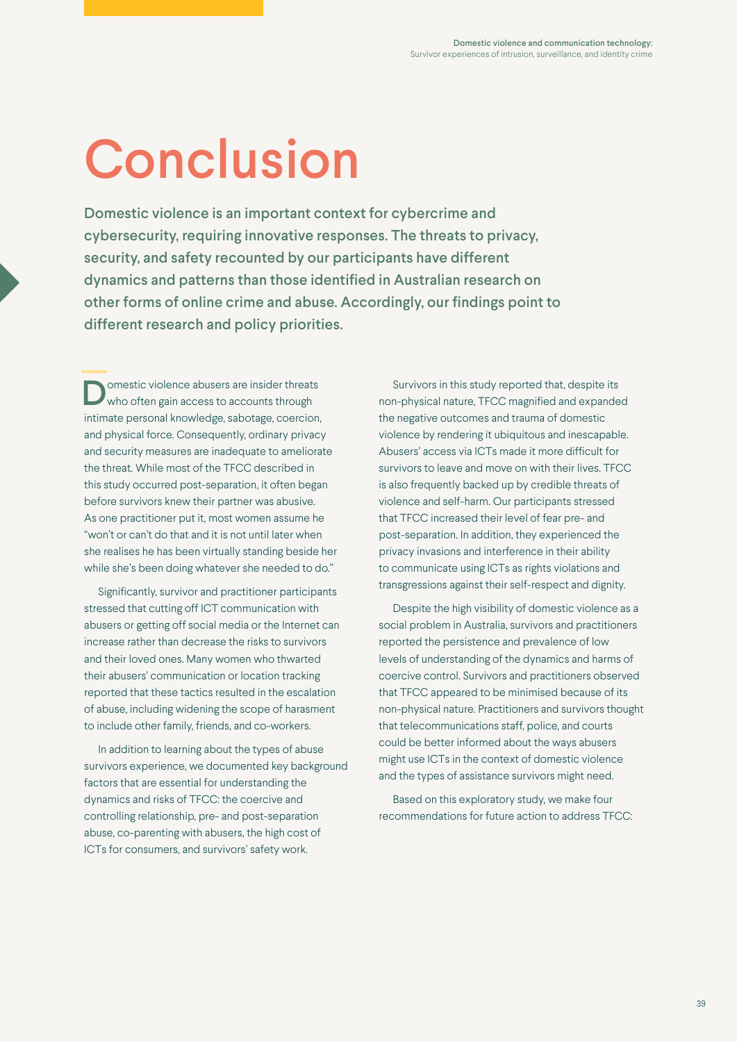# Conclusion

**Domestic violence is an important context for cybercrime and cybersecurity, requiring innovative responses. The threats to privacy, security, and safety recounted by our participants have different dynamics and patterns than those identified in Australian research on other forms of online crime and abuse. Accordingly, our findings point to different research and policy priorities.**

Domestic violence abusers are insider threats who often gain access to accounts through intimate personal knowledge, sabotage, coercion, and physical force. Consequently, ordinary privacy and security measures are inadequate to ameliorate the threat. While most of the TFCC described in this study occurred post-separation, it often began before survivors knew their partner was abusive. As one practitioner put it, most women assume he "won't or can't do that and it is not until later when she realises he has been virtually standing beside her while she's been doing whatever she needed to do."

Significantly, survivor and practitioner participants stressed that cutting off ICT communication with abusers or getting off social media or the Internet can increase rather than decrease the risks to survivors and their loved ones. Many women who thwarted their abusers' communication or location tracking reported that these tactics resulted in the escalation of abuse, including widening the scope of harasment to include other family, friends, and co-workers.

In addition to learning about the types of abuse survivors experience, we documented key background factors that are essential for understanding the dynamics and risks of TFCC: the coercive and controlling relationship, pre- and post-separation abuse, co-parenting with abusers, the high cost of ICTs for consumers, and survivors' safety work.

Survivors in this study reported that, despite its non-physical nature, TFCC magnified and expanded the negative outcomes and trauma of domestic violence by rendering it ubiquitous and inescapable. Abusers' access via ICTs made it more difficult for survivors to leave and move on with their lives. TFCC is also frequently backed up by credible threats of violence and self-harm. Our participants stressed that TFCC increased their level of fear pre- and post-separation. In addition, they experienced the privacy invasions and interference in their ability to communicate using ICTs as rights violations and transgressions against their self-respect and dignity.

Despite the high visibility of domestic violence as a social problem in Australia, survivors and practitioners reported the persistence and prevalence of low levels of understanding of the dynamics and harms of coercive control. Survivors and practitioners observed that TFCC appeared to be minimised because of its non-physical nature. Practitioners and survivors thought that telecommunications staff, police, and courts could be better informed about the ways abusers might use ICTs in the context of domestic violence and the types of assistance survivors might need.

Based on this exploratory study, we make four recommendations for future action to address TFCC: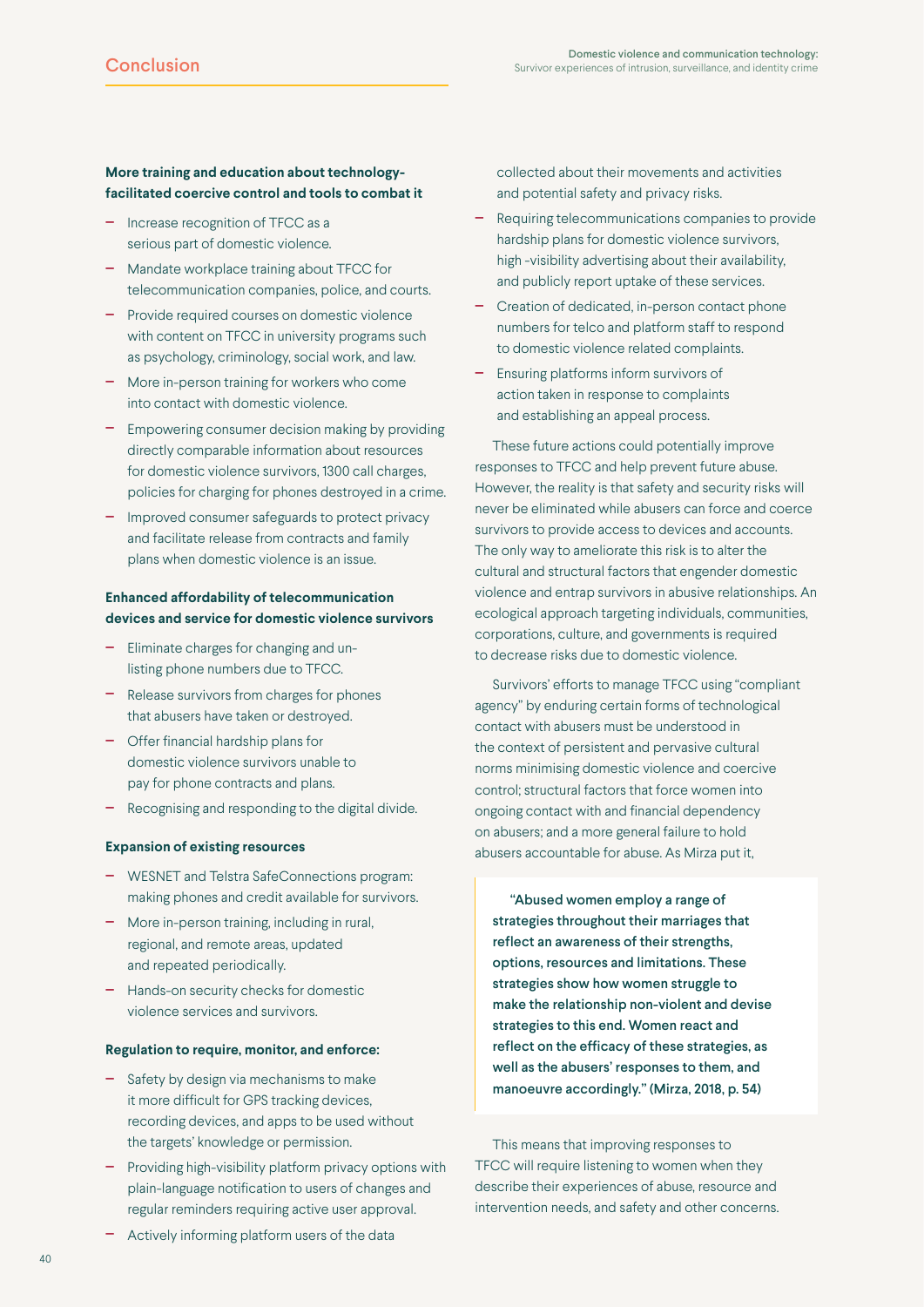**More training and education about technology-facilitated coercive control and tools to combat it**

- Increase recognition of TFCC as a serious part of domestic violence.
- Mandate workplace training about TFCC for telecommunication companies, police, and courts.
- Provide required courses on domestic violence with content on TFCC in university programs such as psychology, criminology, social work, and law.
- More in-person training for workers who come into contact with domestic violence.
- Empowering consumer decision making by providing directly comparable information about resources for domestic violence survivors, 1300 call charges, policies for charging for phones destroyed in a crime.
- Improved consumer safeguards to protect privacy and facilitate release from contracts and family plans when domestic violence is an issue.

**Enhanced affordability of telecommunication devices and service for domestic violence survivors**

- Eliminate charges for changing and un-listing phone numbers due to TFCC.
- Release survivors from charges for phones that abusers have taken or destroyed.
- Offer financial hardship plans for domestic violence survivors unable to pay for phone contracts and plans.
- Recognising and responding to the digital divide.

**Expansion of existing resources**

- WESNET and Telstra SafeConnections program: making phones and credit available for survivors.
- More in-person training, including in rural, regional, and remote areas, updated and repeated periodically.
- Hands-on security checks for domestic violence services and survivors.

**Regulation to require, monitor, and enforce:**

- Safety by design via mechanisms to make it more difficult for GPS tracking devices, recording devices, and apps to be used without the targets' knowledge or permission.
- Providing high-visibility platform privacy options with plain-language notification to users of changes and regular reminders requiring active user approval.
- Actively informing platform users of the data collected about their movements and activities and potential safety and privacy risks.
- Requiring telecommunications companies to provide hardship plans for domestic violence survivors, high -visibility advertising about their availability, and publicly report uptake of these services.
- Creation of dedicated, in-person contact phone numbers for telco and platform staff to respond to domestic violence related complaints.
- Ensuring platforms inform survivors of action taken in response to complaints and establishing an appeal process.

These future actions could potentially improve responses to TFCC and help prevent future abuse. However, the reality is that safety and security risks will never be eliminated while abusers can force and coerce survivors to provide access to devices and accounts. The only way to ameliorate this risk is to alter the cultural and structural factors that engender domestic violence and entrap survivors in abusive relationships. An ecological approach targeting individuals, communities, corporations, culture, and governments is required to decrease risks due to domestic violence.

Survivors' efforts to manage TFCC using "compliant agency" by enduring certain forms of technological contact with abusers must be understood in the context of persistent and pervasive cultural norms minimising domestic violence and coercive control; structural factors that force women into ongoing contact with and financial dependency on abusers; and a more general failure to hold abusers accountable for abuse. As Mirza put it,

> **"Abused women employ a range of strategies throughout their marriages that reflect an awareness of their strengths, options, resources and limitations. These strategies show how women struggle to make the relationship non-violent and devise strategies to this end. Women react and reflect on the efficacy of these strategies, as well as the abusers' responses to them, and manoeuvre accordingly." (Mirza, 2018, p. 54)**

This means that improving responses to TFCC will require listening to women when they describe their experiences of abuse, resource and intervention needs, and safety and other concerns.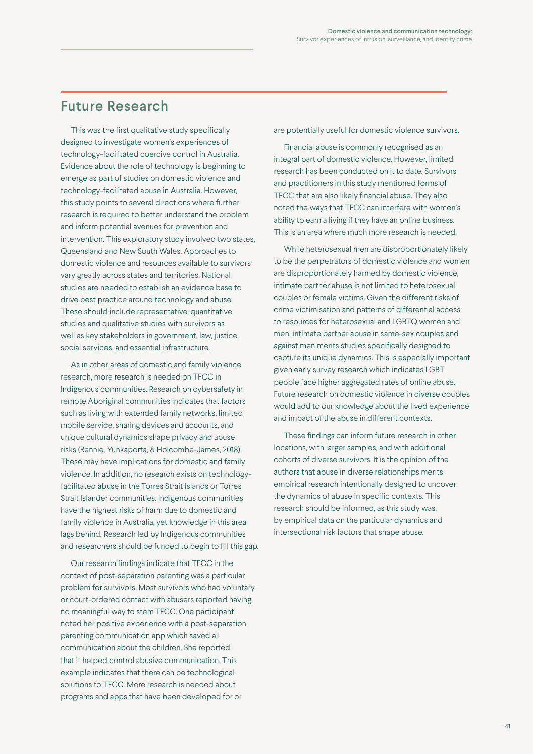## Future Research

This was the first qualitative study specifically designed to investigate women's experiences of technology-facilitated coercive control in Australia. Evidence about the role of technology is beginning to emerge as part of studies on domestic violence and technology-facilitated abuse in Australia. However, this study points to several directions where further research is required to better understand the problem and inform potential avenues for prevention and intervention. This exploratory study involved two states, Queensland and New South Wales. Approaches to domestic violence and resources available to survivors vary greatly across states and territories. National studies are needed to establish an evidence base to drive best practice around technology and abuse. These should include representative, quantitative studies and qualitative studies with survivors as well as key stakeholders in government, law, justice, social services, and essential infrastructure.

As in other areas of domestic and family violence research, more research is needed on TFCC in Indigenous communities. Research on cybersafety in remote Aboriginal communities indicates that factors such as living with extended family networks, limited mobile service, sharing devices and accounts, and unique cultural dynamics shape privacy and abuse risks (Rennie, Yunkaporta, & Holcombe-James, 2018). These may have implications for domestic and family violence. In addition, no research exists on technology-facilitated abuse in the Torres Strait Islands or Torres Strait Islander communities. Indigenous communities have the highest risks of harm due to domestic and family violence in Australia, yet knowledge in this area lags behind. Research led by Indigenous communities and researchers should be funded to begin to fill this gap.

Our research findings indicate that TFCC in the context of post-separation parenting was a particular problem for survivors. Most survivors who had voluntary or court-ordered contact with abusers reported having no meaningful way to stem TFCC. One participant noted her positive experience with a post-separation parenting communication app which saved all communication about the children. She reported that it helped control abusive communication. This example indicates that there can be technological solutions to TFCC. More research is needed about programs and apps that have been developed for or are potentially useful for domestic violence survivors.

Financial abuse is commonly recognised as an integral part of domestic violence. However, limited research has been conducted on it to date. Survivors and practitioners in this study mentioned forms of TFCC that are also likely financial abuse. They also noted the ways that TFCC can interfere with women's ability to earn a living if they have an online business. This is an area where much more research is needed.

While heterosexual men are disproportionately likely to be the perpetrators of domestic violence and women are disproportionately harmed by domestic violence, intimate partner abuse is not limited to heterosexual couples or female victims. Given the different risks of crime victimisation and patterns of differential access to resources for heterosexual and LGBTQ women and men, intimate partner abuse in same-sex couples and against men merits studies specifically designed to capture its unique dynamics. This is especially important given early survey research which indicates LGBT people face higher aggregated rates of online abuse. Future research on domestic violence in diverse couples would add to our knowledge about the lived experience and impact of the abuse in different contexts.

These findings can inform future research in other locations, with larger samples, and with additional cohorts of diverse survivors. It is the opinion of the authors that abuse in diverse relationships merits empirical research intentionally designed to uncover the dynamics of abuse in specific contexts. This research should be informed, as this study was, by empirical data on the particular dynamics and intersectional risk factors that shape abuse.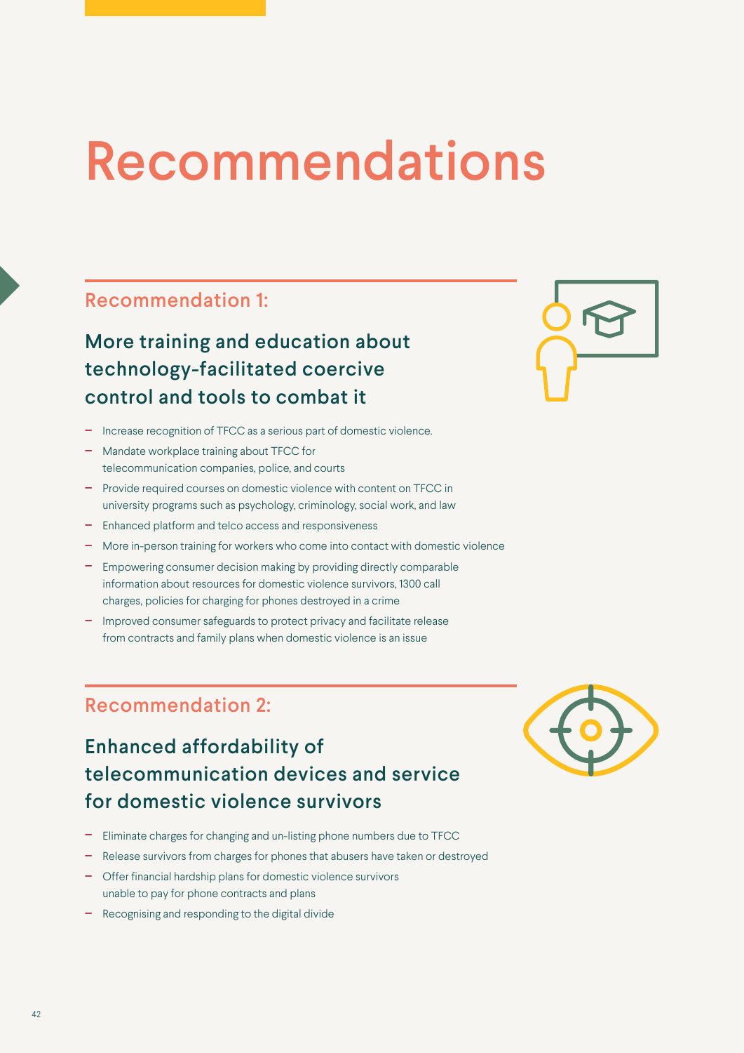# Recommendations

## Recommendation 1:

### More training and education about technology-facilitated coercive control and tools to combat it

- Increase recognition of TFCC as a serious part of domestic violence.
- Mandate workplace training about TFCC for telecommunication companies, police, and courts
- Provide required courses on domestic violence with content on TFCC in university programs such as psychology, criminology, social work, and law
- Enhanced platform and telco access and responsiveness
- More in-person training for workers who come into contact with domestic violence
- Empowering consumer decision making by providing directly comparable information about resources for domestic violence survivors, 1300 call charges, policies for charging for phones destroyed in a crime
- Improved consumer safeguards to protect privacy and facilitate release from contracts and family plans when domestic violence is an issue

## Recommendation 2:

### Enhanced affordability of telecommunication devices and service for domestic violence survivors

- Eliminate charges for changing and un-listing phone numbers due to TFCC
- Release survivors from charges for phones that abusers have taken or destroyed
- Offer financial hardship plans for domestic violence survivors unable to pay for phone contracts and plans
- Recognising and responding to the digital divide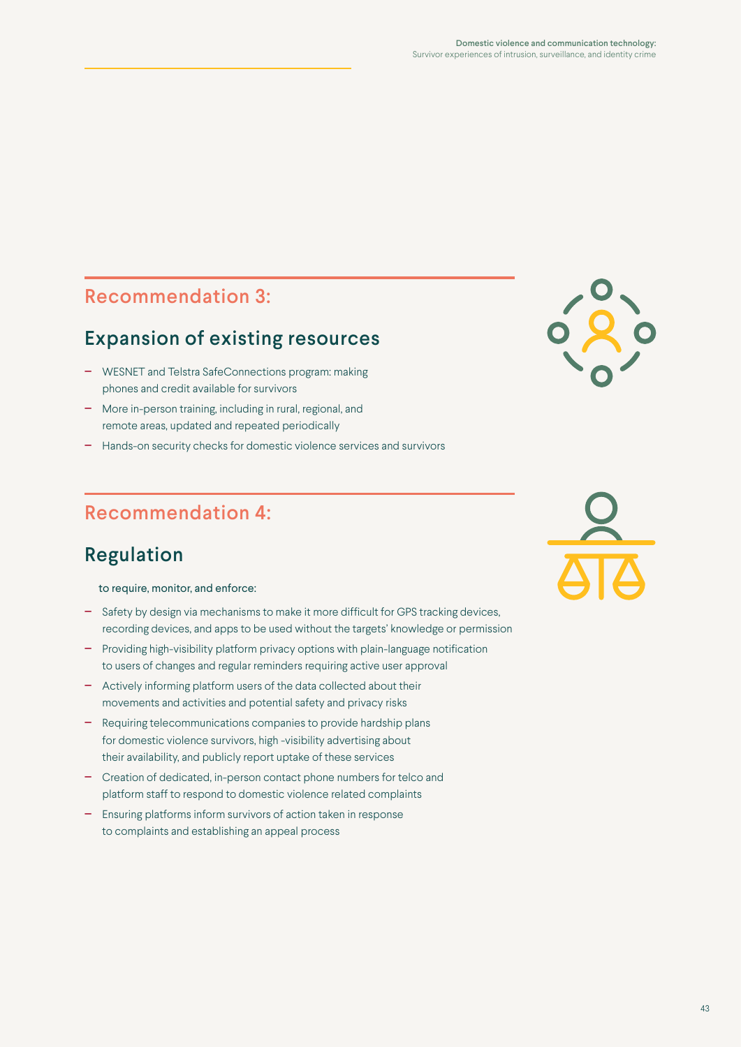## Recommendation 3:

### Expansion of existing resources

- WESNET and Telstra SafeConnections program: making phones and credit available for survivors
- More in-person training, including in rural, regional, and remote areas, updated and repeated periodically
- Hands-on security checks for domestic violence services and survivors

## Recommendation 4:

### Regulation

to require, monitor, and enforce:

- Safety by design via mechanisms to make it more difficult for GPS tracking devices, recording devices, and apps to be used without the targets' knowledge or permission
- Providing high-visibility platform privacy options with plain-language notification to users of changes and regular reminders requiring active user approval
- Actively informing platform users of the data collected about their movements and activities and potential safety and privacy risks
- Requiring telecommunications companies to provide hardship plans for domestic violence survivors, high -visibility advertising about their availability, and publicly report uptake of these services
- Creation of dedicated, in-person contact phone numbers for telco and platform staff to respond to domestic violence related complaints
- Ensuring platforms inform survivors of action taken in response to complaints and establishing an appeal process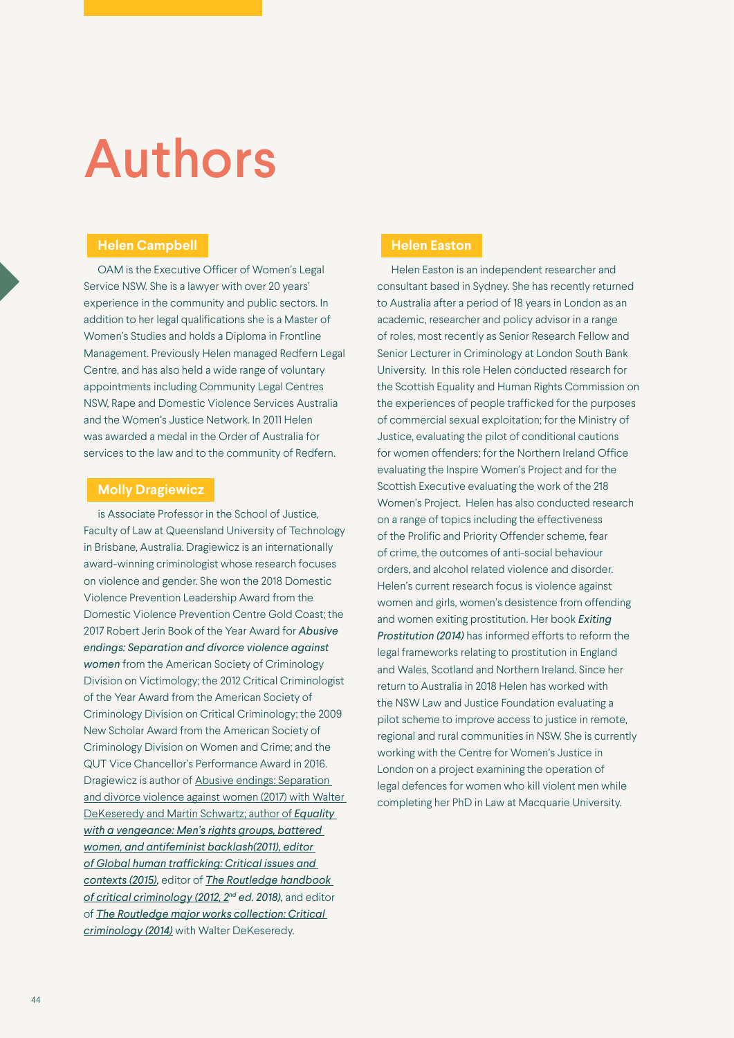# Authors

## Helen Campbell

OAM is the Executive Officer of Women's Legal Service NSW. She is a lawyer with over 20 years' experience in the community and public sectors. In addition to her legal qualifications she is a Master of Women's Studies and holds a Diploma in Frontline Management. Previously Helen managed Redfern Legal Centre, and has also held a wide range of voluntary appointments including Community Legal Centres NSW, Rape and Domestic Violence Services Australia and the Women's Justice Network. In 2011 Helen was awarded a medal in the Order of Australia for services to the law and to the community of Redfern.

## Molly Dragiewicz

is Associate Professor in the School of Justice, Faculty of Law at Queensland University of Technology in Brisbane, Australia. Dragiewicz is an internationally award-winning criminologist whose research focuses on violence and gender. She won the 2018 Domestic Violence Prevention Leadership Award from the Domestic Violence Prevention Centre Gold Coast; the 2017 Robert Jerin Book of the Year Award for ***Abusive endings: Separation and divorce violence against women*** from the American Society of Criminology Division on Victimology; the 2012 Critical Criminologist of the Year Award from the American Society of Criminology Division on Critical Criminology; the 2009 New Scholar Award from the American Society of Criminology Division on Women and Crime; and the QUT Vice Chancellor's Performance Award in 2016. Dragiewicz is author of Abusive endings: Separation and divorce violence against women (2017) with Walter DeKeseredy and Martin Schwartz; author of ***Equality with a vengeance: Men's rights groups, battered women, and antifeminist backlash(2011), editor of Global human trafficking: Critical issues and contexts (2015)***, editor of ***The Routledge handbook of critical criminology (2012, 2nd ed. 2018)***, and editor of ***The Routledge major works collection: Critical criminology (2014)*** with Walter DeKeseredy.

## Helen Easton

Helen Easton is an independent researcher and consultant based in Sydney. She has recently returned to Australia after a period of 18 years in London as an academic, researcher and policy advisor in a range of roles, most recently as Senior Research Fellow and Senior Lecturer in Criminology at London South Bank University. In this role Helen conducted research for the Scottish Equality and Human Rights Commission on the experiences of people trafficked for the purposes of commercial sexual exploitation; for the Ministry of Justice, evaluating the pilot of conditional cautions for women offenders; for the Northern Ireland Office evaluating the Inspire Women's Project and for the Scottish Executive evaluating the work of the 218 Women's Project. Helen has also conducted research on a range of topics including the effectiveness of the Prolific and Priority Offender scheme, fear of crime, the outcomes of anti-social behaviour orders, and alcohol related violence and disorder. Helen's current research focus is violence against women and girls, women's desistence from offending and women exiting prostitution. Her book ***Exiting Prostitution (2014)*** has informed efforts to reform the legal frameworks relating to prostitution in England and Wales, Scotland and Northern Ireland. Since her return to Australia in 2018 Helen has worked with the NSW Law and Justice Foundation evaluating a pilot scheme to improve access to justice in remote, regional and rural communities in NSW. She is currently working with the Centre for Women's Justice in London on a project examining the operation of legal defences for women who kill violent men while completing her PhD in Law at Macquarie University.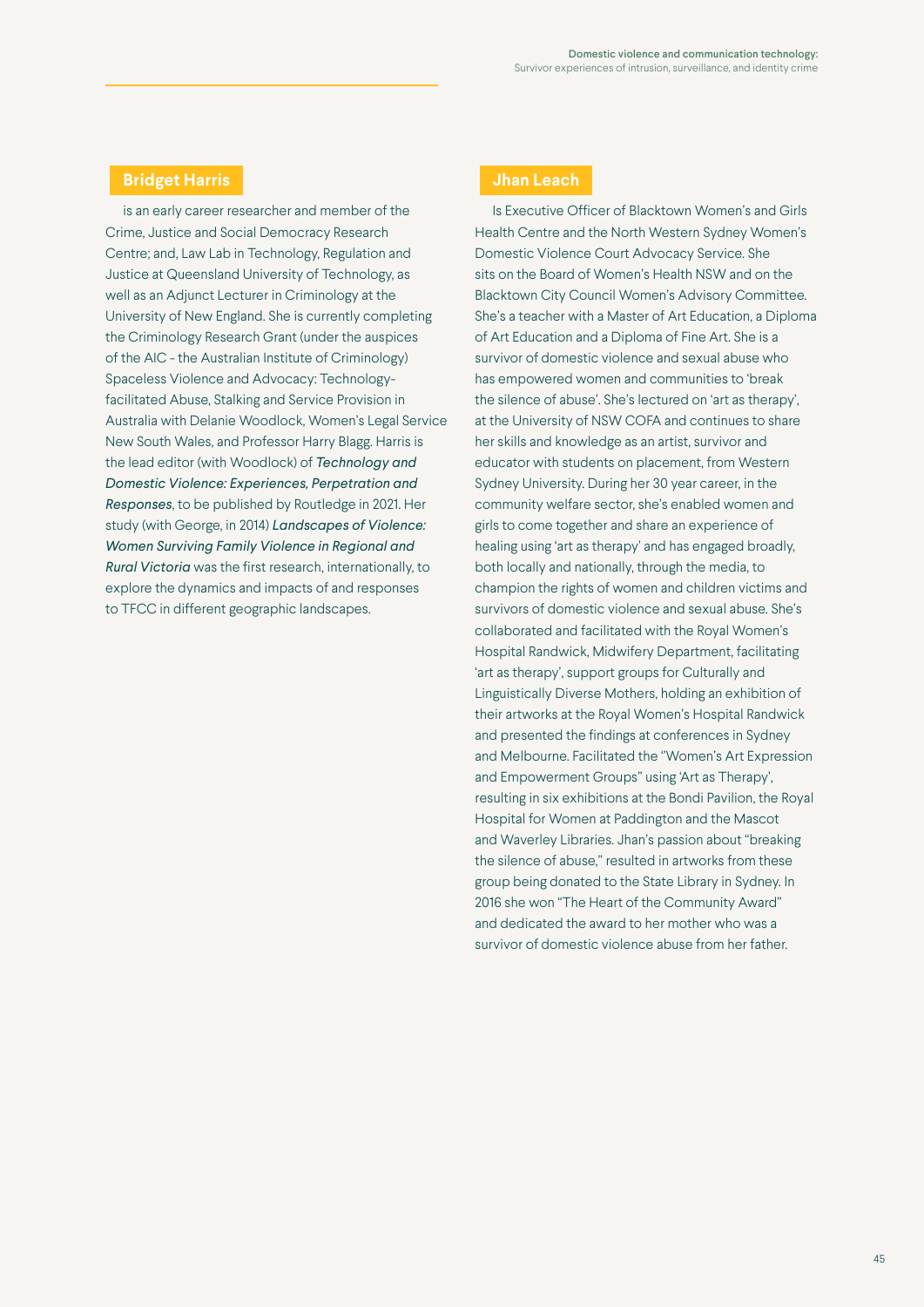## Bridget Harris

is an early career researcher and member of the Crime, Justice and Social Democracy Research Centre; and, Law Lab in Technology, Regulation and Justice at Queensland University of Technology, as well as an Adjunct Lecturer in Criminology at the University of New England. She is currently completing the Criminology Research Grant (under the auspices of the AIC - the Australian Institute of Criminology) Spaceless Violence and Advocacy: Technology-facilitated Abuse, Stalking and Service Provision in Australia with Delanie Woodlock, Women's Legal Service New South Wales, and Professor Harry Blagg. Harris is the lead editor (with Woodlock) of ***Technology and Domestic Violence: Experiences, Perpetration and Responses***, to be published by Routledge in 2021. Her study (with George, in 2014) ***Landscapes of Violence: Women Surviving Family Violence in Regional and Rural Victoria*** was the first research, internationally, to explore the dynamics and impacts of and responses to TFCC in different geographic landscapes.

## Jhan Leach

Is Executive Officer of Blacktown Women's and Girls Health Centre and the North Western Sydney Women's Domestic Violence Court Advocacy Service. She sits on the Board of Women's Health NSW and on the Blacktown City Council Women's Advisory Committee. She's a teacher with a Master of Art Education, a Diploma of Art Education and a Diploma of Fine Art. She is a survivor of domestic violence and sexual abuse who has empowered women and communities to 'break the silence of abuse'. She's lectured on 'art as therapy', at the University of NSW COFA and continues to share her skills and knowledge as an artist, survivor and educator with students on placement, from Western Sydney University. During her 30 year career, in the community welfare sector, she's enabled women and girls to come together and share an experience of healing using 'art as therapy' and has engaged broadly, both locally and nationally, through the media, to champion the rights of women and children victims and survivors of domestic violence and sexual abuse. She's collaborated and facilitated with the Royal Women's Hospital Randwick, Midwifery Department, facilitating 'art as therapy', support groups for Culturally and Linguistically Diverse Mothers, holding an exhibition of their artworks at the Royal Women's Hospital Randwick and presented the findings at conferences in Sydney and Melbourne. Facilitated the "Women's Art Expression and Empowerment Groups" using 'Art as Therapy', resulting in six exhibitions at the Bondi Pavilion, the Royal Hospital for Women at Paddington and the Mascot and Waverley Libraries. Jhan's passion about "breaking the silence of abuse," resulted in artworks from these group being donated to the State Library in Sydney. In 2016 she won "The Heart of the Community Award" and dedicated the award to her mother who was a survivor of domestic violence abuse from her father.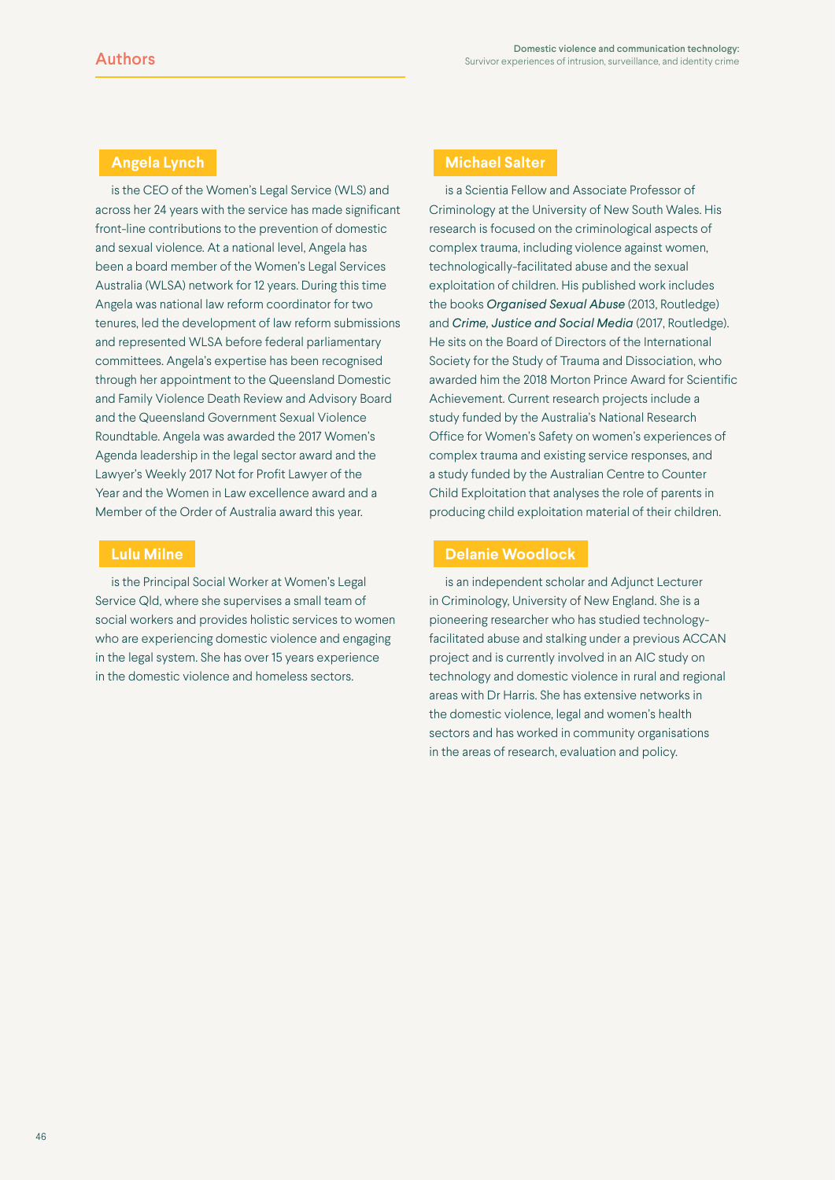## Authors

### Angela Lynch

is the CEO of the Women's Legal Service (WLS) and across her 24 years with the service has made significant front-line contributions to the prevention of domestic and sexual violence. At a national level, Angela has been a board member of the Women's Legal Services Australia (WLSA) network for 12 years. During this time Angela was national law reform coordinator for two tenures, led the development of law reform submissions and represented WLSA before federal parliamentary committees. Angela's expertise has been recognised through her appointment to the Queensland Domestic and Family Violence Death Review and Advisory Board and the Queensland Government Sexual Violence Roundtable. Angela was awarded the 2017 Women's Agenda leadership in the legal sector award and the Lawyer's Weekly 2017 Not for Profit Lawyer of the Year and the Women in Law excellence award and a Member of the Order of Australia award this year.

### Lulu Milne

is the Principal Social Worker at Women's Legal Service Qld, where she supervises a small team of social workers and provides holistic services to women who are experiencing domestic violence and engaging in the legal system. She has over 15 years experience in the domestic violence and homeless sectors.

### Michael Salter

is a Scientia Fellow and Associate Professor of Criminology at the University of New South Wales. His research is focused on the criminological aspects of complex trauma, including violence against women, technologically-facilitated abuse and the sexual exploitation of children. His published work includes the books ***Organised Sexual Abuse*** (2013, Routledge) and ***Crime, Justice and Social Media*** (2017, Routledge). He sits on the Board of Directors of the International Society for the Study of Trauma and Dissociation, who awarded him the 2018 Morton Prince Award for Scientific Achievement. Current research projects include a study funded by the Australia's National Research Office for Women's Safety on women's experiences of complex trauma and existing service responses, and a study funded by the Australian Centre to Counter Child Exploitation that analyses the role of parents in producing child exploitation material of their children.

### Delanie Woodlock

is an independent scholar and Adjunct Lecturer in Criminology, University of New England. She is a pioneering researcher who has studied technology-facilitated abuse and stalking under a previous ACCAN project and is currently involved in an AIC study on technology and domestic violence in rural and regional areas with Dr Harris. She has extensive networks in the domestic violence, legal and women's health sectors and has worked in community organisations in the areas of research, evaluation and policy.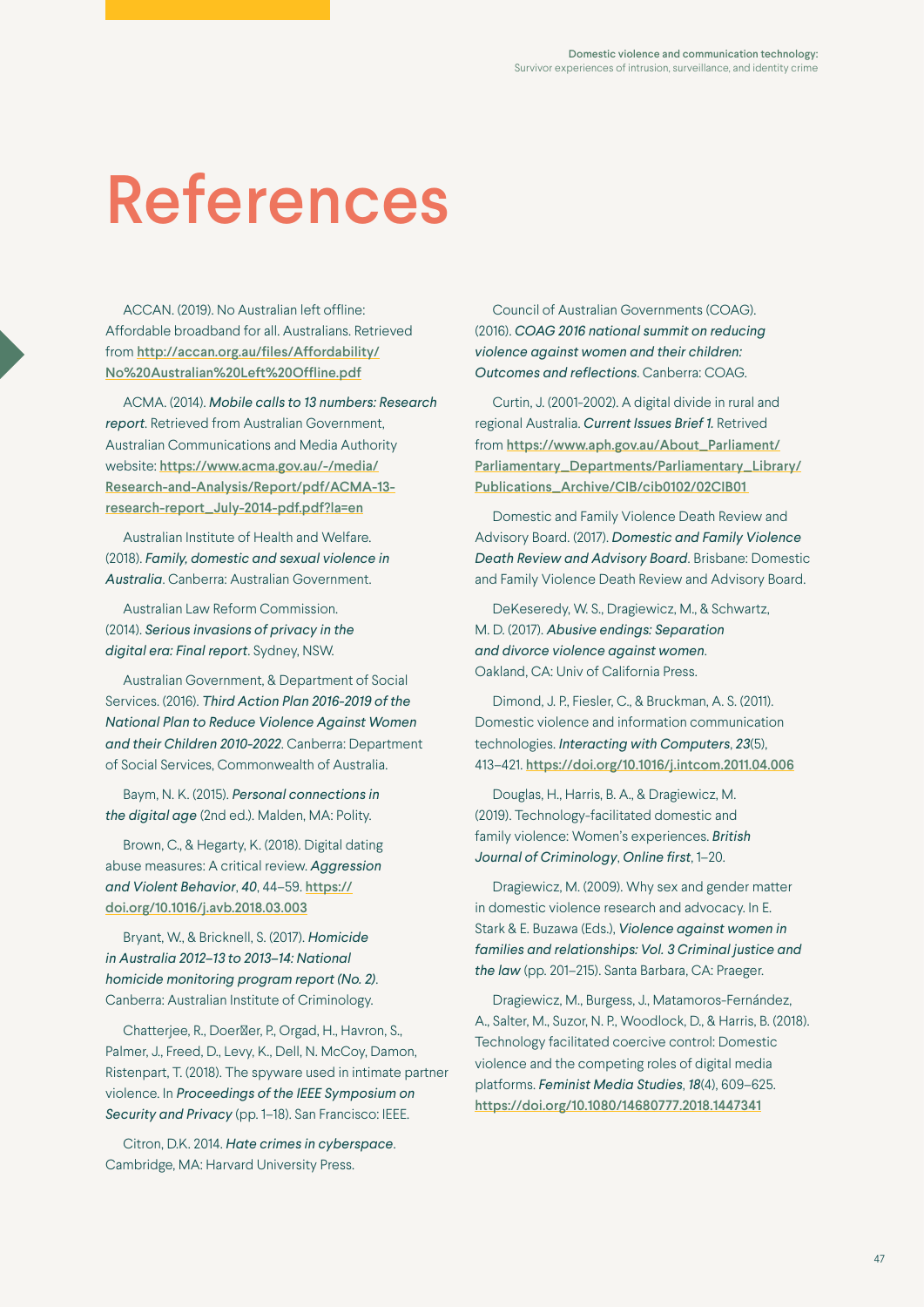# References

ACCAN. (2019). No Australian left offline: Affordable broadband for all. Australians. Retrieved from http://accan.org.au/files/Affordability/No%20Australian%20Left%20Offline.pdf

ACMA. (2014). *Mobile calls to 13 numbers: Research report*. Retrieved from Australian Government, Australian Communications and Media Authority website: https://www.acma.gov.au/-/media/Research-and-Analysis/Report/pdf/ACMA-13-research-report_July-2014-pdf.pdf?la=en

Australian Institute of Health and Welfare. (2018). *Family, domestic and sexual violence in Australia*. Canberra: Australian Government.

Australian Law Reform Commission. (2014). *Serious invasions of privacy in the digital era: Final report*. Sydney, NSW.

Australian Government, & Department of Social Services. (2016). *Third Action Plan 2016-2019 of the National Plan to Reduce Violence Against Women and their Children 2010-2022*. Canberra: Department of Social Services, Commonwealth of Australia.

Baym, N. K. (2015). *Personal connections in the digital age* (2nd ed.). Malden, MA: Polity.

Brown, C., & Hegarty, K. (2018). Digital dating abuse measures: A critical review. *Aggression and Violent Behavior*, *40*, 44–59. https://doi.org/10.1016/j.avb.2018.03.003

Bryant, W., & Bricknell, S. (2017). *Homicide in Australia 2012–13 to 2013–14: National homicide monitoring program report (No. 2)*. Canberra: Australian Institute of Criminology.

Chatterjee, R., Doerfler, P., Orgad, H., Havron, S., Palmer, J., Freed, D., Levy, K., Dell, N. McCoy, Damon, Ristenpart, T. (2018). The spyware used in intimate partner violence. In *Proceedings of the IEEE Symposium on Security and Privacy* (pp. 1–18). San Francisco: IEEE.

Citron, D.K. 2014. *Hate crimes in cyberspace*. Cambridge, MA: Harvard University Press.

Council of Australian Governments (COAG). (2016). *COAG 2016 national summit on reducing violence against women and their children: Outcomes and reflections*. Canberra: COAG.

Curtin, J. (2001-2002). A digital divide in rural and regional Australia. *Current Issues Brief 1*. Retrived from https://www.aph.gov.au/About_Parliament/Parliamentary_Departments/Parliamentary_Library/Publications_Archive/CIB/cib0102/02CIB01

Domestic and Family Violence Death Review and Advisory Board. (2017). *Domestic and Family Violence Death Review and Advisory Board*. Brisbane: Domestic and Family Violence Death Review and Advisory Board.

DeKeseredy, W. S., Dragiewicz, M., & Schwartz, M. D. (2017). *Abusive endings: Separation and divorce violence against women*. Oakland, CA: Univ of California Press.

Dimond, J. P., Fiesler, C., & Bruckman, A. S. (2011). Domestic violence and information communication technologies. *Interacting with Computers*, *23*(5), 413–421. https://doi.org/10.1016/j.intcom.2011.04.006

Douglas, H., Harris, B. A., & Dragiewicz, M. (2019). Technology-facilitated domestic and family violence: Women's experiences. *British Journal of Criminology*, *Online first*, 1–20.

Dragiewicz, M. (2009). Why sex and gender matter in domestic violence research and advocacy. In E. Stark & E. Buzawa (Eds.), *Violence against women in families and relationships: Vol. 3 Criminal justice and the law* (pp. 201–215). Santa Barbara, CA: Praeger.

Dragiewicz, M., Burgess, J., Matamoros-Fernández, A., Salter, M., Suzor, N. P., Woodlock, D., & Harris, B. (2018). Technology facilitated coercive control: Domestic violence and the competing roles of digital media platforms. *Feminist Media Studies*, *18*(4), 609–625. https://doi.org/10.1080/14680777.2018.1447341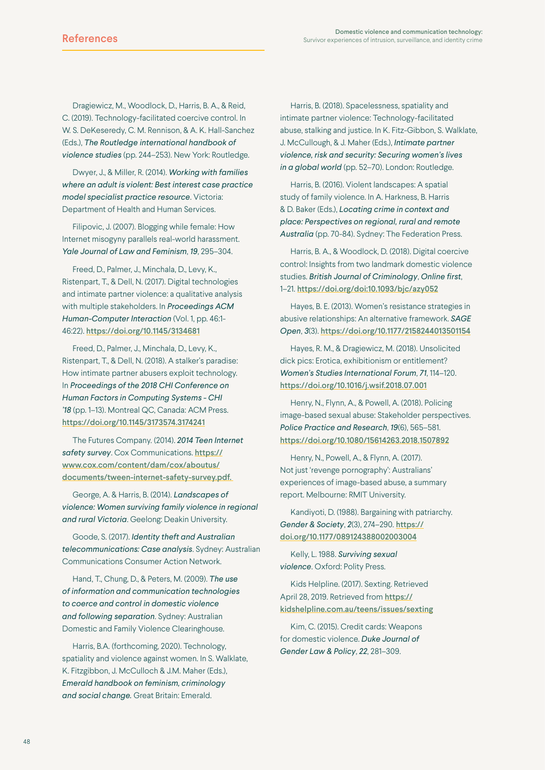Dragiewicz, M., Woodlock, D., Harris, B. A., & Reid, C. (2019). Technology-facilitated coercive control. In W. S. DeKeseredy, C. M. Rennison, & A. K. Hall-Sanchez (Eds.), *The Routledge international handbook of violence studies* (pp. 244–253). New York: Routledge.

Dwyer, J., & Miller, R. (2014). *Working with families where an adult is violent: Best interest case practice model specialist practice resource*. Victoria: Department of Health and Human Services.

Filipovic, J. (2007). Blogging while female: How Internet misogyny parallels real-world harassment. *Yale Journal of Law and Feminism*, *19*, 295–304.

Freed, D., Palmer, J., Minchala, D., Levy, K., Ristenpart, T., & Dell, N. (2017). Digital technologies and intimate partner violence: a qualitative analysis with multiple stakeholders. In *Proceedings ACM Human-Computer Interaction* (Vol. 1, pp. 46:1-46:22). https://doi.org/10.1145/3134681

Freed, D., Palmer, J., Minchala, D., Levy, K., Ristenpart, T., & Dell, N. (2018). A stalker's paradise: How intimate partner abusers exploit technology. In *Proceedings of the 2018 CHI Conference on Human Factors in Computing Systems - CHI '18* (pp. 1–13). Montreal QC, Canada: ACM Press. https://doi.org/10.1145/3173574.3174241

The Futures Company. (2014). *2014 Teen Internet safety survey*. Cox Communications. https://www.cox.com/content/dam/cox/aboutus/documents/tween-internet-safety-survey.pdf.

George, A. & Harris, B. (2014). *Landscapes of violence: Women surviving family violence in regional and rural Victoria*. Geelong: Deakin University.

Goode, S. (2017). *Identity theft and Australian telecommunications: Case analysis*. Sydney: Australian Communications Consumer Action Network.

Hand, T., Chung, D., & Peters, M. (2009). *The use of information and communication technologies to coerce and control in domestic violence and following separation*. Sydney: Australian Domestic and Family Violence Clearinghouse.

Harris, B.A. (forthcoming, 2020). Technology, spatiality and violence against women. In S. Walklate, K. Fitzgibbon, J. McCulloch & J.M. Maher (Eds.), *Emerald handbook on feminism, criminology and social change.* Great Britain: Emerald.

Harris, B. (2018). Spacelessness, spatiality and intimate partner violence: Technology-facilitated abuse, stalking and justice. In K. Fitz-Gibbon, S. Walklate, J. McCullough, & J. Maher (Eds.), *Intimate partner violence, risk and security: Securing women's lives in a global world* (pp. 52–70). London: Routledge.

Harris, B. (2016). Violent landscapes: A spatial study of family violence. In A. Harkness, B. Harris & D. Baker (Eds.), *Locating crime in context and place: Perspectives on regional, rural and remote Australia* (pp. 70-84). Sydney: The Federation Press.

Harris, B. A., & Woodlock, D. (2018). Digital coercive control: Insights from two landmark domestic violence studies. *British Journal of Criminology*, *Online first*, 1–21. https://doi.org/doi:10.1093/bjc/azy052

Hayes, B. E. (2013). Women's resistance strategies in abusive relationships: An alternative framework. *SAGE Open*, *3*(3). https://doi.org/10.1177/2158244013501154

Hayes, R. M., & Dragiewicz, M. (2018). Unsolicited dick pics: Erotica, exhibitionism or entitlement? *Women's Studies International Forum*, *71*, 114–120. https://doi.org/10.1016/j.wsif.2018.07.001

Henry, N., Flynn, A., & Powell, A. (2018). Policing image-based sexual abuse: Stakeholder perspectives. *Police Practice and Research*, *19*(6), 565–581. https://doi.org/10.1080/15614263.2018.1507892

Henry, N., Powell, A., & Flynn, A. (2017). Not just 'revenge pornography': Australians' experiences of image-based abuse, a summary report. Melbourne: RMIT University.

Kandiyoti, D. (1988). Bargaining with patriarchy. *Gender & Society*, *2*(3), 274–290. https://doi.org/10.1177/089124388002003004

Kelly, L. 1988. *Surviving sexual violence*. Oxford: Polity Press.

Kids Helpline. (2017). Sexting. Retrieved April 28, 2019. Retrieved from https://kidshelpline.com.au/teens/issues/sexting

Kim, C. (2015). Credit cards: Weapons for domestic violence. *Duke Journal of Gender Law & Policy*, *22*, 281–309.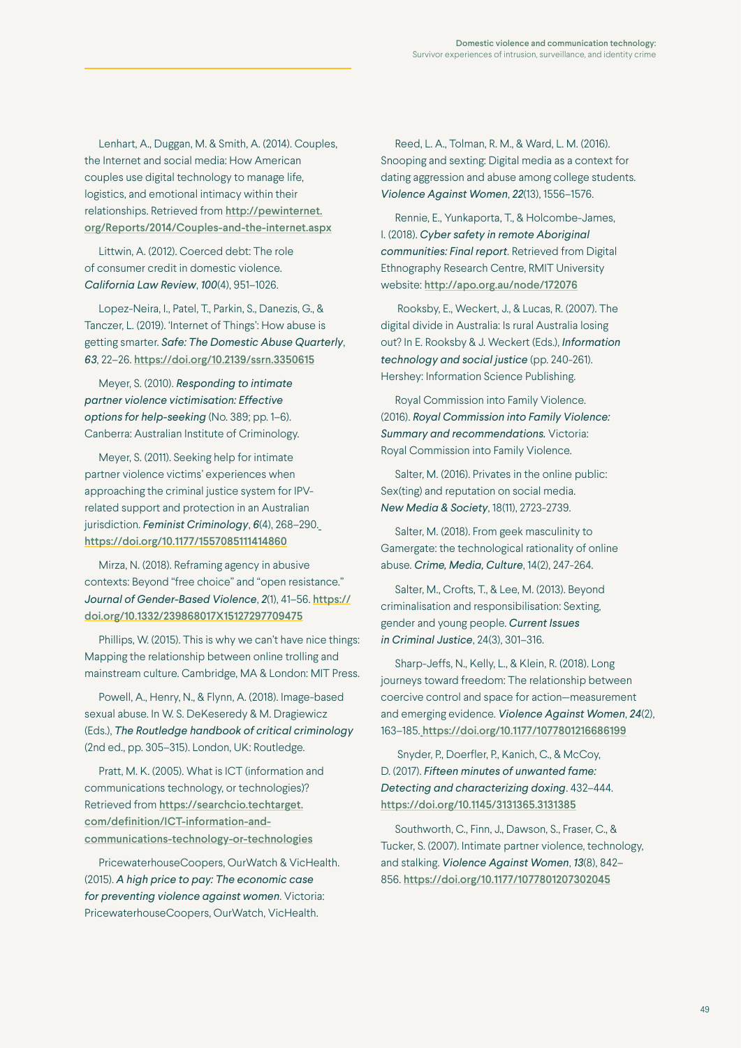Lenhart, A., Duggan, M. & Smith, A. (2014). Couples, the Internet and social media: How American couples use digital technology to manage life, logistics, and emotional intimacy within their relationships. Retrieved from http://pewinternet.org/Reports/2014/Couples-and-the-internet.aspx

Littwin, A. (2012). Coerced debt: The role of consumer credit in domestic violence. *California Law Review*, *100*(4), 951–1026.

Lopez-Neira, I., Patel, T., Parkin, S., Danezis, G., & Tanczer, L. (2019). 'Internet of Things': How abuse is getting smarter. *Safe: The Domestic Abuse Quarterly*, *63*, 22–26. https://doi.org/10.2139/ssrn.3350615

Meyer, S. (2010). *Responding to intimate partner violence victimisation: Effective options for help-seeking* (No. 389; pp. 1–6). Canberra: Australian Institute of Criminology.

Meyer, S. (2011). Seeking help for intimate partner violence victims' experiences when approaching the criminal justice system for IPV-related support and protection in an Australian jurisdiction. *Feminist Criminology*, *6*(4), 268–290. https://doi.org/10.1177/1557085111414860

Mirza, N. (2018). Reframing agency in abusive contexts: Beyond "free choice" and "open resistance." *Journal of Gender-Based Violence*, *2*(1), 41–56. https://doi.org/10.1332/239868017X15127297709475

Phillips, W. (2015). This is why we can't have nice things: Mapping the relationship between online trolling and mainstream culture. Cambridge, MA & London: MIT Press.

Powell, A., Henry, N., & Flynn, A. (2018). Image-based sexual abuse. In W. S. DeKeseredy & M. Dragiewicz (Eds.), *The Routledge handbook of critical criminology* (2nd ed., pp. 305–315). London, UK: Routledge.

Pratt, M. K. (2005). What is ICT (information and communications technology, or technologies)? Retrieved from https://searchcio.techtarget.com/definition/ICT-information-and-communications-technology-or-technologies

PricewaterhouseCoopers, OurWatch & VicHealth. (2015). *A high price to pay: The economic case for preventing violence against women*. Victoria: PricewaterhouseCoopers, OurWatch, VicHealth.

Reed, L. A., Tolman, R. M., & Ward, L. M. (2016). Snooping and sexting: Digital media as a context for dating aggression and abuse among college students. *Violence Against Women*, *22*(13), 1556–1576.

Rennie, E., Yunkaporta, T., & Holcombe-James, I. (2018). *Cyber safety in remote Aboriginal communities: Final report*. Retrieved from Digital Ethnography Research Centre, RMIT University website: http://apo.org.au/node/172076

Rooksby, E., Weckert, J., & Lucas, R. (2007). The digital divide in Australia: Is rural Australia losing out? In E. Rooksby & J. Weckert (Eds.), *Information technology and social justice* (pp. 240-261). Hershey: Information Science Publishing.

Royal Commission into Family Violence. (2016). *Royal Commission into Family Violence: Summary and recommendations.* Victoria: Royal Commission into Family Violence.

Salter, M. (2016). Privates in the online public: Sex(ting) and reputation on social media. *New Media & Society*, 18(11), 2723-2739.

Salter, M. (2018). From geek masculinity to Gamergate: the technological rationality of online abuse. *Crime, Media, Culture*, 14(2), 247-264.

Salter, M., Crofts, T., & Lee, M. (2013). Beyond criminalisation and responsibilisation: Sexting, gender and young people. *Current Issues in Criminal Justice*, 24(3), 301–316.

Sharp-Jeffs, N., Kelly, L., & Klein, R. (2018). Long journeys toward freedom: The relationship between coercive control and space for action—measurement and emerging evidence. *Violence Against Women*, *24*(2), 163–185. https://doi.org/10.1177/1077801216686199

Snyder, P., Doerfler, P., Kanich, C., & McCoy, D. (2017). *Fifteen minutes of unwanted fame: Detecting and characterizing doxing*. 432–444. https://doi.org/10.1145/3131365.3131385

Southworth, C., Finn, J., Dawson, S., Fraser, C., & Tucker, S. (2007). Intimate partner violence, technology, and stalking. *Violence Against Women*, *13*(8), 842–856. https://doi.org/10.1177/1077801207302045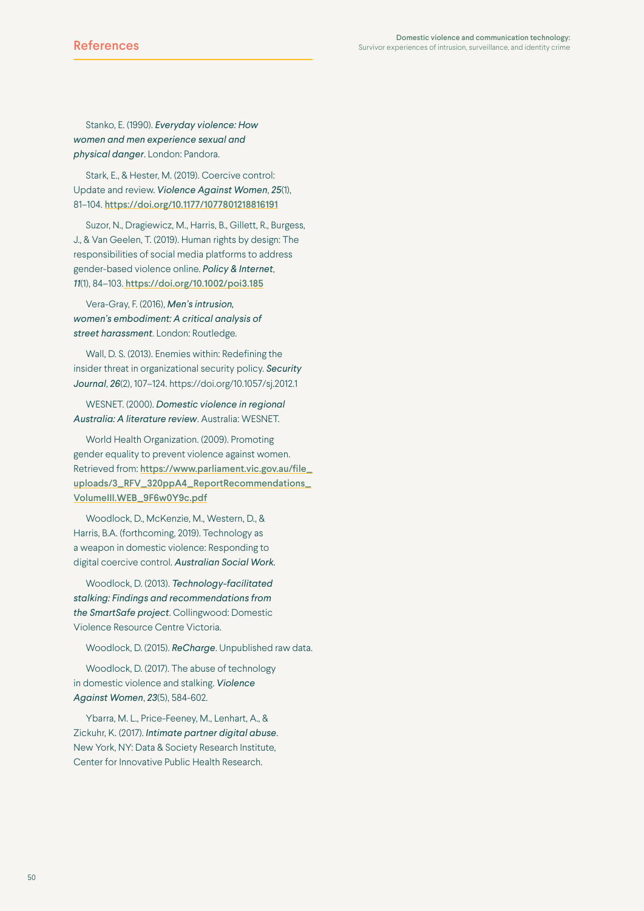## References

Stanko, E. (1990). ***Everyday violence: How women and men experience sexual and physical danger***. London: Pandora.

Stark, E., & Hester, M. (2019). Coercive control: Update and review. ***Violence Against Women***, ***25***(1), 81–104. **https://doi.org/10.1177/1077801218816191**

Suzor, N., Dragiewicz, M., Harris, B., Gillett, R., Burgess, J., & Van Geelen, T. (2019). Human rights by design: The responsibilities of social media platforms to address gender-based violence online. ***Policy & Internet***, ***11***(1), 84–103. **https://doi.org/10.1002/poi3.185**

Vera-Gray, F. (2016), ***Men's intrusion, women's embodiment: A critical analysis of street harassment***. London: Routledge.

Wall, D. S. (2013). Enemies within: Redefining the insider threat in organizational security policy. ***Security Journal***, ***26***(2), 107–124. https://doi.org/10.1057/sj.2012.1

WESNET. (2000). ***Domestic violence in regional Australia: A literature review***. Australia: WESNET.

World Health Organization. (2009). Promoting gender equality to prevent violence against women. Retrieved from: **https://www.parliament.vic.gov.au/file_uploads/3_RFV_320ppA4_ReportRecommendations_VolumeIII.WEB_9F6w0Y9c.pdf**

Woodlock, D., McKenzie, M., Western, D., & Harris, B.A. (forthcoming, 2019). Technology as a weapon in domestic violence: Responding to digital coercive control. ***Australian Social Work.***

Woodlock, D. (2013). ***Technology-facilitated stalking: Findings and recommendations from the SmartSafe project***. Collingwood: Domestic Violence Resource Centre Victoria.

Woodlock, D. (2015). ***ReCharge***. Unpublished raw data.

Woodlock, D. (2017). The abuse of technology in domestic violence and stalking. ***Violence Against Women***, ***23***(5), 584-602.

Ybarra, M. L., Price-Feeney, M., Lenhart, A., & Zickuhr, K. (2017). ***Intimate partner digital abuse***. New York, NY: Data & Society Research Institute, Center for Innovative Public Health Research.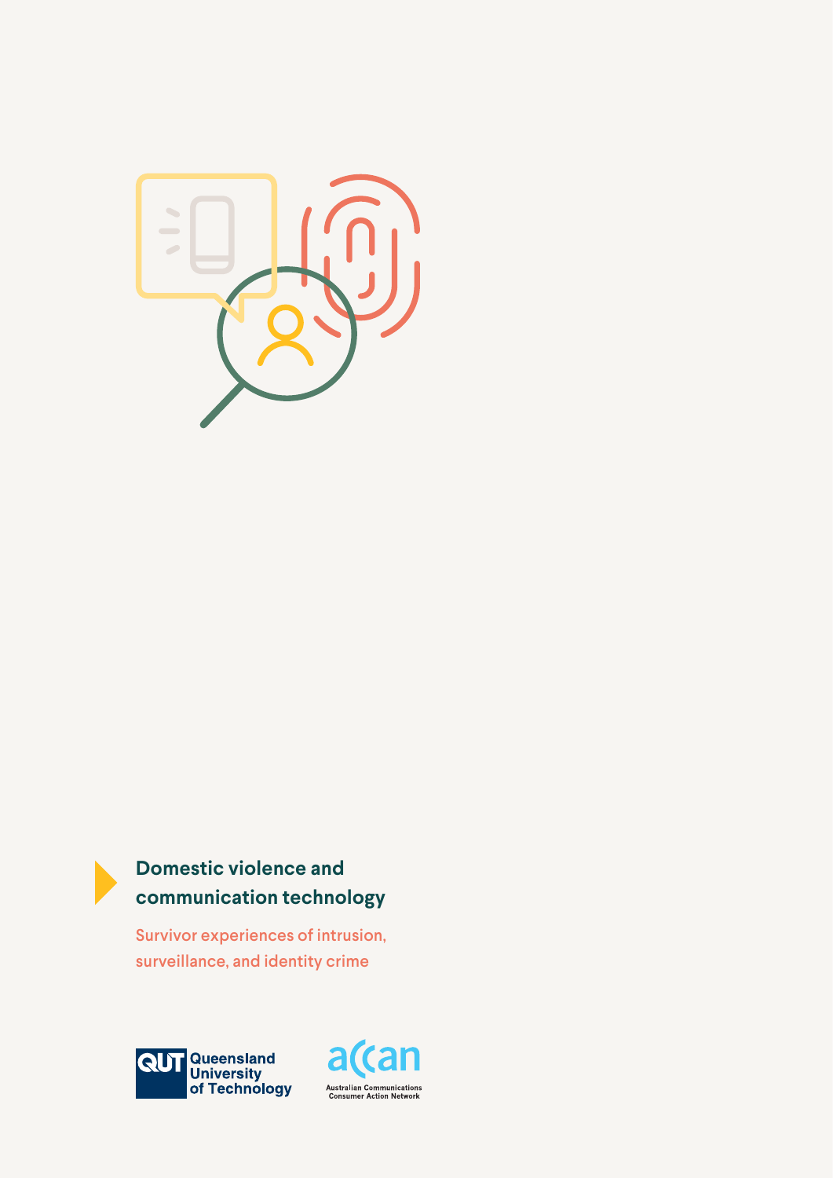**Domestic violence and communication technology**

Survivor experiences of intrusion, surveillance, and identity crime

Queensland University of Technology

Australian Communications Consumer Action Network